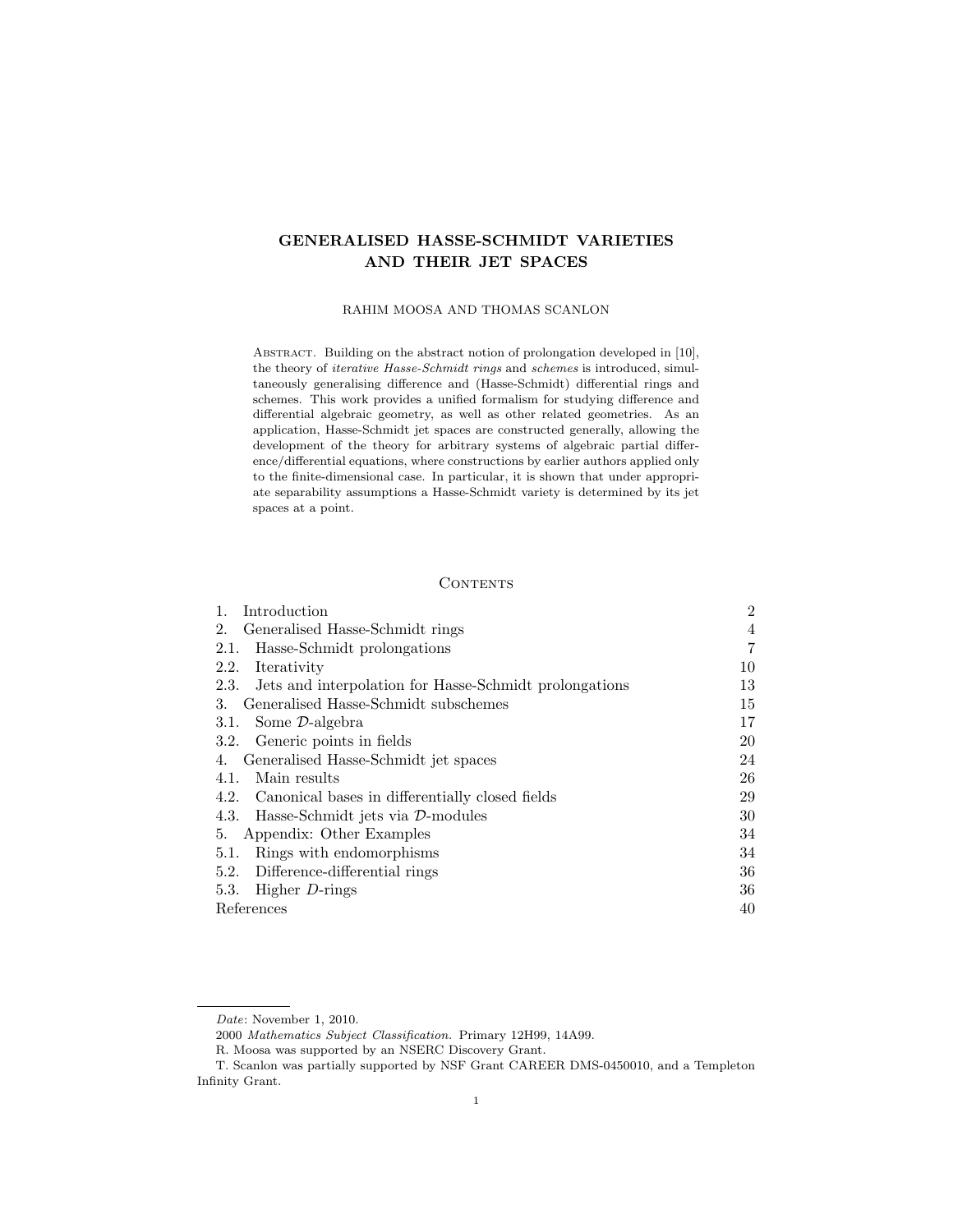# GENERALISED HASSE-SCHMIDT VARIETIES AND THEIR JET SPACES

RAHIM MOOSA AND THOMAS SCANLON

Abstract. Building on the abstract notion of prolongation developed in [10], the theory of *iterative Hasse-Schmidt rings* and *schemes* is introduced, simultaneously generalising difference and (Hasse-Schmidt) differential rings and schemes. This work provides a unified formalism for studying difference and differential algebraic geometry, as well as other related geometries. As an application, Hasse-Schmidt jet spaces are constructed generally, allowing the development of the theory for arbitrary systems of algebraic partial difference/differential equations, where constructions by earlier authors applied only to the finite-dimensional case. In particular, it is shown that under appropriate separability assumptions a Hasse-Schmidt variety is determined by its jet spaces at a point.

## Contents

| | |
|---|---|
| 1. Introduction | 2 |
| 2. Generalised Hasse-Schmidt rings | 4 |
| 2.1. Hasse-Schmidt prolongations | 7 |
| 2.2. Iterativity | 10 |
| 2.3. Jets and interpolation for Hasse-Schmidt prolongations | 13 |
| 3. Generalised Hasse-Schmidt subschemes | 15 |
| 3.1. Some $\mathcal{D}$-algebra | 17 |
| 3.2. Generic points in fields | 20 |
| 4. Generalised Hasse-Schmidt jet spaces | 24 |
| 4.1. Main results | 26 |
| 4.2. Canonical bases in differentially closed fields | 29 |
| 4.3. Hasse-Schmidt jets via $\mathcal{D}$-modules | 30 |
| 5. Appendix: Other Examples | 34 |
| 5.1. Rings with endomorphisms | 34 |
| 5.2. Difference-differential rings | 36 |
| 5.3. Higher $D$-rings | 36 |
| References | 40 |

---

*Date*: November 1, 2010.

2000 *Mathematics Subject Classification.* Primary 12H99, 14A99.

R. Moosa was supported by an NSERC Discovery Grant.

T. Scanlon was partially supported by NSF Grant CAREER DMS-0450010, and a Templeton Infinity Grant.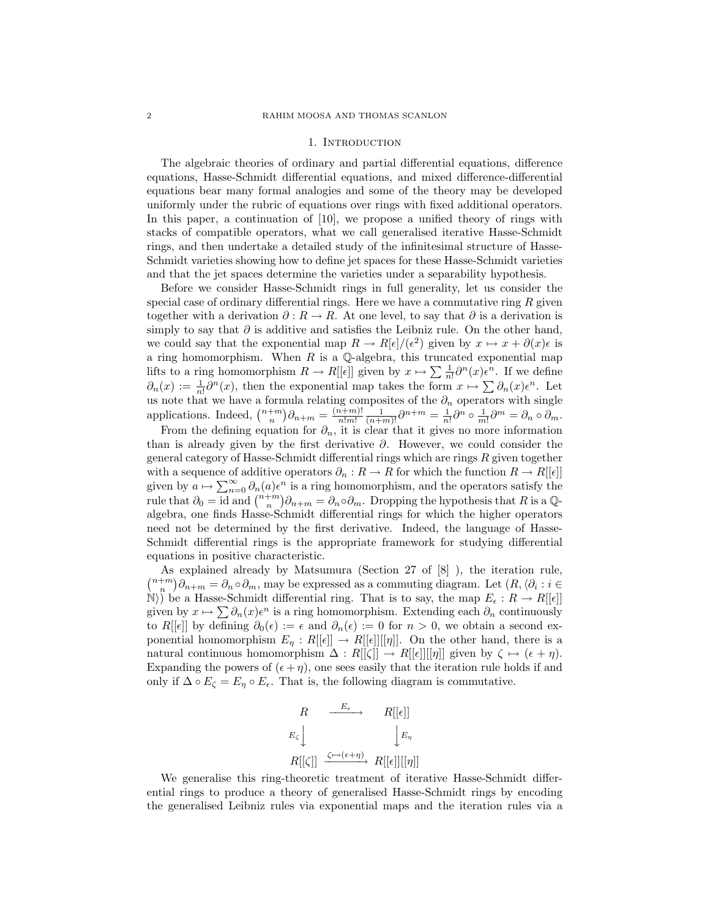## 1. Introduction

The algebraic theories of ordinary and partial differential equations, difference equations, Hasse-Schmidt differential equations, and mixed difference-differential equations bear many formal analogies and some of the theory may be developed uniformly under the rubric of equations over rings with fixed additional operators. In this paper, a continuation of [10], we propose a unified theory of rings with stacks of compatible operators, what we call generalised iterative Hasse-Schmidt rings, and then undertake a detailed study of the infinitesimal structure of Hasse-Schmidt varieties showing how to define jet spaces for these Hasse-Schmidt varieties and that the jet spaces determine the varieties under a separability hypothesis.

Before we consider Hasse-Schmidt rings in full generality, let us consider the special case of ordinary differential rings. Here we have a commutative ring $R$ given together with a derivation $\partial : R \to R$. At one level, to say that $\partial$ is a derivation is simply to say that $\partial$ is additive and satisfies the Leibniz rule. On the other hand, we could say that the exponential map $R \to R[\epsilon]/(\epsilon^2)$ given by $x \mapsto x + \partial(x)\epsilon$ is a ring homomorphism. When $R$ is a $\mathbb{Q}$-algebra, this truncated exponential map lifts to a ring homomorphism $R \to R[[\epsilon]]$ given by $x \mapsto \sum \frac{1}{n!}\partial^n(x)\epsilon^n$. If we define $\partial_n(x) := \frac{1}{n!}\partial^n(x)$, then the exponential map takes the form $x \mapsto \sum \partial_n(x)\epsilon^n$. Let us note that we have a formula relating composites of the $\partial_n$ operators with single applications. Indeed, $\binom{n+m}{n}\partial_{n+m} = \frac{(n+m)!}{n!m!}\frac{1}{(n+m)!}\partial^{n+m} = \frac{1}{n!}\partial^n \circ \frac{1}{m!}\partial^m = \partial_n \circ \partial_m$.

From the defining equation for $\partial_n$, it is clear that it gives no more information than is already given by the first derivative $\partial$. However, we could consider the general category of Hasse-Schmidt differential rings which are rings $R$ given together with a sequence of additive operators $\partial_n : R \to R$ for which the function $R \to R[[\epsilon]]$ given by $a \mapsto \sum_{n=0}^{\infty} \partial_n(a)\epsilon^n$ is a ring homomorphism, and the operators satisfy the rule that $\partial_0 = \mathrm{id}$ and $\binom{n+m}{n}\partial_{n+m} = \partial_n \circ \partial_m$. Dropping the hypothesis that $R$ is a $\mathbb{Q}$-algebra, one finds Hasse-Schmidt differential rings for which the higher operators need not be determined by the first derivative. Indeed, the language of Hasse-Schmidt differential rings is the appropriate framework for studying differential equations in positive characteristic.

As explained already by Matsumura (Section 27 of [8] ), the iteration rule, $\binom{n+m}{n}\partial_{n+m} = \partial_n \circ \partial_m$, may be expressed as a commuting diagram. Let $(R, \langle \partial_i : i \in \mathbb{N}\rangle)$ be a Hasse-Schmidt differential ring. That is to say, the map $E_\epsilon : R \to R[[\epsilon]]$ given by $x \mapsto \sum \partial_n(x)\epsilon^n$ is a ring homomorphism. Extending each $\partial_n$ continuously to $R[[\epsilon]]$ by defining $\partial_0(\epsilon) := \epsilon$ and $\partial_n(\epsilon) := 0$ for $n > 0$, we obtain a second exponential homomorphism $E_\eta : R[[\epsilon]] \to R[[\epsilon]][[\eta]]$. On the other hand, there is a natural continuous homomorphism $\Delta : R[[\zeta]] \to R[[\epsilon]][[\eta]]$ given by $\zeta \mapsto (\epsilon + \eta)$. Expanding the powers of $(\epsilon + \eta)$, one sees easily that the iteration rule holds if and only if $\Delta \circ E_\zeta = E_\eta \circ E_\epsilon$. That is, the following diagram is commutative.

$$\begin{array}{ccc} R & \xrightarrow{E_\epsilon} & R[[\epsilon]] \\ {\scriptstyle E_\zeta}\downarrow & & \downarrow{\scriptstyle E_\eta} \\ R[[\zeta]] & \xrightarrow{\zeta \mapsto (\epsilon+\eta)} & R[[\epsilon]][[\eta]] \end{array}$$

We generalise this ring-theoretic treatment of iterative Hasse-Schmidt differential rings to produce a theory of generalised Hasse-Schmidt rings by encoding the generalised Leibniz rules via exponential maps and the iteration rules via a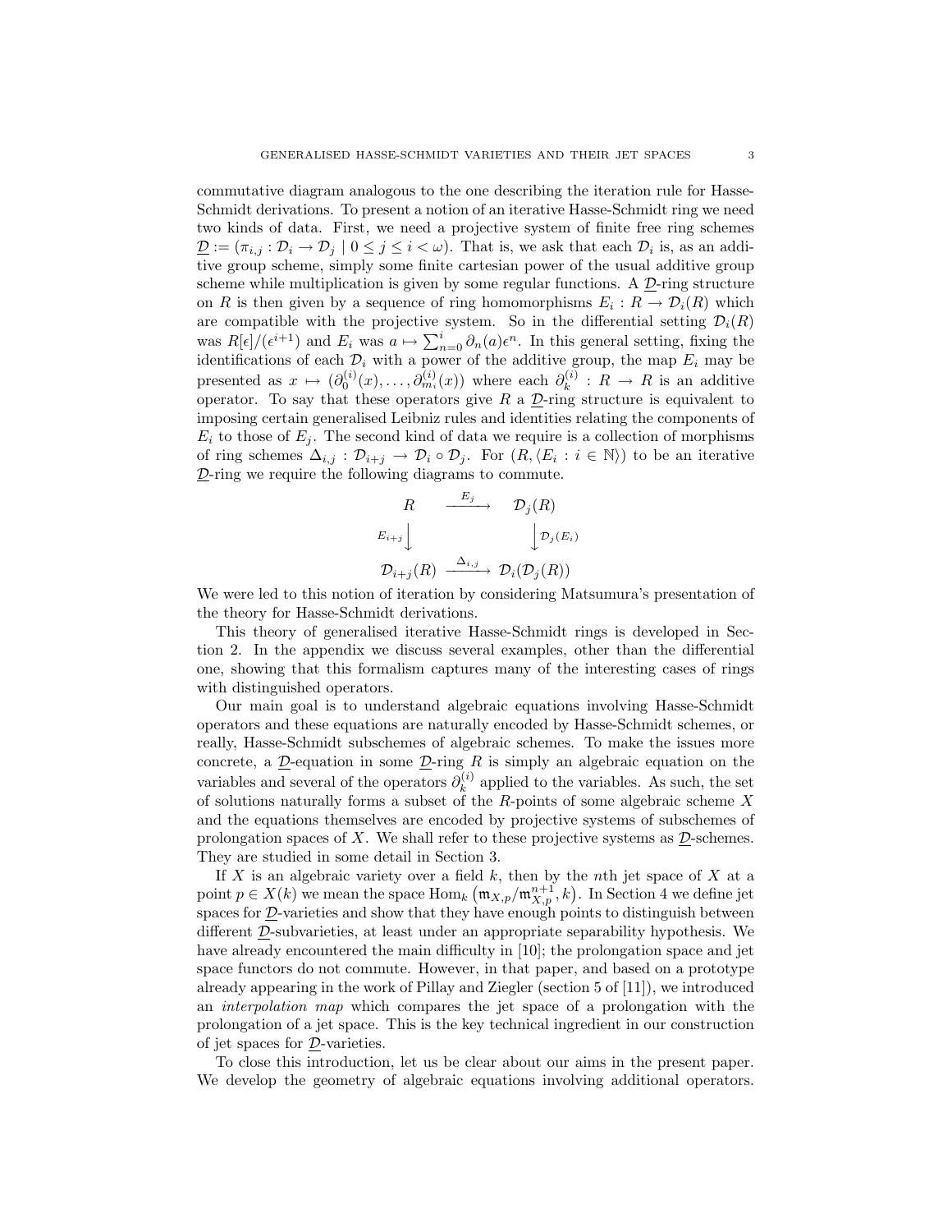commutative diagram analogous to the one describing the iteration rule for Hasse-Schmidt derivations. To present a notion of an iterative Hasse-Schmidt ring we need two kinds of data. First, we need a projective system of finite free ring schemes $\underline{\mathcal{D}} := (\pi_{i,j} : \mathcal{D}_i \to \mathcal{D}_j \mid 0 \leq j \leq i < \omega)$. That is, we ask that each $\mathcal{D}_i$ is, as an additive group scheme, simply some finite cartesian power of the usual additive group scheme while multiplication is given by some regular functions. A $\underline{\mathcal{D}}$-ring structure on $R$ is then given by a sequence of ring homomorphisms $E_i : R \to \mathcal{D}_i(R)$ which are compatible with the projective system. So in the differential setting $\mathcal{D}_i(R)$ was $R[\epsilon]/(\epsilon^{i+1})$ and $E_i$ was $a \mapsto \sum_{n=0}^{i} \partial_n(a)\epsilon^n$. In this general setting, fixing the identifications of each $\mathcal{D}_i$ with a power of the additive group, the map $E_i$ may be presented as $x \mapsto (\partial_0^{(i)}(x), \ldots, \partial_{m_i}^{(i)}(x))$ where each $\partial_k^{(i)} : R \to R$ is an additive operator. To say that these operators give $R$ a $\underline{\mathcal{D}}$-ring structure is equivalent to imposing certain generalised Leibniz rules and identities relating the components of $E_i$ to those of $E_j$. The second kind of data we require is a collection of morphisms of ring schemes $\Delta_{i,j} : \mathcal{D}_{i+j} \to \mathcal{D}_i \circ \mathcal{D}_j$. For $(R, \langle E_i : i \in \mathbb{N}\rangle)$ to be an iterative $\underline{\mathcal{D}}$-ring we require the following diagrams to commute.

$$
\begin{array}{ccc}
R & \xrightarrow{E_j} & \mathcal{D}_j(R) \\
{\scriptstyle E_{i+j}}\downarrow & & \downarrow{\scriptstyle \mathcal{D}_j(E_i)} \\
\mathcal{D}_{i+j}(R) & \xrightarrow{\Delta_{i,j}} & \mathcal{D}_i(\mathcal{D}_j(R))
\end{array}
$$

We were led to this notion of iteration by considering Matsumura's presentation of the theory for Hasse-Schmidt derivations.

This theory of generalised iterative Hasse-Schmidt rings is developed in Section 2. In the appendix we discuss several examples, other than the differential one, showing that this formalism captures many of the interesting cases of rings with distinguished operators.

Our main goal is to understand algebraic equations involving Hasse-Schmidt operators and these equations are naturally encoded by Hasse-Schmidt schemes, or really, Hasse-Schmidt subschemes of algebraic schemes. To make the issues more concrete, a $\underline{\mathcal{D}}$-equation in some $\underline{\mathcal{D}}$-ring $R$ is simply an algebraic equation on the variables and several of the operators $\partial_k^{(i)}$ applied to the variables. As such, the set of solutions naturally forms a subset of the $R$-points of some algebraic scheme $X$ and the equations themselves are encoded by projective systems of subschemes of prolongation spaces of $X$. We shall refer to these projective systems as $\underline{\mathcal{D}}$-schemes. They are studied in some detail in Section 3.

If $X$ is an algebraic variety over a field $k$, then by the $n$th jet space of $X$ at a point $p \in X(k)$ we mean the space $\operatorname{Hom}_k\left(\mathfrak{m}_{X,p}/\mathfrak{m}_{X,p}^{n+1}, k\right)$. In Section 4 we define jet spaces for $\underline{\mathcal{D}}$-varieties and show that they have enough points to distinguish between different $\underline{\mathcal{D}}$-subvarieties, at least under an appropriate separability hypothesis. We have already encountered the main difficulty in [10]; the prolongation space and jet space functors do not commute. However, in that paper, and based on a prototype already appearing in the work of Pillay and Ziegler (section 5 of [11]), we introduced an *interpolation map* which compares the jet space of a prolongation with the prolongation of a jet space. This is the key technical ingredient in our construction of jet spaces for $\underline{\mathcal{D}}$-varieties.

To close this introduction, let us be clear about our aims in the present paper. We develop the geometry of algebraic equations involving additional operators.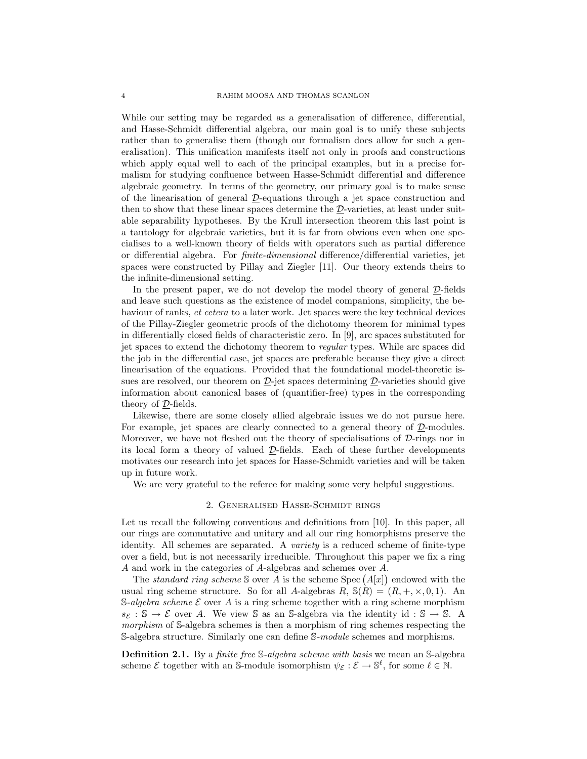While our setting may be regarded as a generalisation of difference, differential, and Hasse-Schmidt differential algebra, our main goal is to unify these subjects rather than to generalise them (though our formalism does allow for such a generalisation). This unification manifests itself not only in proofs and constructions which apply equal well to each of the principal examples, but in a precise formalism for studying confluence between Hasse-Schmidt differential and difference algebraic geometry. In terms of the geometry, our primary goal is to make sense of the linearisation of general $\underline{\mathcal{D}}$-equations through a jet space construction and then to show that these linear spaces determine the $\underline{\mathcal{D}}$-varieties, at least under suitable separability hypotheses. By the Krull intersection theorem this last point is a tautology for algebraic varieties, but it is far from obvious even when one specialises to a well-known theory of fields with operators such as partial difference or differential algebra. For *finite-dimensional* difference/differential varieties, jet spaces were constructed by Pillay and Ziegler [11]. Our theory extends theirs to the infinite-dimensional setting.

In the present paper, we do not develop the model theory of general $\underline{\mathcal{D}}$-fields and leave such questions as the existence of model companions, simplicity, the behaviour of ranks, *et cetera* to a later work. Jet spaces were the key technical devices of the Pillay-Ziegler geometric proofs of the dichotomy theorem for minimal types in differentially closed fields of characteristic zero. In [9], arc spaces substituted for jet spaces to extend the dichotomy theorem to *regular* types. While arc spaces did the job in the differential case, jet spaces are preferable because they give a direct linearisation of the equations. Provided that the foundational model-theoretic issues are resolved, our theorem on $\underline{\mathcal{D}}$-jet spaces determining $\underline{\mathcal{D}}$-varieties should give information about canonical bases of (quantifier-free) types in the corresponding theory of $\underline{\mathcal{D}}$-fields.

Likewise, there are some closely allied algebraic issues we do not pursue here. For example, jet spaces are clearly connected to a general theory of $\underline{\mathcal{D}}$-modules. Moreover, we have not fleshed out the theory of specialisations of $\underline{\mathcal{D}}$-rings nor in its local form a theory of valued $\underline{\mathcal{D}}$-fields. Each of these further developments motivates our research into jet spaces for Hasse-Schmidt varieties and will be taken up in future work.

We are very grateful to the referee for making some very helpful suggestions.

## 2. Generalised Hasse-Schmidt rings

Let us recall the following conventions and definitions from [10]. In this paper, all our rings are commutative and unitary and all our ring homorphisms preserve the identity. All schemes are separated. A *variety* is a reduced scheme of finite-type over a field, but is not necessarily irreducible. Throughout this paper we fix a ring $A$ and work in the categories of $A$-algebras and schemes over $A$.

The *standard ring scheme* $\mathbb{S}$ over $A$ is the scheme $\operatorname{Spec}\big(A[x]\big)$ endowed with the usual ring scheme structure. So for all $A$-algebras $R$, $\mathbb{S}(R) = (R, +, \times, 0, 1)$. An $\mathbb{S}$-*algebra scheme* $\mathcal{E}$ over $A$ is a ring scheme together with a ring scheme morphism $s_{\mathcal{E}} : \mathbb{S} \to \mathcal{E}$ over $A$. We view $\mathbb{S}$ as an $\mathbb{S}$-algebra via the identity $\mathrm{id} : \mathbb{S} \to \mathbb{S}$. A *morphism* of $\mathbb{S}$-algebra schemes is then a morphism of ring schemes respecting the $\mathbb{S}$-algebra structure. Similarly one can define $\mathbb{S}$-*module* schemes and morphisms.

**Definition 2.1.** By a *finite free* $\mathbb{S}$-*algebra scheme with basis* we mean an $\mathbb{S}$-algebra scheme $\mathcal{E}$ together with an $\mathbb{S}$-module isomorphism $\psi_{\mathcal{E}} : \mathcal{E} \to \mathbb{S}^{\ell}$, for some $\ell \in \mathbb{N}$.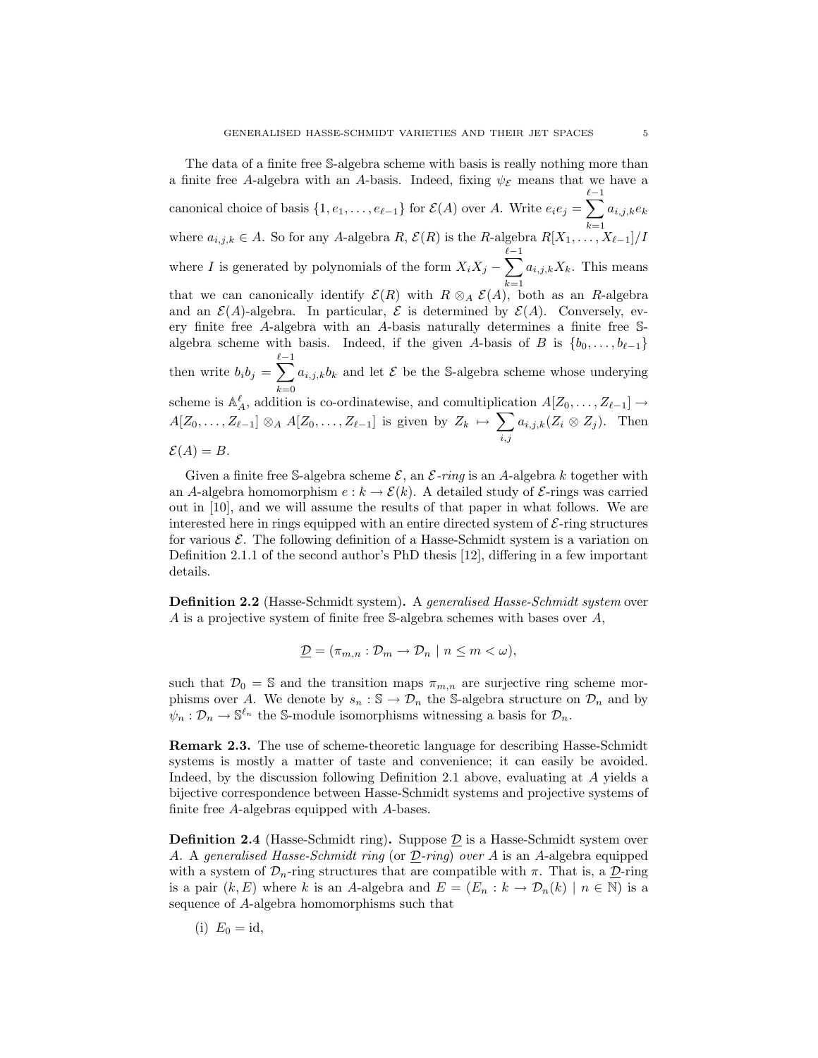The data of a finite free $\mathbb{S}$-algebra scheme with basis is really nothing more than a finite free $A$-algebra with an $A$-basis. Indeed, fixing $\psi_{\mathcal{E}}$ means that we have a canonical choice of basis $\{1, e_1, \ldots, e_{\ell-1}\}$ for $\mathcal{E}(A)$ over $A$. Write $e_i e_j = \sum_{k=1}^{\ell-1} a_{i,j,k} e_k$ where $a_{i,j,k} \in A$. So for any $A$-algebra $R$, $\mathcal{E}(R)$ is the $R$-algebra $R[X_1, \ldots, X_{\ell-1}]/I$ where $I$ is generated by polynomials of the form $X_i X_j - \sum_{k=1}^{\ell-1} a_{i,j,k} X_k$. This means that we can canonically identify $\mathcal{E}(R)$ with $R \otimes_A \mathcal{E}(A)$, both as an $R$-algebra and an $\mathcal{E}(A)$-algebra. In particular, $\mathcal{E}$ is determined by $\mathcal{E}(A)$. Conversely, every finite free $A$-algebra with an $A$-basis naturally determines a finite free $\mathbb{S}$-algebra scheme with basis. Indeed, if the given $A$-basis of $B$ is $\{b_0, \ldots, b_{\ell-1}\}$ then write $b_i b_j = \sum_{k=0}^{\ell-1} a_{i,j,k} b_k$ and let $\mathcal{E}$ be the $\mathbb{S}$-algebra scheme whose underying scheme is $\mathbb{A}^\ell_A$, addition is co-ordinatewise, and comultiplication $A[Z_0, \ldots, Z_{\ell-1}] \to A[Z_0, \ldots, Z_{\ell-1}] \otimes_A A[Z_0, \ldots, Z_{\ell-1}]$ is given by $Z_k \mapsto \sum_{i,j} a_{i,j,k}(Z_i \otimes Z_j)$. Then $\mathcal{E}(A) = B$.

Given a finite free $\mathbb{S}$-algebra scheme $\mathcal{E}$, an *$\mathcal{E}$-ring* is an $A$-algebra $k$ together with an $A$-algebra homomorphism $e : k \to \mathcal{E}(k)$. A detailed study of $\mathcal{E}$-rings was carried out in [10], and we will assume the results of that paper in what follows. We are interested here in rings equipped with an entire directed system of $\mathcal{E}$-ring structures for various $\mathcal{E}$. The following definition of a Hasse-Schmidt system is a variation on Definition 2.1.1 of the second author's PhD thesis [12], differing in a few important details.

**Definition 2.2** (Hasse-Schmidt system)**.** A *generalised Hasse-Schmidt system* over $A$ is a projective system of finite free $\mathbb{S}$-algebra schemes with bases over $A$,

$$\underline{\mathcal{D}} = (\pi_{m,n} : \mathcal{D}_m \to \mathcal{D}_n \mid n \leq m < \omega),$$

such that $\mathcal{D}_0 = \mathbb{S}$ and the transition maps $\pi_{m,n}$ are surjective ring scheme morphisms over $A$. We denote by $s_n : \mathbb{S} \to \mathcal{D}_n$ the $\mathbb{S}$-algebra structure on $\mathcal{D}_n$ and by $\psi_n : \mathcal{D}_n \to \mathbb{S}^{\ell_n}$ the $\mathbb{S}$-module isomorphisms witnessing a basis for $\mathcal{D}_n$.

**Remark 2.3.** The use of scheme-theoretic language for describing Hasse-Schmidt systems is mostly a matter of taste and convenience; it can easily be avoided. Indeed, by the discussion following Definition 2.1 above, evaluating at $A$ yields a bijective correspondence between Hasse-Schmidt systems and projective systems of finite free $A$-algebras equipped with $A$-bases.

**Definition 2.4** (Hasse-Schmidt ring)**.** Suppose $\underline{\mathcal{D}}$ is a Hasse-Schmidt system over $A$. A *generalised Hasse-Schmidt ring* (or *$\underline{\mathcal{D}}$-ring*) *over* $A$ is an $A$-algebra equipped with a system of $\mathcal{D}_n$-ring structures that are compatible with $\pi$. That is, a $\underline{\mathcal{D}}$-ring is a pair $(k, E)$ where $k$ is an $A$-algebra and $E = (E_n : k \to \mathcal{D}_n(k) \mid n \in \mathbb{N})$ is a sequence of $A$-algebra homomorphisms such that

(i) $E_0 = \mathrm{id}$,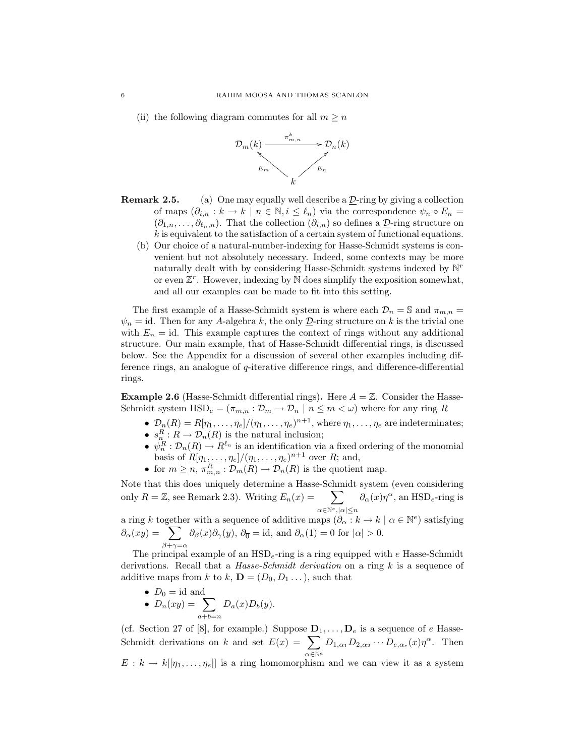(ii) the following diagram commutes for all $m \geq n$

$$\begin{array}{ccc} \mathcal{D}_m(k) & \xrightarrow{\pi^k_{m,n}} & \mathcal{D}_n(k) \\ & {\scriptstyle E_m} \nwarrow \quad \nearrow {\scriptstyle E_n} & \\ & k & \end{array}$$

**Remark 2.5.** (a) One may equally well describe a $\underline{\mathcal{D}}$-ring by giving a collection of maps $(\partial_{i,n} : k \to k \mid n \in \mathbb{N}, i \leq \ell_n)$ via the correspondence $\psi_n \circ E_n = (\partial_{1,n}, \dots, \partial_{\ell_n,n})$. That the collection $(\partial_{i,n})$ so defines a $\underline{\mathcal{D}}$-ring structure on $k$ is equivalent to the satisfaction of a certain system of functional equations.

(b) Our choice of a natural-number-indexing for Hasse-Schmidt systems is convenient but not absolutely necessary. Indeed, some contexts may be more naturally dealt with by considering Hasse-Schmidt systems indexed by $\mathbb{N}^r$ or even $\mathbb{Z}^r$. However, indexing by $\mathbb{N}$ does simplify the exposition somewhat, and all our examples can be made to fit into this setting.

The first example of a Hasse-Schmidt system is where each $\mathcal{D}_n = \mathbb{S}$ and $\pi_{m,n} = \psi_n = \mathrm{id}$. Then for any $A$-algebra $k$, the only $\underline{\mathcal{D}}$-ring structure on $k$ is the trivial one with $E_n = \mathrm{id}$. This example captures the context of rings without any additional structure. Our main example, that of Hasse-Schmidt differential rings, is discussed below. See the Appendix for a discussion of several other examples including difference rings, an analogue of $q$-iterative difference rings, and difference-differential rings.

**Example 2.6** (Hasse-Schmidt differential rings)**.** Here $A = \mathbb{Z}$. Consider the Hasse-Schmidt system $\mathrm{HSD}_e = (\pi_{m,n} : \mathcal{D}_m \to \mathcal{D}_n \mid n \leq m < \omega)$ where for any ring $R$

- $\mathcal{D}_n(R) = R[\eta_1, \dots, \eta_e]/(\eta_1, \dots, \eta_e)^{n+1}$, where $\eta_1, \dots, \eta_e$ are indeterminates;
- $s^R_n : R \to \mathcal{D}_n(R)$ is the natural inclusion;
- $\psi^R_n : \mathcal{D}_n(R) \to R^{\ell_n}$ is an identification via a fixed ordering of the monomial basis of $R[\eta_1, \dots, \eta_e]/(\eta_1, \dots, \eta_e)^{n+1}$ over $R$; and,
- for $m \geq n$, $\pi^R_{m,n} : \mathcal{D}_m(R) \to \mathcal{D}_n(R)$ is the quotient map.

Note that this does uniquely determine a Hasse-Schmidt system (even considering only $R = \mathbb{Z}$, see Remark 2.3). Writing $E_n(x) = \displaystyle\sum_{\alpha \in \mathbb{N}^e, |\alpha| \leq n} \partial_\alpha(x)\eta^\alpha$, an $\mathrm{HSD}_e$-ring is a ring $k$ together with a sequence of additive maps $(\partial_\alpha : k \to k \mid \alpha \in \mathbb{N}^e)$ satisfying $\partial_\alpha(xy) = \displaystyle\sum_{\beta+\gamma=\alpha} \partial_\beta(x)\partial_\gamma(y)$, $\partial_{\overline{0}} = \mathrm{id}$, and $\partial_\alpha(1) = 0$ for $|\alpha| > 0$.

The principal example of an $\mathrm{HSD}_e$-ring is a ring equipped with $e$ Hasse-Schmidt derivations. Recall that a *Hasse-Schmidt derivation* on a ring $k$ is a sequence of additive maps from $k$ to $k$, $\mathbf{D} = (D_0, D_1 \dots)$, such that

- $D_0 = \mathrm{id}$ and
- $D_n(xy) = \displaystyle\sum_{a+b=n} D_a(x)D_b(y)$.

(cf. Section 27 of [8], for example.) Suppose $\mathbf{D}_1, \dots, \mathbf{D}_e$ is a sequence of $e$ Hasse-Schmidt derivations on $k$ and set $E(x) = \displaystyle\sum_{\alpha \in \mathbb{N}^e} D_{1,\alpha_1} D_{2,\alpha_2} \cdots D_{e,\alpha_e}(x)\eta^\alpha$. Then $E : k \to k[[\eta_1, \dots, \eta_e]]$ is a ring homomorphism and we can view it as a system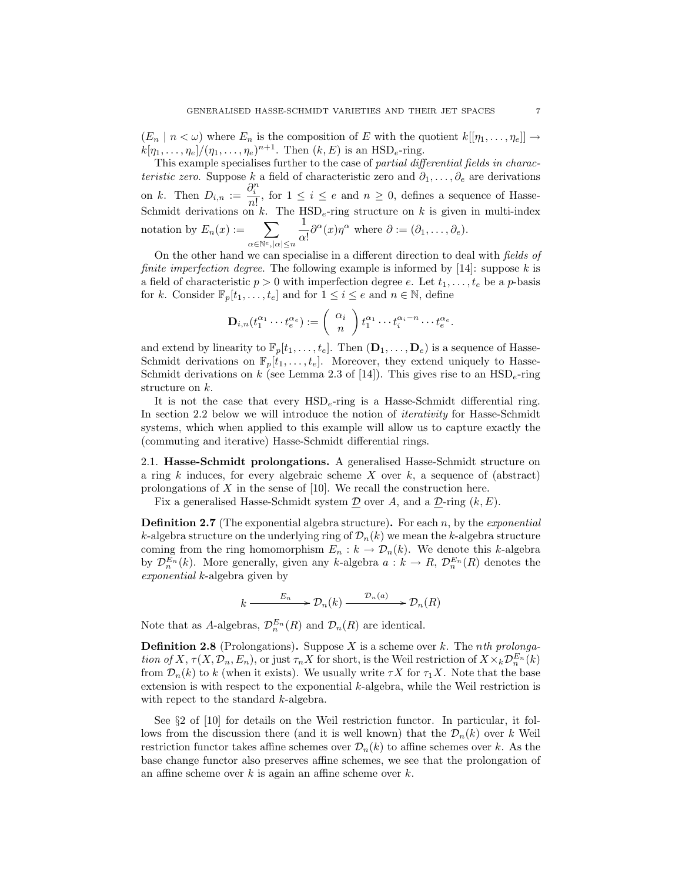$(E_n \mid n < \omega)$ where $E_n$ is the composition of $E$ with the quotient $k[[\eta_1, \ldots, \eta_e]] \to k[\eta_1, \ldots, \eta_e]/(\eta_1, \ldots, \eta_e)^{n+1}$. Then $(k, E)$ is an $\mathrm{HSD}_e$-ring.

This example specialises further to the case of *partial differential fields in characteristic zero*. Suppose $k$ a field of characteristic zero and $\partial_1, \ldots, \partial_e$ are derivations on $k$. Then $D_{i,n} := \dfrac{\partial_i^n}{n!}$, for $1 \leq i \leq e$ and $n \geq 0$, defines a sequence of Hasse-Schmidt derivations on $k$. The $\mathrm{HSD}_e$-ring structure on $k$ is given in multi-index notation by $E_n(x) := \displaystyle\sum_{\alpha \in \mathbb{N}^e, |\alpha| \leq n} \frac{1}{\alpha!} \partial^\alpha(x) \eta^\alpha$ where $\partial := (\partial_1, \ldots, \partial_e)$.

On the other hand we can specialise in a different direction to deal with *fields of finite imperfection degree*. The following example is informed by [14]: suppose $k$ is a field of characteristic $p > 0$ with imperfection degree $e$. Let $t_1, \ldots, t_e$ be a $p$-basis for $k$. Consider $\mathbb{F}_p[t_1, \ldots, t_e]$ and for $1 \leq i \leq e$ and $n \in \mathbb{N}$, define

$$\mathbf{D}_{i,n}(t_1^{\alpha_1} \cdots t_e^{\alpha_e}) := \begin{pmatrix} \alpha_i \\ n \end{pmatrix} t_1^{\alpha_1} \cdots t_i^{\alpha_i - n} \cdots t_e^{\alpha_e}.$$

and extend by linearity to $\mathbb{F}_p[t_1, \ldots, t_e]$. Then $(\mathbf{D}_1, \ldots, \mathbf{D}_e)$ is a sequence of Hasse-Schmidt derivations on $\mathbb{F}_p[t_1, \ldots, t_e]$. Moreover, they extend uniquely to Hasse-Schmidt derivations on $k$ (see Lemma 2.3 of [14]). This gives rise to an $\mathrm{HSD}_e$-ring structure on $k$.

It is not the case that every $\mathrm{HSD}_e$-ring is a Hasse-Schmidt differential ring. In section 2.2 below we will introduce the notion of *iterativity* for Hasse-Schmidt systems, which when applied to this example will allow us to capture exactly the (commuting and iterative) Hasse-Schmidt differential rings.

## 2.1. Hasse-Schmidt prolongations.

A generalised Hasse-Schmidt structure on a ring $k$ induces, for every algebraic scheme $X$ over $k$, a sequence of (abstract) prolongations of $X$ in the sense of [10]. We recall the construction here.

Fix a generalised Hasse-Schmidt system $\underline{\mathcal{D}}$ over $A$, and a $\underline{\mathcal{D}}$-ring $(k, E)$.

**Definition 2.7** (The exponential algebra structure)**.** For each $n$, by the *exponential* $k$-algebra structure on the underlying ring of $\mathcal{D}_n(k)$ we mean the $k$-algebra structure coming from the ring homomorphism $E_n : k \to \mathcal{D}_n(k)$. We denote this $k$-algebra by $\mathcal{D}_n^{E_n}(k)$. More generally, given any $k$-algebra $a : k \to R$, $\mathcal{D}_n^{E_n}(R)$ denotes the *exponential* $k$-algebra given by

$$k \xrightarrow{\;E_n\;} \mathcal{D}_n(k) \xrightarrow{\;\mathcal{D}_n(a)\;} \mathcal{D}_n(R)$$

Note that as $A$-algebras, $\mathcal{D}_n^{E_n}(R)$ and $\mathcal{D}_n(R)$ are identical.

**Definition 2.8** (Prolongations)**.** Suppose $X$ is a scheme over $k$. The *nth prolongation of* $X$, $\tau(X, \mathcal{D}_n, E_n)$, or just $\tau_n X$ for short, is the Weil restriction of $X \times_k \mathcal{D}_n^{E_n}(k)$ from $\mathcal{D}_n(k)$ to $k$ (when it exists). We usually write $\tau X$ for $\tau_1 X$. Note that the base extension is with respect to the exponential $k$-algebra, while the Weil restriction is with repect to the standard $k$-algebra.

See §2 of [10] for details on the Weil restriction functor. In particular, it follows from the discussion there (and it is well known) that the $\mathcal{D}_n(k)$ over $k$ Weil restriction functor takes affine schemes over $\mathcal{D}_n(k)$ to affine schemes over $k$. As the base change functor also preserves affine schemes, we see that the prolongation of an affine scheme over $k$ is again an affine scheme over $k$.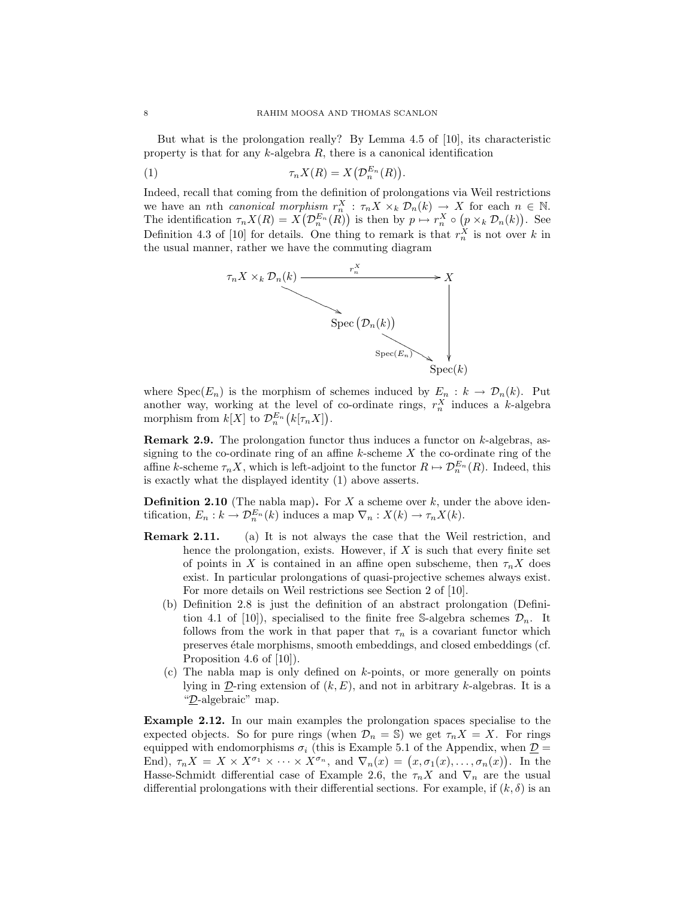But what is the prolongation really? By Lemma 4.5 of [10], its characteristic property is that for any $k$-algebra $R$, there is a canonical identification

$$\tau_n X(R) = X\big(\mathcal{D}_n^{E_n}(R)\big). \tag{1}$$

Indeed, recall that coming from the definition of prolongations via Weil restrictions we have an $n$th *canonical morphism* $r_n^X : \tau_n X \times_k \mathcal{D}_n(k) \to X$ for each $n \in \mathbb{N}$. The identification $\tau_n X(R) = X\big(\mathcal{D}_n^{E_n}(R)\big)$ is then by $p \mapsto r_n^X \circ \big(p \times_k \mathcal{D}_n(k)\big)$. See Definition 4.3 of [10] for details. One thing to remark is that $r_n^X$ is not over $k$ in the usual manner, rather we have the commuting diagram

$$\begin{array}{ccc}
\tau_n X \times_k \mathcal{D}_n(k) & \xrightarrow{\quad r_n^X \quad} & X \\
\searrow & & \downarrow \\
& \operatorname{Spec}\big(\mathcal{D}_n(k)\big) & \\
& \searrow^{\operatorname{Spec}(E_n)} & \\
& & \operatorname{Spec}(k)
\end{array}$$

where $\operatorname{Spec}(E_n)$ is the morphism of schemes induced by $E_n : k \to \mathcal{D}_n(k)$. Put another way, working at the level of co-ordinate rings, $r_n^X$ induces a $k$-algebra morphism from $k[X]$ to $\mathcal{D}_n^{E_n}\big(k[\tau_n X]\big)$.

**Remark 2.9.** The prolongation functor thus induces a functor on $k$-algebras, assigning to the co-ordinate ring of an affine $k$-scheme $X$ the co-ordinate ring of the affine $k$-scheme $\tau_n X$, which is left-adjoint to the functor $R \mapsto \mathcal{D}_n^{E_n}(R)$. Indeed, this is exactly what the displayed identity (1) above asserts.

**Definition 2.10** (The nabla map)**.** For $X$ a scheme over $k$, under the above identification, $E_n : k \to \mathcal{D}_n^{E_n}(k)$ induces a map $\nabla_n : X(k) \to \tau_n X(k)$.

**Remark 2.11.**
(a) It is not always the case that the Weil restriction, and hence the prolongation, exists. However, if $X$ is such that every finite set of points in $X$ is contained in an affine open subscheme, then $\tau_n X$ does exist. In particular prolongations of quasi-projective schemes always exist. For more details on Weil restrictions see Section 2 of [10].
(b) Definition 2.8 is just the definition of an abstract prolongation (Definition 4.1 of [10]), specialised to the finite free $\mathbb{S}$-algebra schemes $\mathcal{D}_n$. It follows from the work in that paper that $\tau_n$ is a covariant functor which preserves étale morphisms, smooth embeddings, and closed embeddings (cf. Proposition 4.6 of [10]).
(c) The nabla map is only defined on $k$-points, or more generally on points lying in $\underline{\mathcal{D}}$-ring extension of $(k, E)$, and not in arbitrary $k$-algebras. It is a "$\underline{\mathcal{D}}$-algebraic" map.

**Example 2.12.** In our main examples the prolongation spaces specialise to the expected objects. So for pure rings (when $\mathcal{D}_n = \mathbb{S}$) we get $\tau_n X = X$. For rings equipped with endomorphisms $\sigma_i$ (this is Example 5.1 of the Appendix, when $\underline{\mathcal{D}} = \operatorname{End}$), $\tau_n X = X \times X^{\sigma_1} \times \cdots \times X^{\sigma_n}$, and $\nabla_n(x) = \big(x, \sigma_1(x), \ldots, \sigma_n(x)\big)$. In the Hasse-Schmidt differential case of Example 2.6, the $\tau_n X$ and $\nabla_n$ are the usual differential prolongations with their differential sections. For example, if $(k, \delta)$ is an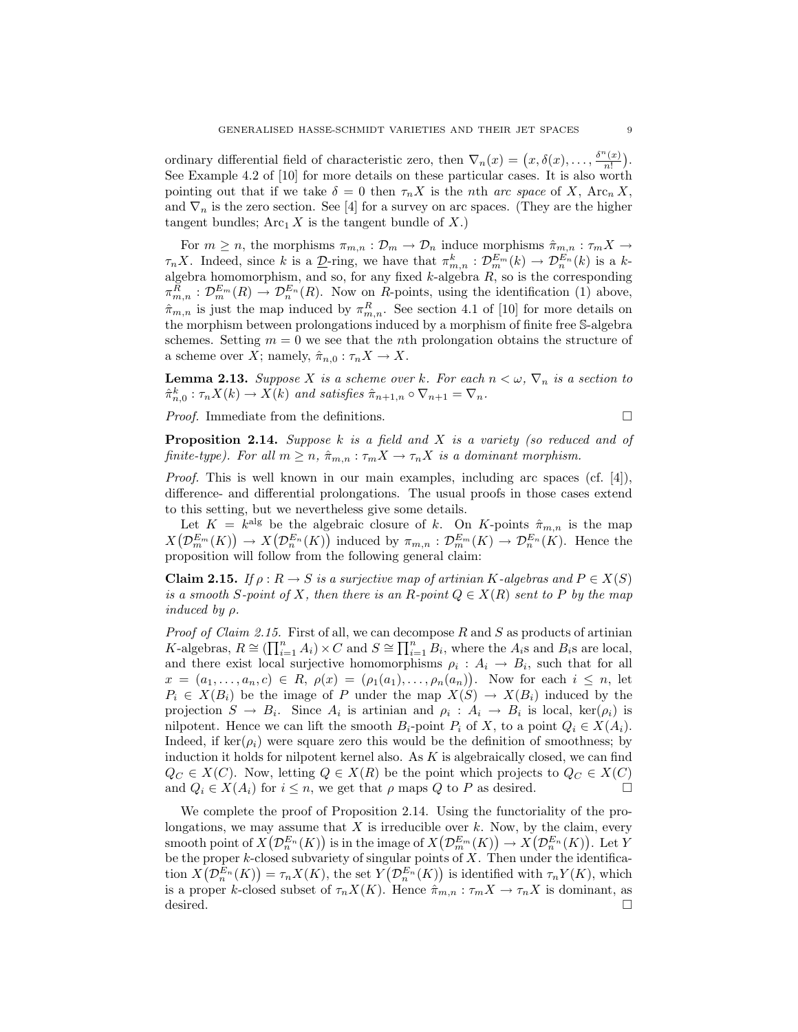ordinary differential field of characteristic zero, then $\nabla_n(x) = \big(x, \delta(x), \dots, \frac{\delta^n(x)}{n!}\big)$. See Example 4.2 of [10] for more details on these particular cases. It is also worth pointing out that if we take $\delta = 0$ then $\tau_n X$ is the $n$th *arc space* of $X$, $\mathrm{Arc}_n X$, and $\nabla_n$ is the zero section. See [4] for a survey on arc spaces. (They are the higher tangent bundles; $\mathrm{Arc}_1 X$ is the tangent bundle of $X$.)

For $m \geq n$, the morphisms $\pi_{m,n} : \mathcal{D}_m \to \mathcal{D}_n$ induce morphisms $\hat{\pi}_{m,n} : \tau_m X \to \tau_n X$. Indeed, since $k$ is a $\underline{\mathcal{D}}$-ring, we have that $\pi^k_{m,n} : \mathcal{D}^{E_m}_m(k) \to \mathcal{D}^{E_n}_n(k)$ is a $k$-algebra homomorphism, and so, for any fixed $k$-algebra $R$, so is the corresponding $\pi^R_{m,n} : \mathcal{D}^{E_m}_m(R) \to \mathcal{D}^{E_n}_n(R)$. Now on $R$-points, using the identification (1) above, $\hat{\pi}_{m,n}$ is just the map induced by $\pi^R_{m,n}$. See section 4.1 of [10] for more details on the morphism between prolongations induced by a morphism of finite free $\mathbb{S}$-algebra schemes. Setting $m = 0$ we see that the $n$th prolongation obtains the structure of a scheme over $X$; namely, $\hat{\pi}_{n,0} : \tau_n X \to X$.

**Lemma 2.13.** *Suppose $X$ is a scheme over $k$. For each $n < \omega$, $\nabla_n$ is a section to $\hat{\pi}^k_{n,0} : \tau_n X(k) \to X(k)$ and satisfies $\hat{\pi}_{n+1,n} \circ \nabla_{n+1} = \nabla_n$.*

*Proof.* Immediate from the definitions. □

**Proposition 2.14.** *Suppose $k$ is a field and $X$ is a variety (so reduced and of finite-type). For all $m \geq n$, $\hat{\pi}_{m,n} : \tau_m X \to \tau_n X$ is a dominant morphism.*

*Proof.* This is well known in our main examples, including arc spaces (cf. [4]), difference- and differential prolongations. The usual proofs in those cases extend to this setting, but we nevertheless give some details.

Let $K = k^{\mathrm{alg}}$ be the algebraic closure of $k$. On $K$-points $\hat{\pi}_{m,n}$ is the map $X\big(\mathcal{D}^{E_m}_m(K)\big) \to X\big(\mathcal{D}^{E_n}_n(K)\big)$ induced by $\pi_{m,n} : \mathcal{D}^{E_m}_m(K) \to \mathcal{D}^{E_n}_n(K)$. Hence the proposition will follow from the following general claim:

**Claim 2.15.** *If $\rho : R \to S$ is a surjective map of artinian $K$-algebras and $P \in X(S)$ is a smooth $S$-point of $X$, then there is an $R$-point $Q \in X(R)$ sent to $P$ by the map induced by $\rho$.*

*Proof of Claim 2.15.* First of all, we can decompose $R$ and $S$ as products of artinian $K$-algebras, $R \cong (\prod_{i=1}^n A_i) \times C$ and $S \cong \prod_{i=1}^n B_i$, where the $A_i$s and $B_i$s are local, and there exist local surjective homomorphisms $\rho_i : A_i \to B_i$, such that for all $x = (a_1, \dots, a_n, c) \in R$, $\rho(x) = \big(\rho_1(a_1), \dots, \rho_n(a_n)\big)$. Now for each $i \leq n$, let $P_i \in X(B_i)$ be the image of $P$ under the map $X(S) \to X(B_i)$ induced by the projection $S \to B_i$. Since $A_i$ is artinian and $\rho_i : A_i \to B_i$ is local, $\ker(\rho_i)$ is nilpotent. Hence we can lift the smooth $B_i$-point $P_i$ of $X$, to a point $Q_i \in X(A_i)$. Indeed, if $\ker(\rho_i)$ were square zero this would be the definition of smoothness; by induction it holds for nilpotent kernel also. As $K$ is algebraically closed, we can find $Q_C \in X(C)$. Now, letting $Q \in X(R)$ be the point which projects to $Q_C \in X(C)$ and $Q_i \in X(A_i)$ for $i \leq n$, we get that $\rho$ maps $Q$ to $P$ as desired. □

We complete the proof of Proposition 2.14. Using the functoriality of the prolongations, we may assume that $X$ is irreducible over $k$. Now, by the claim, every smooth point of $X\big(\mathcal{D}^{E_n}_n(K)\big)$ is in the image of $X\big(\mathcal{D}^{E_m}_m(K)\big) \to X\big(\mathcal{D}^{E_n}_n(K)\big)$. Let $Y$ be the proper $k$-closed subvariety of singular points of $X$. Then under the identification $X\big(\mathcal{D}^{E_n}_n(K)\big) = \tau_n X(K)$, the set $Y\big(\mathcal{D}^{E_n}_n(K)\big)$ is identified with $\tau_n Y(K)$, which is a proper $k$-closed subset of $\tau_n X(K)$. Hence $\hat{\pi}_{m,n} : \tau_m X \to \tau_n X$ is dominant, as desired. □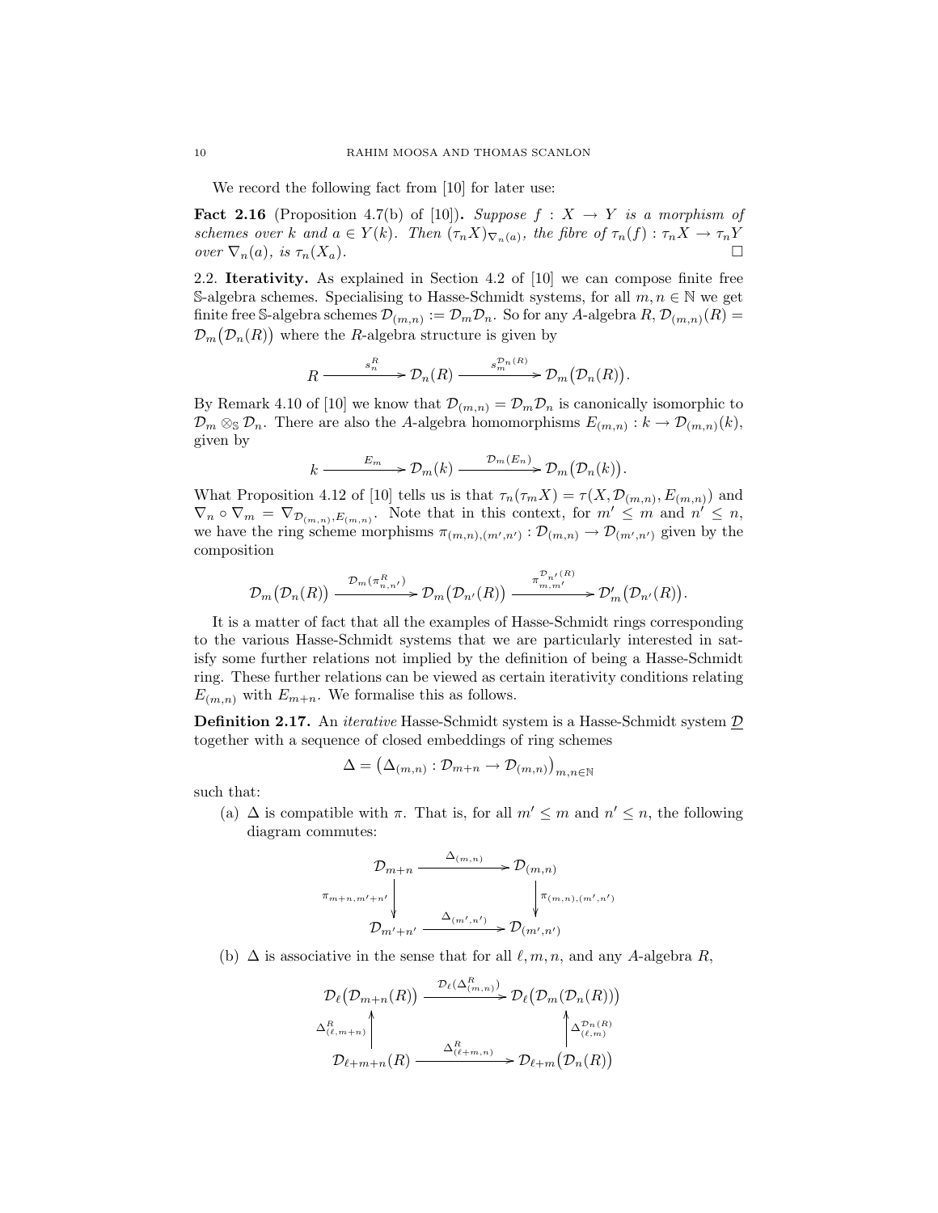We record the following fact from [10] for later use:

**Fact 2.16** (Proposition 4.7(b) of [10])**.** *Suppose $f : X \to Y$ is a morphism of schemes over $k$ and $a \in Y(k)$. Then $(\tau_n X)_{\nabla_n(a)}$, the fibre of $\tau_n(f) : \tau_n X \to \tau_n Y$ over $\nabla_n(a)$, is $\tau_n(X_a)$.* $\square$

2.2. **Iterativity.** As explained in Section 4.2 of [10] we can compose finite free $\mathbb{S}$-algebra schemes. Specialising to Hasse-Schmidt systems, for all $m, n \in \mathbb{N}$ we get finite free $\mathbb{S}$-algebra schemes $\mathcal{D}_{(m,n)} := \mathcal{D}_m \mathcal{D}_n$. So for any $A$-algebra $R$, $\mathcal{D}_{(m,n)}(R) = \mathcal{D}_m\big(\mathcal{D}_n(R)\big)$ where the $R$-algebra structure is given by

$$R \xrightarrow{\;s_n^R\;} \mathcal{D}_n(R) \xrightarrow{\;s_m^{\mathcal{D}_n(R)}\;} \mathcal{D}_m\big(\mathcal{D}_n(R)\big).$$

By Remark 4.10 of [10] we know that $\mathcal{D}_{(m,n)} = \mathcal{D}_m \mathcal{D}_n$ is canonically isomorphic to $\mathcal{D}_m \otimes_{\mathbb{S}} \mathcal{D}_n$. There are also the $A$-algebra homomorphisms $E_{(m,n)} : k \to \mathcal{D}_{(m,n)}(k)$, given by

$$k \xrightarrow{\;E_m\;} \mathcal{D}_m(k) \xrightarrow{\;\mathcal{D}_m(E_n)\;} \mathcal{D}_m\big(\mathcal{D}_n(k)\big).$$

What Proposition 4.12 of [10] tells us is that $\tau_n(\tau_m X) = \tau(X, \mathcal{D}_{(m,n)}, E_{(m,n)})$ and $\nabla_n \circ \nabla_m = \nabla_{\mathcal{D}_{(m,n)}, E_{(m,n)}}$. Note that in this context, for $m' \leq m$ and $n' \leq n$, we have the ring scheme morphisms $\pi_{(m,n),(m',n')} : \mathcal{D}_{(m,n)} \to \mathcal{D}_{(m',n')}$ given by the composition

$$\mathcal{D}_m\big(\mathcal{D}_n(R)\big) \xrightarrow{\;\mathcal{D}_m(\pi^R_{n,n'})\;} \mathcal{D}_m\big(\mathcal{D}_{n'}(R)\big) \xrightarrow{\;\pi^{\mathcal{D}_{n'}(R)}_{m,m'}\;} \mathcal{D}'_m\big(\mathcal{D}_{n'}(R)\big).$$

It is a matter of fact that all the examples of Hasse-Schmidt rings corresponding to the various Hasse-Schmidt systems that we are particularly interested in satisfy some further relations not implied by the definition of being a Hasse-Schmidt ring. These further relations can be viewed as certain iterativity conditions relating $E_{(m,n)}$ with $E_{m+n}$. We formalise this as follows.

**Definition 2.17.** An *iterative* Hasse-Schmidt system is a Hasse-Schmidt system $\underline{\mathcal{D}}$ together with a sequence of closed embeddings of ring schemes

$$\Delta = \big(\Delta_{(m,n)} : \mathcal{D}_{m+n} \to \mathcal{D}_{(m,n)}\big)_{m,n \in \mathbb{N}}$$

such that:

(a) $\Delta$ is compatible with $\pi$. That is, for all $m' \leq m$ and $n' \leq n$, the following diagram commutes:

$$\begin{array}{ccc}
\mathcal{D}_{m+n} & \xrightarrow{\;\Delta_{(m,n)}\;} & \mathcal{D}_{(m,n)} \\
\Big\downarrow{\scriptstyle \pi_{m+n,m'+n'}} & & \Big\downarrow{\scriptstyle \pi_{(m,n),(m',n')}} \\
\mathcal{D}_{m'+n'} & \xrightarrow{\;\Delta_{(m',n')}\;} & \mathcal{D}_{(m',n')}
\end{array}$$

(b) $\Delta$ is associative in the sense that for all $\ell, m, n$, and any $A$-algebra $R$,

$$\begin{array}{ccc}
\mathcal{D}_\ell\big(\mathcal{D}_{m+n}(R)\big) & \xrightarrow{\;\mathcal{D}_\ell(\Delta^R_{(m,n)})\;} & \mathcal{D}_\ell\big(\mathcal{D}_m(\mathcal{D}_n(R))\big) \\
\Big\uparrow{\scriptstyle \Delta^R_{(\ell,m+n)}} & & \Big\uparrow{\scriptstyle \Delta^{\mathcal{D}_n(R)}_{(\ell,m)}} \\
\mathcal{D}_{\ell+m+n}(R) & \xrightarrow{\;\Delta^R_{(\ell+m,n)}\;} & \mathcal{D}_{\ell+m}\big(\mathcal{D}_n(R)\big)
\end{array}$$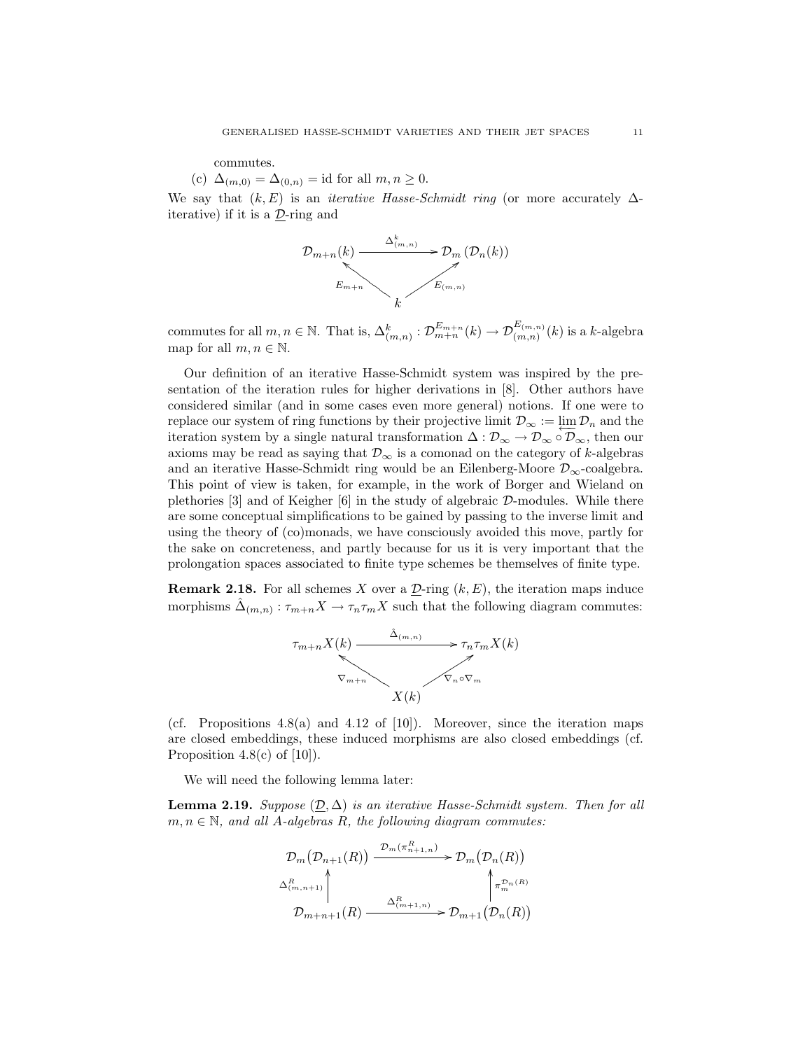commutes.

(c) $\Delta_{(m,0)} = \Delta_{(0,n)} = \text{id}$ for all $m, n \geq 0$.

We say that $(k, E)$ is an *iterative Hasse-Schmidt ring* (or more accurately $\Delta$-iterative) if it is a $\underline{\mathcal{D}}$-ring and

$$\begin{array}{ccc} \mathcal{D}_{m+n}(k) & \xrightarrow{\Delta^k_{(m,n)}} & \mathcal{D}_m\left(\mathcal{D}_n(k)\right) \\ & {\scriptstyle E_{m+n}} \nwarrow \quad \nearrow {\scriptstyle E_{(m,n)}} & \\ & k & \end{array}$$

commutes for all $m, n \in \mathbb{N}$. That is, $\Delta^k_{(m,n)} : \mathcal{D}^{E_{m+n}}_{m+n}(k) \to \mathcal{D}^{E_{(m,n)}}_{(m,n)}(k)$ is a $k$-algebra map for all $m, n \in \mathbb{N}$.

Our definition of an iterative Hasse-Schmidt system was inspired by the presentation of the iteration rules for higher derivations in [8]. Other authors have considered similar (and in some cases even more general) notions. If one were to replace our system of ring functions by their projective limit $\mathcal{D}_\infty := \varprojlim \mathcal{D}_n$ and the iteration system by a single natural transformation $\Delta : \mathcal{D}_\infty \to \mathcal{D}_\infty \circ \mathcal{D}_\infty$, then our axioms may be read as saying that $\mathcal{D}_\infty$ is a comonad on the category of $k$-algebras and an iterative Hasse-Schmidt ring would be an Eilenberg-Moore $\mathcal{D}_\infty$-coalgebra. This point of view is taken, for example, in the work of Borger and Wieland on plethories [3] and of Keigher [6] in the study of algebraic $\mathcal{D}$-modules. While there are some conceptual simplifications to be gained by passing to the inverse limit and using the theory of (co)monads, we have consciously avoided this move, partly for the sake on concreteness, and partly because for us it is very important that the prolongation spaces associated to finite type schemes be themselves of finite type.

**Remark 2.18.** For all schemes $X$ over a $\underline{\mathcal{D}}$-ring $(k, E)$, the iteration maps induce morphisms $\hat{\Delta}_{(m,n)} : \tau_{m+n}X \to \tau_n\tau_m X$ such that the following diagram commutes:

$$\begin{array}{ccc} \tau_{m+n}X(k) & \xrightarrow{\hat{\Delta}_{(m,n)}} & \tau_n\tau_m X(k) \\ & {\scriptstyle \nabla_{m+n}} \nwarrow \quad \nearrow {\scriptstyle \nabla_n \circ \nabla_m} & \\ & X(k) & \end{array}$$

(cf. Propositions 4.8(a) and 4.12 of [10]). Moreover, since the iteration maps are closed embeddings, these induced morphisms are also closed embeddings (cf. Proposition 4.8(c) of [10]).

We will need the following lemma later:

**Lemma 2.19.** *Suppose $(\underline{\mathcal{D}}, \Delta)$ is an iterative Hasse-Schmidt system. Then for all $m, n \in \mathbb{N}$, and all $A$-algebras $R$, the following diagram commutes:*

$$\begin{array}{ccc} \mathcal{D}_m\big(\mathcal{D}_{n+1}(R)\big) & \xrightarrow{\mathcal{D}_m(\pi^R_{n+1,n})} & \mathcal{D}_m\big(\mathcal{D}_n(R)\big) \\ \uparrow {\scriptstyle \Delta^R_{(m,n+1)}} & & \uparrow {\scriptstyle \pi^{\mathcal{D}_n(R)}_m} \\ \mathcal{D}_{m+n+1}(R) & \xrightarrow{\Delta^R_{(m+1,n)}} & \mathcal{D}_{m+1}\big(\mathcal{D}_n(R)\big) \end{array}$$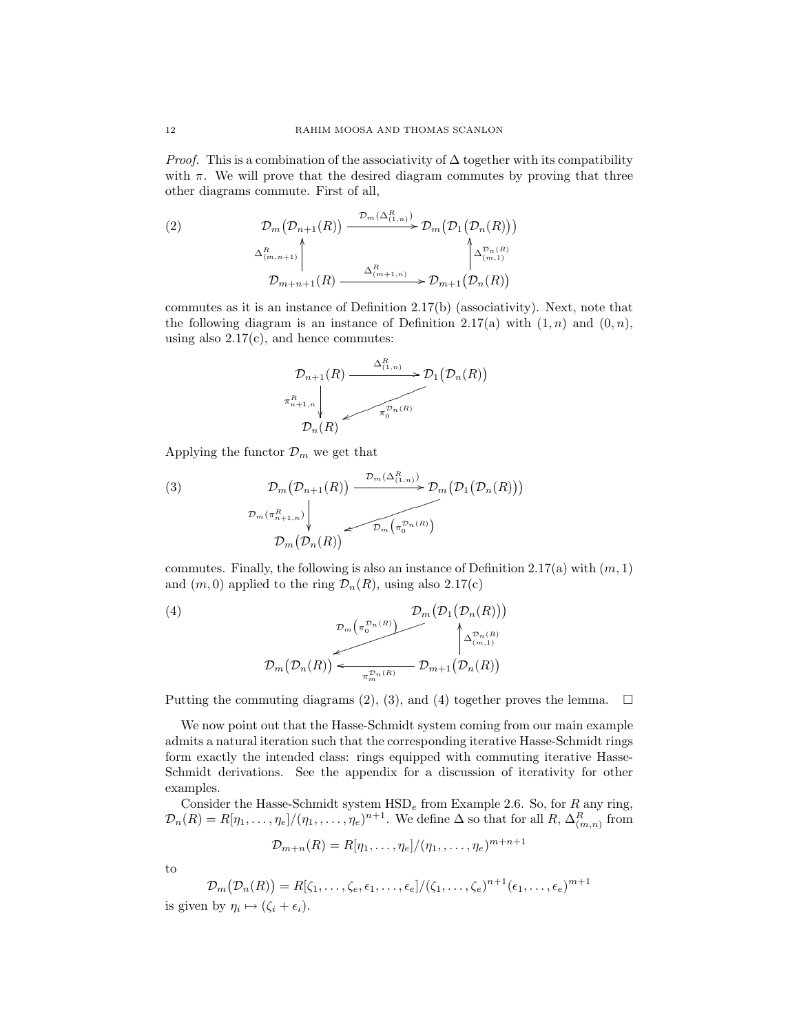*Proof.* This is a combination of the associativity of $\Delta$ together with its compatibility with $\pi$. We will prove that the desired diagram commutes by proving that three other diagrams commute. First of all,

$$
\begin{array}{ccc}
\mathcal{D}_m\big(\mathcal{D}_{n+1}(R)\big) & \xrightarrow{\mathcal{D}_m(\Delta^R_{(1,n)})} & \mathcal{D}_m\big(\mathcal{D}_1\big(\mathcal{D}_n(R)\big)\big) \\
\uparrow{\scriptstyle \Delta^R_{(m,n+1)}} & & \uparrow{\scriptstyle \Delta^{\mathcal{D}_n(R)}_{(m,1)}} \\
\mathcal{D}_{m+n+1}(R) & \xrightarrow{\Delta^R_{(m+1,n)}} & \mathcal{D}_{m+1}\big(\mathcal{D}_n(R)\big)
\end{array}
\tag{2}
$$

commutes as it is an instance of Definition 2.17(b) (associativity). Next, note that the following diagram is an instance of Definition 2.17(a) with $(1,n)$ and $(0,n)$, using also 2.17(c), and hence commutes:

$$
\begin{array}{ccc}
\mathcal{D}_{n+1}(R) & \xrightarrow{\Delta^R_{(1,n)}} & \mathcal{D}_1\big(\mathcal{D}_n(R)\big) \\
\downarrow{\scriptstyle \pi^R_{n+1,n}} & \swarrow{\scriptstyle \pi_0^{\mathcal{D}_n(R)}} & \\
\mathcal{D}_n(R) & &
\end{array}
$$

Applying the functor $\mathcal{D}_m$ we get that

$$
\begin{array}{ccc}
\mathcal{D}_m\big(\mathcal{D}_{n+1}(R)\big) & \xrightarrow{\mathcal{D}_m(\Delta^R_{(1,n)})} & \mathcal{D}_m\big(\mathcal{D}_1\big(\mathcal{D}_n(R)\big)\big) \\
\downarrow{\scriptstyle \mathcal{D}_m(\pi^R_{n+1,n})} & \swarrow{\scriptstyle \mathcal{D}_m\left(\pi_0^{\mathcal{D}_n(R)}\right)} & \\
\mathcal{D}_m\big(\mathcal{D}_n(R)\big) & &
\end{array}
\tag{3}
$$

commutes. Finally, the following is also an instance of Definition 2.17(a) with $(m,1)$ and $(m,0)$ applied to the ring $\mathcal{D}_n(R)$, using also 2.17(c)

$$
\begin{array}{ccc}
 & & \mathcal{D}_m\big(\mathcal{D}_1\big(\mathcal{D}_n(R)\big)\big) \\
 & \swarrow{\scriptstyle \mathcal{D}_m\left(\pi_0^{\mathcal{D}_n(R)}\right)} & \uparrow{\scriptstyle \Delta^{\mathcal{D}_n(R)}_{(m,1)}} \\
\mathcal{D}_m\big(\mathcal{D}_n(R)\big) & \xleftarrow{\pi_m^{\mathcal{D}_n(R)}} & \mathcal{D}_{m+1}\big(\mathcal{D}_n(R)\big)
\end{array}
\tag{4}
$$

Putting the commuting diagrams (2), (3), and (4) together proves the lemma. $\square$

We now point out that the Hasse-Schmidt system coming from our main example admits a natural iteration such that the corresponding iterative Hasse-Schmidt rings form exactly the intended class: rings equipped with commuting iterative Hasse-Schmidt derivations. See the appendix for a discussion of iterativity for other examples.

Consider the Hasse-Schmidt system $\mathrm{HSD}_e$ from Example 2.6. So, for $R$ any ring, $\mathcal{D}_n(R) = R[\eta_1, \ldots, \eta_e]/(\eta_1, \ldots, \eta_e)^{n+1}$. We define $\Delta$ so that for all $R$, $\Delta^R_{(m,n)}$ from

$$\mathcal{D}_{m+n}(R) = R[\eta_1, \ldots, \eta_e]/(\eta_1, \ldots, \eta_e)^{m+n+1}$$

to

$$\mathcal{D}_m\big(\mathcal{D}_n(R)\big) = R[\zeta_1, \ldots, \zeta_e, \epsilon_1, \ldots, \epsilon_e]/(\zeta_1, \ldots, \zeta_e)^{n+1}(\epsilon_1, \ldots, \epsilon_e)^{m+1}$$

is given by $\eta_i \mapsto (\zeta_i + \epsilon_i)$.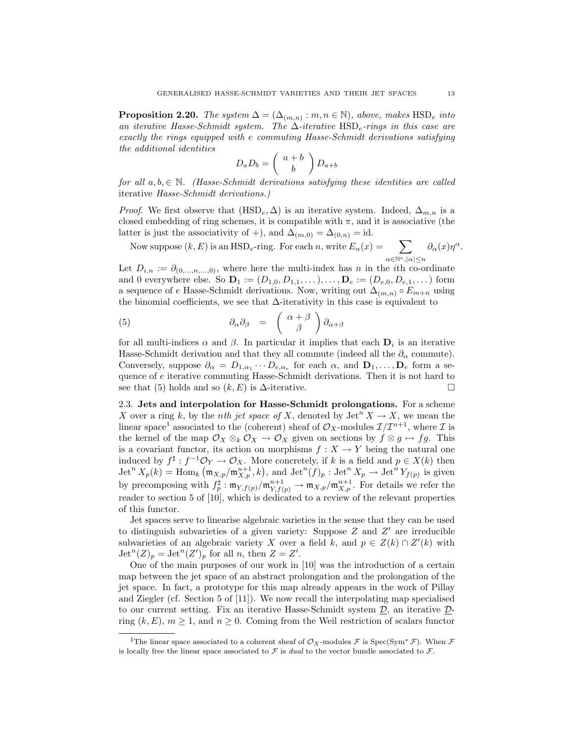**Proposition 2.20.** *The system $\Delta = (\Delta_{(m,n)} : m, n \in \mathbb{N})$, above, makes $\mathrm{HSD}_e$ into an iterative Hasse-Schmidt system. The $\Delta$-iterative $\mathrm{HSD}_e$-rings in this case are exactly the rings equipped with $e$ commuting Hasse-Schmidt derivations satisfying the additional identities*

$$D_a D_b = \binom{a+b}{b} D_{a+b}$$

*for all $a, b, \in \mathbb{N}$. (Hasse-Schmidt derivations satisfying these identities are called* iterative *Hasse-Schmidt derivations.)*

*Proof.* We first observe that $(\mathrm{HSD}_e, \Delta)$ is an iterative system. Indeed, $\Delta_{m,n}$ is a closed embedding of ring schemes, it is compatible with $\pi$, and it is associative (the latter is just the associativity of $+$), and $\Delta_{(m,0)} = \Delta_{(0,n)} = \mathrm{id}$.

Now suppose $(k, E)$ is an $\mathrm{HSD}_e$-ring. For each $n$, write $E_n(x) = \displaystyle\sum_{\alpha \in \mathbb{N}^e, |\alpha| \leq n} \partial_\alpha(x) \eta^\alpha$. Let $D_{i,n} := \partial_{(0,\dots,n,\dots,0)}$, where here the multi-index has $n$ in the $i$th co-ordinate and 0 everywhere else. So $\mathbf{D}_1 := (D_{1,0}, D_{1,1}, \dots), \dots, \mathbf{D}_e := (D_{e,0}, D_{e,1}, \dots)$ form a sequence of $e$ Hasse-Schmidt derivations. Now, writing out $\Delta_{(m,n)} \circ E_{m+n}$ using the binomial coefficients, we see that $\Delta$-iterativity in this case is equivalent to

$$\partial_\alpha \partial_\beta \;=\; \binom{\alpha+\beta}{\beta} \partial_{\alpha+\beta} \tag{5}$$

for all multi-indices $\alpha$ and $\beta$. In particular it implies that each $\mathbf{D}_i$ is an iterative Hasse-Schmidt derivation and that they all commute (indeed all the $\partial_\alpha$ commute). Conversely, suppose $\partial_\alpha = D_{1,\alpha_1} \cdots D_{e,\alpha_e}$ for each $\alpha$, and $\mathbf{D}_1, \dots, \mathbf{D}_e$ form a sequence of $e$ iterative commuting Hasse-Schmidt derivations. Then it is not hard to see that (5) holds and so $(k, E)$ is $\Delta$-iterative. $\square$

2.3. **Jets and interpolation for Hasse-Schmidt prolongations.** For a scheme $X$ over a ring $k$, by the *nth jet space of* $X$, denoted by $\mathrm{Jet}^n X \to X$, we mean the linear space[1] associated to the (coherent) sheaf of $\mathcal{O}_X$-modules $\mathcal{I}/\mathcal{I}^{n+1}$, where $\mathcal{I}$ is the kernel of the map $\mathcal{O}_X \otimes_k \mathcal{O}_X \to \mathcal{O}_X$ given on sections by $f \otimes g \mapsto fg$. This is a covariant functor, its action on morphisms $f : X \to Y$ being the natural one induced by $f^\sharp : f^{-1}\mathcal{O}_Y \to \mathcal{O}_X$. More concretely, if $k$ is a field and $p \in X(k)$ then $\mathrm{Jet}^n X_p(k) = \mathrm{Hom}_k\left(\mathfrak{m}_{X,p}/\mathfrak{m}_{X,p}^{n+1}, k\right)$, and $\mathrm{Jet}^n(f)_p : \mathrm{Jet}^n X_p \to \mathrm{Jet}^n Y_{f(p)}$ is given by precomposing with $f_p^\sharp : \mathfrak{m}_{Y,f(p)}/\mathfrak{m}_{Y,f(p)}^{n+1} \to \mathfrak{m}_{X,p}/\mathfrak{m}_{X,p}^{n+1}$. For details we refer the reader to section 5 of [10], which is dedicated to a review of the relevant properties of this functor.

Jet spaces serve to linearise algebraic varieties in the sense that they can be used to distinguish subvarieties of a given variety: Suppose $Z$ and $Z'$ are irreducible subvarieties of an algebraic variety $X$ over a field $k$, and $p \in Z(k) \cap Z'(k)$ with $\mathrm{Jet}^n(Z)_p = \mathrm{Jet}^n(Z')_p$ for all $n$, then $Z = Z'$.

One of the main purposes of our work in [10] was the introduction of a certain map between the jet space of an abstract prolongation and the prolongation of the jet space. In fact, a prototype for this map already appears in the work of Pillay and Ziegler (cf. Section 5 of [11]). We now recall the interpolating map specialised to our current setting. Fix an iterative Hasse-Schmidt system $\underline{\mathcal{D}}$, an iterative $\underline{\mathcal{D}}$-ring $(k, E)$, $m \geq 1$, and $n \geq 0$. Coming from the Weil restriction of scalars functor

---

[1] The linear space associated to a coherent sheaf of $\mathcal{O}_X$-modules $\mathcal{F}$ is $\mathrm{Spec}(\mathrm{Sym}^* \mathcal{F})$. When $\mathcal{F}$ is locally free the linear space associated to $\mathcal{F}$ is *dual* to the vector bundle associated to $\mathcal{F}$.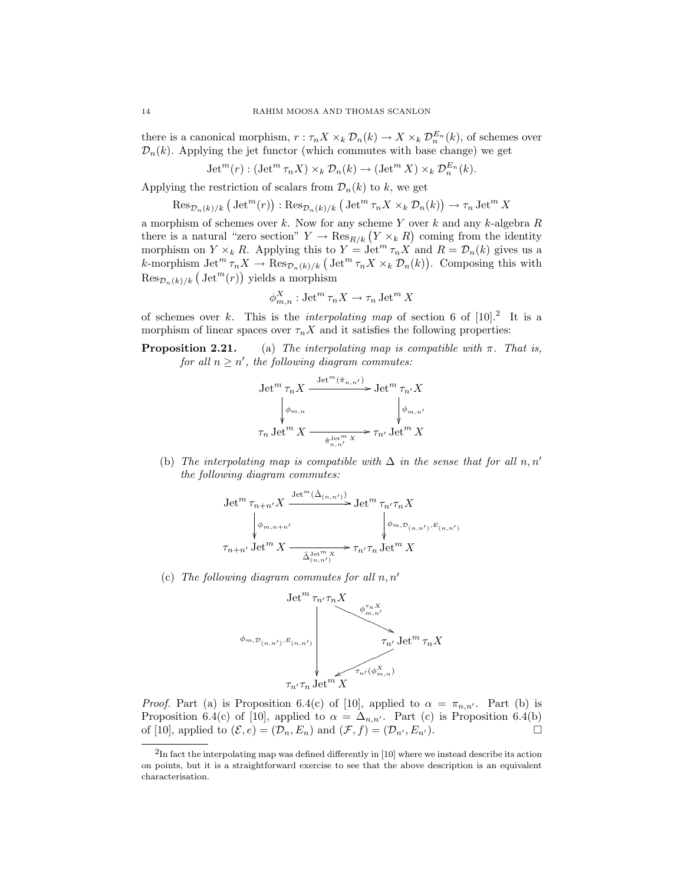there is a canonical morphism, $r : \tau_n X \times_k \mathcal{D}_n(k) \to X \times_k \mathcal{D}_n^{E_n}(k)$, of schemes over $\mathcal{D}_n(k)$. Applying the jet functor (which commutes with base change) we get

$$\mathrm{Jet}^m(r) : (\mathrm{Jet}^m \tau_n X) \times_k \mathcal{D}_n(k) \to (\mathrm{Jet}^m X) \times_k \mathcal{D}_n^{E_n}(k).$$

Applying the restriction of scalars from $\mathcal{D}_n(k)$ to $k$, we get

$$\mathrm{Res}_{\mathcal{D}_n(k)/k}\left(\mathrm{Jet}^m(r)\right) : \mathrm{Res}_{\mathcal{D}_n(k)/k}\left(\mathrm{Jet}^m \tau_n X \times_k \mathcal{D}_n(k)\right) \to \tau_n \mathrm{Jet}^m X$$

a morphism of schemes over $k$. Now for any scheme $Y$ over $k$ and any $k$-algebra $R$ there is a natural "zero section" $Y \to \mathrm{Res}_{R/k}\left(Y \times_k R\right)$ coming from the identity morphism on $Y \times_k R$. Applying this to $Y = \mathrm{Jet}^m \tau_n X$ and $R = \mathcal{D}_n(k)$ gives us a $k$-morphism $\mathrm{Jet}^m \tau_n X \to \mathrm{Res}_{\mathcal{D}_n(k)/k}\left(\mathrm{Jet}^m \tau_n X \times_k \mathcal{D}_n(k)\right)$. Composing this with $\mathrm{Res}_{\mathcal{D}_n(k)/k}\left(\mathrm{Jet}^m(r)\right)$ yields a morphism

$$\phi^X_{m,n} : \mathrm{Jet}^m \tau_n X \to \tau_n \mathrm{Jet}^m X$$

of schemes over $k$. This is the *interpolating map* of section 6 of [10].[2] It is a morphism of linear spaces over $\tau_n X$ and it satisfies the following properties:

**Proposition 2.21.** (a) *The interpolating map is compatible with $\pi$. That is, for all $n \geq n'$, the following diagram commutes:*

$$\begin{array}{ccc}
\mathrm{Jet}^m \tau_n X & \xrightarrow{\mathrm{Jet}^m(\hat{\pi}_{n,n'})} & \mathrm{Jet}^m \tau_{n'} X \\
\Big\downarrow \phi_{m,n} & & \Big\downarrow \phi_{m,n'} \\
\tau_n \mathrm{Jet}^m X & \xrightarrow[\hat{\pi}^{\mathrm{Jet}^m X}_{n,n'}]{} & \tau_{n'} \mathrm{Jet}^m X
\end{array}$$

(b) *The interpolating map is compatible with $\Delta$ in the sense that for all $n, n'$ the following diagram commutes:*

$$\begin{array}{ccc}
\mathrm{Jet}^m \tau_{n+n'} X & \xrightarrow{\mathrm{Jet}^m(\hat{\Delta}_{(n,n')})} & \mathrm{Jet}^m \tau_{n'} \tau_n X \\
\Big\downarrow \phi_{m,n+n'} & & \Big\downarrow \phi_{m,\mathcal{D}_{(n,n')},E_{(n,n')}} \\
\tau_{n+n'} \mathrm{Jet}^m X & \xrightarrow[\hat{\Delta}^{\mathrm{Jet}^m X}_{(n,n')}]{} & \tau_{n'} \tau_n \mathrm{Jet}^m X
\end{array}$$

(c) *The following diagram commutes for all $n, n'$*

$$\begin{array}{ccc}
\mathrm{Jet}^m \tau_{n'} \tau_n X & \xrightarrow{\phi^{\tau_n X}_{m,n'}} & \tau_{n'} \mathrm{Jet}^m \tau_n X \\
\Big\downarrow \phi_{m,\mathcal{D}_{(n,n')},E_{(n,n')}} & \swarrow \tau_{n'}(\phi^X_{m,n}) & \\
\tau_{n'} \tau_n \mathrm{Jet}^m X & &
\end{array}$$

*Proof.* Part (a) is Proposition 6.4(c) of [10], applied to $\alpha = \pi_{n,n'}$. Part (b) is Proposition 6.4(c) of [10], applied to $\alpha = \Delta_{n,n'}$. Part (c) is Proposition 6.4(b) of [10], applied to $(\mathcal{E}, e) = (\mathcal{D}_n, E_n)$ and $(\mathcal{F}, f) = (\mathcal{D}_{n'}, E_{n'})$. $\square$

[2] In fact the interpolating map was defined differently in [10] where we instead describe its action on points, but it is a straightforward exercise to see that the above description is an equivalent characterisation.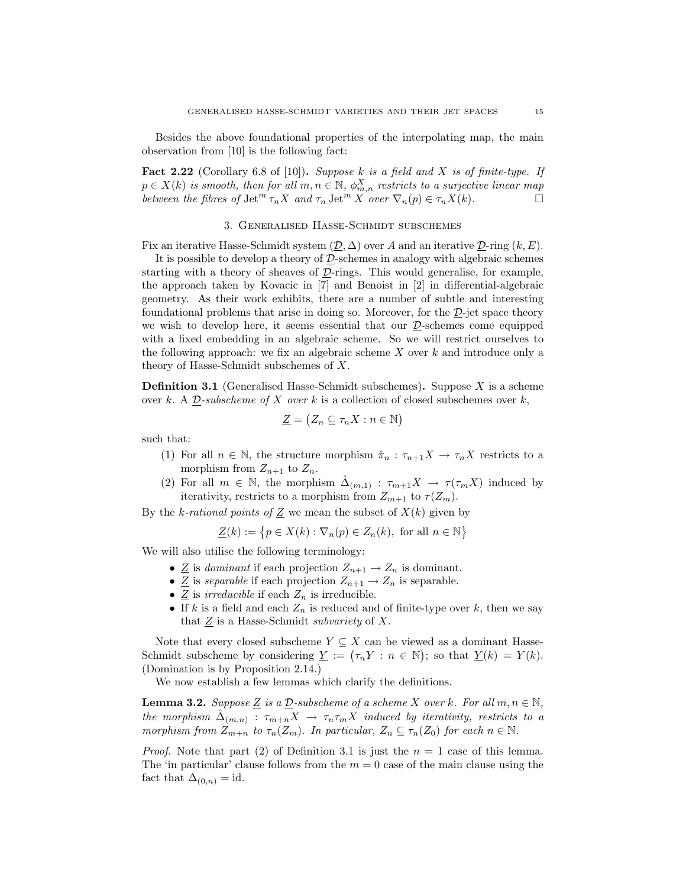Besides the above foundational properties of the interpolating map, the main observation from [10] is the following fact:

**Fact 2.22** (Corollary 6.8 of [10])**.** *Suppose $k$ is a field and $X$ is of finite-type. If $p \in X(k)$ is smooth, then for all $m, n \in \mathbb{N}$, $\phi^X_{m,n}$ restricts to a surjective linear map between the fibres of $\operatorname{Jet}^m \tau_n X$ and $\tau_n \operatorname{Jet}^m X$ over $\nabla_n(p) \in \tau_n X(k)$.* □

## 3. Generalised Hasse-Schmidt subschemes

Fix an iterative Hasse-Schmidt system $(\underline{\mathcal{D}}, \Delta)$ over $A$ and an iterative $\underline{\mathcal{D}}$-ring $(k, E)$.

It is possible to develop a theory of $\underline{\mathcal{D}}$-schemes in analogy with algebraic schemes starting with a theory of sheaves of $\underline{\mathcal{D}}$-rings. This would generalise, for example, the approach taken by Kovacic in [7] and Benoist in [2] in differential-algebraic geometry. As their work exhibits, there are a number of subtle and interesting foundational problems that arise in doing so. Moreover, for the $\underline{\mathcal{D}}$-jet space theory we wish to develop here, it seems essential that our $\underline{\mathcal{D}}$-schemes come equipped with a fixed embedding in an algebraic scheme. So we will restrict ourselves to the following approach: we fix an algebraic scheme $X$ over $k$ and introduce only a theory of Hasse-Schmidt subschemes of $X$.

**Definition 3.1** (Generalised Hasse-Schmidt subschemes)**.** Suppose $X$ is a scheme over $k$. A *$\underline{\mathcal{D}}$-subscheme of $X$ over $k$* is a collection of closed subschemes over $k$,

$$\underline{Z} = \big(Z_n \subseteq \tau_n X : n \in \mathbb{N}\big)$$

such that:

1. For all $n \in \mathbb{N}$, the structure morphism $\hat{\pi}_n : \tau_{n+1}X \to \tau_n X$ restricts to a morphism from $Z_{n+1}$ to $Z_n$.
2. For all $m \in \mathbb{N}$, the morphism $\hat{\Delta}_{(m,1)} : \tau_{m+1}X \to \tau(\tau_m X)$ induced by iterativity, restricts to a morphism from $Z_{m+1}$ to $\tau(Z_m)$.

By the *$k$-rational points of $\underline{Z}$* we mean the subset of $X(k)$ given by

$$\underline{Z}(k) := \big\{p \in X(k) : \nabla_n(p) \in Z_n(k), \text{ for all } n \in \mathbb{N}\big\}$$

We will also utilise the following terminology:

- $\underline{Z}$ is *dominant* if each projection $Z_{n+1} \to Z_n$ is dominant.
- $\underline{Z}$ is *separable* if each projection $Z_{n+1} \to Z_n$ is separable.
- $\underline{Z}$ is *irreducible* if each $Z_n$ is irreducible.
- If $k$ is a field and each $Z_n$ is reduced and of finite-type over $k$, then we say that $\underline{Z}$ is a Hasse-Schmidt *subvariety* of $X$.

Note that every closed subscheme $Y \subseteq X$ can be viewed as a dominant Hasse-Schmidt subscheme by considering $\underline{Y} := \big(\tau_n Y : n \in \mathbb{N}\big)$; so that $\underline{Y}(k) = Y(k)$. (Domination is by Proposition 2.14.)

We now establish a few lemmas which clarify the definitions.

**Lemma 3.2.** *Suppose $\underline{Z}$ is a $\underline{\mathcal{D}}$-subscheme of a scheme $X$ over $k$. For all $m, n \in \mathbb{N}$, the morphism $\hat{\Delta}_{(m,n)} : \tau_{m+n}X \to \tau_n \tau_m X$ induced by iterativity, restricts to a morphism from $Z_{m+n}$ to $\tau_n(Z_m)$. In particular, $Z_n \subseteq \tau_n(Z_0)$ for each $n \in \mathbb{N}$.*

*Proof.* Note that part (2) of Definition 3.1 is just the $n = 1$ case of this lemma. The 'in particular' clause follows from the $m = 0$ case of the main clause using the fact that $\Delta_{(0,n)} = \mathrm{id}$.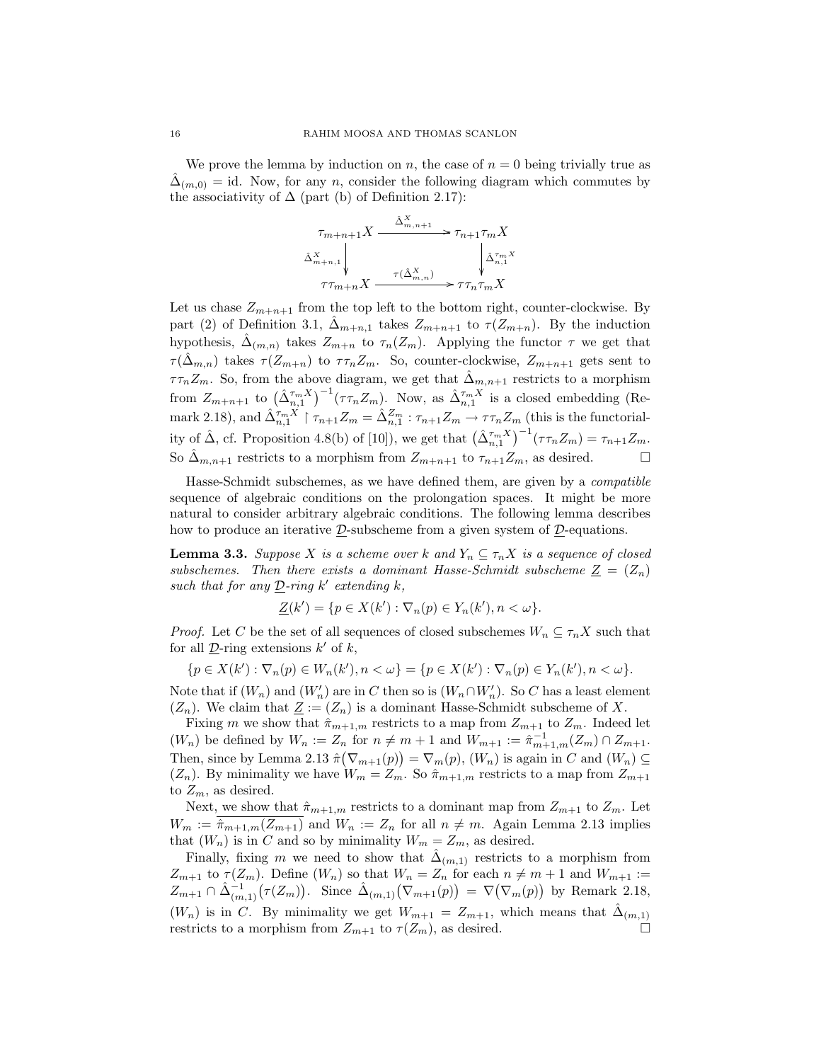We prove the lemma by induction on $n$, the case of $n = 0$ being trivially true as $\hat{\Delta}_{(m,0)} = \mathrm{id}$. Now, for any $n$, consider the following diagram which commutes by the associativity of $\Delta$ (part (b) of Definition 2.17):

$$\begin{array}{ccc}
\tau_{m+n+1}X & \xrightarrow{\hat{\Delta}^X_{m,n+1}} & \tau_{n+1}\tau_m X \\
\Big\downarrow{\scriptstyle \hat{\Delta}^X_{m+n,1}} & & \Big\downarrow{\scriptstyle \hat{\Delta}^{\tau_m X}_{n,1}} \\
\tau\tau_{m+n}X & \xrightarrow{\tau(\hat{\Delta}^X_{m,n})} & \tau\tau_n\tau_m X
\end{array}$$

Let us chase $Z_{m+n+1}$ from the top left to the bottom right, counter-clockwise. By part (2) of Definition 3.1, $\hat{\Delta}_{m+n,1}$ takes $Z_{m+n+1}$ to $\tau(Z_{m+n})$. By the induction hypothesis, $\hat{\Delta}_{(m,n)}$ takes $Z_{m+n}$ to $\tau_n(Z_m)$. Applying the functor $\tau$ we get that $\tau(\hat{\Delta}_{m,n})$ takes $\tau(Z_{m+n})$ to $\tau\tau_n Z_m$. So, counter-clockwise, $Z_{m+n+1}$ gets sent to $\tau\tau_n Z_m$. So, from the above diagram, we get that $\hat{\Delta}_{m,n+1}$ restricts to a morphism from $Z_{m+n+1}$ to $\big(\hat{\Delta}^{\tau_m X}_{n,1}\big)^{-1}(\tau\tau_n Z_m)$. Now, as $\hat{\Delta}^{\tau_m X}_{n,1}$ is a closed embedding (Remark 2.18), and $\hat{\Delta}^{\tau_m X}_{n,1} \upharpoonright \tau_{n+1}Z_m = \hat{\Delta}^{Z_m}_{n,1} : \tau_{n+1}Z_m \to \tau\tau_n Z_m$ (this is the functoriality of $\hat{\Delta}$, cf. Proposition 4.8(b) of [10]), we get that $\big(\hat{\Delta}^{\tau_m X}_{n,1}\big)^{-1}(\tau\tau_n Z_m) = \tau_{n+1}Z_m$. So $\hat{\Delta}_{m,n+1}$ restricts to a morphism from $Z_{m+n+1}$ to $\tau_{n+1}Z_m$, as desired. □

Hasse-Schmidt subschemes, as we have defined them, are given by a *compatible* sequence of algebraic conditions on the prolongation spaces. It might be more natural to consider arbitrary algebraic conditions. The following lemma describes how to produce an iterative $\underline{\mathcal{D}}$-subscheme from a given system of $\underline{\mathcal{D}}$-equations.

**Lemma 3.3.** *Suppose $X$ is a scheme over $k$ and $Y_n \subseteq \tau_n X$ is a sequence of closed subschemes. Then there exists a dominant Hasse-Schmidt subscheme $\underline{Z} = (Z_n)$ such that for any $\underline{\mathcal{D}}$-ring $k'$ extending $k$,*

$$\underline{Z}(k') = \{p \in X(k') : \nabla_n(p) \in Y_n(k'), n < \omega\}.$$

*Proof.* Let $C$ be the set of all sequences of closed subschemes $W_n \subseteq \tau_n X$ such that for all $\underline{\mathcal{D}}$-ring extensions $k'$ of $k$,

$$\{p \in X(k') : \nabla_n(p) \in W_n(k'), n < \omega\} = \{p \in X(k') : \nabla_n(p) \in Y_n(k'), n < \omega\}.$$

Note that if $(W_n)$ and $(W'_n)$ are in $C$ then so is $(W_n \cap W'_n)$. So $C$ has a least element $(Z_n)$. We claim that $\underline{Z} := (Z_n)$ is a dominant Hasse-Schmidt subscheme of $X$.

Fixing $m$ we show that $\hat{\pi}_{m+1,m}$ restricts to a map from $Z_{m+1}$ to $Z_m$. Indeed let $(W_n)$ be defined by $W_n := Z_n$ for $n \neq m+1$ and $W_{m+1} := \hat{\pi}^{-1}_{m+1,m}(Z_m) \cap Z_{m+1}$. Then, since by Lemma 2.13 $\hat{\pi}\big(\nabla_{m+1}(p)\big) = \nabla_m(p)$, $(W_n)$ is again in $C$ and $(W_n) \subseteq (Z_n)$. By minimality we have $W_m = Z_m$. So $\hat{\pi}_{m+1,m}$ restricts to a map from $Z_{m+1}$ to $Z_m$, as desired.

Next, we show that $\hat{\pi}_{m+1,m}$ restricts to a dominant map from $Z_{m+1}$ to $Z_m$. Let $W_m := \overline{\hat{\pi}_{m+1,m}(Z_{m+1})}$ and $W_n := Z_n$ for all $n \neq m$. Again Lemma 2.13 implies that $(W_n)$ is in $C$ and so by minimality $W_m = Z_m$, as desired.

Finally, fixing $m$ we need to show that $\hat{\Delta}_{(m,1)}$ restricts to a morphism from $Z_{m+1}$ to $\tau(Z_m)$. Define $(W_n)$ so that $W_n = Z_n$ for each $n \neq m+1$ and $W_{m+1} := Z_{m+1} \cap \hat{\Delta}^{-1}_{(m,1)}\big(\tau(Z_m)\big)$. Since $\hat{\Delta}_{(m,1)}\big(\nabla_{m+1}(p)\big) = \nabla\big(\nabla_m(p)\big)$ by Remark 2.18, $(W_n)$ is in $C$. By minimality we get $W_{m+1} = Z_{m+1}$, which means that $\hat{\Delta}_{(m,1)}$ restricts to a morphism from $Z_{m+1}$ to $\tau(Z_m)$, as desired. □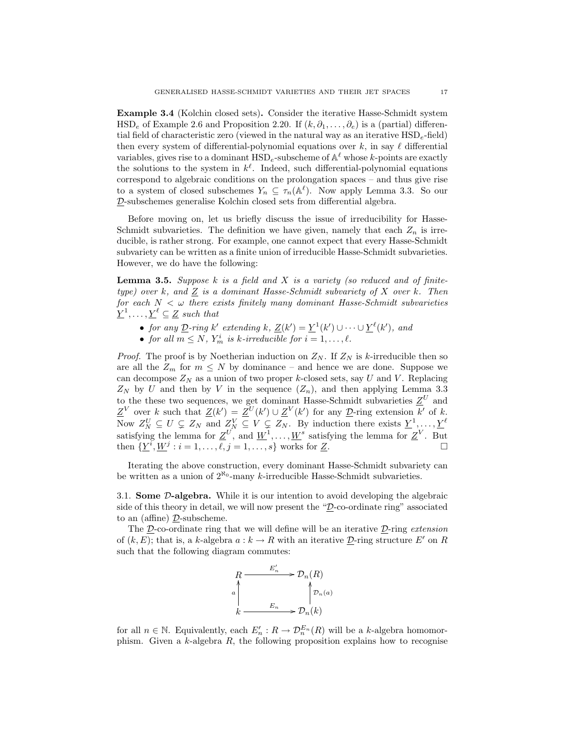**Example 3.4** (Kolchin closed sets)**.** Consider the iterative Hasse-Schmidt system $\mathrm{HSD}_e$ of Example 2.6 and Proposition 2.20. If $(k, \partial_1, \dots, \partial_e)$ is a (partial) differential field of characteristic zero (viewed in the natural way as an iterative $\mathrm{HSD}_e$-field) then every system of differential-polynomial equations over $k$, in say $\ell$ differential variables, gives rise to a dominant $\mathrm{HSD}_e$-subscheme of $\mathbb{A}^\ell$ whose $k$-points are exactly the solutions to the system in $k^\ell$. Indeed, such differential-polynomial equations correspond to algebraic conditions on the prolongation spaces – and thus give rise to a system of closed subschemes $Y_n \subseteq \tau_n(\mathbb{A}^\ell)$. Now apply Lemma 3.3. So our $\underline{\mathcal{D}}$-subschemes generalise Kolchin closed sets from differential algebra.

Before moving on, let us briefly discuss the issue of irreducibility for Hasse-Schmidt subvarieties. The definition we have given, namely that each $Z_n$ is irreducible, is rather strong. For example, one cannot expect that every Hasse-Schmidt subvariety can be written as a finite union of irreducible Hasse-Schmidt subvarieties. However, we do have the following:

**Lemma 3.5.** *Suppose $k$ is a field and $X$ is a variety (so reduced and of finite-type) over $k$, and $\underline{Z}$ is a dominant Hasse-Schmidt subvariety of $X$ over $k$. Then for each $N < \omega$ there exists finitely many dominant Hasse-Schmidt subvarieties $\underline{Y}^1, \dots, \underline{Y}^\ell \subseteq \underline{Z}$ such that*

- *for any $\underline{\mathcal{D}}$-ring $k'$ extending $k$, $\underline{Z}(k') = \underline{Y}^1(k') \cup \dots \cup \underline{Y}^\ell(k')$, and*
- *for all $m \leq N$, $Y^i_m$ is $k$-irreducible for $i = 1, \dots, \ell$.*

*Proof.* The proof is by Noetherian induction on $Z_N$. If $Z_N$ is $k$-irreducible then so are all the $Z_m$ for $m \leq N$ by dominance – and hence we are done. Suppose we can decompose $Z_N$ as a union of two proper $k$-closed sets, say $U$ and $V$. Replacing $Z_N$ by $U$ and then by $V$ in the sequence $(Z_n)$, and then applying Lemma 3.3 to the these two sequences, we get dominant Hasse-Schmidt subvarieties $\underline{Z}^U$ and $\underline{Z}^V$ over $k$ such that $\underline{Z}(k') = \underline{Z}^U(k') \cup \underline{Z}^V(k')$ for any $\underline{\mathcal{D}}$-ring extension $k'$ of $k$. Now $Z^U_N \subseteq U \subsetneq Z_N$ and $Z^V_N \subseteq V \subsetneq Z_N$. By induction there exists $\underline{Y}^1, \dots, \underline{Y}^\ell$ satisfying the lemma for $\underline{Z}^U$, and $\underline{W}^1, \dots, \underline{W}^s$ satisfying the lemma for $\underline{Z}^V$. But then $\{\underline{Y}^i, \underline{W}^j : i = 1, \dots, \ell, j = 1, \dots, s\}$ works for $\underline{Z}$. $\square$

Iterating the above construction, every dominant Hasse-Schmidt subvariety can be written as a union of $2^{\aleph_0}$-many $k$-irreducible Hasse-Schmidt subvarieties.

### 3.1. Some $\mathcal{D}$-algebra.

While it is our intention to avoid developing the algebraic side of this theory in detail, we will now present the "$\underline{\mathcal{D}}$-co-ordinate ring" associated to an (affine) $\underline{\mathcal{D}}$-subscheme.

The $\underline{\mathcal{D}}$-co-ordinate ring that we will define will be an iterative $\underline{\mathcal{D}}$-ring *extension* of $(k, E)$; that is, a $k$-algebra $a : k \to R$ with an iterative $\underline{\mathcal{D}}$-ring structure $E'$ on $R$ such that the following diagram commutes:

$$\begin{array}{ccc} R & \xrightarrow{E'_n} & \mathcal{D}_n(R) \\ {\scriptstyle a}\uparrow & & \uparrow{\scriptstyle \mathcal{D}_n(a)} \\ k & \xrightarrow{E_n} & \mathcal{D}_n(k) \end{array}$$

for all $n \in \mathbb{N}$. Equivalently, each $E'_n : R \to \mathcal{D}^{E_n}_n(R)$ will be a $k$-algebra homomorphism. Given a $k$-algebra $R$, the following proposition explains how to recognise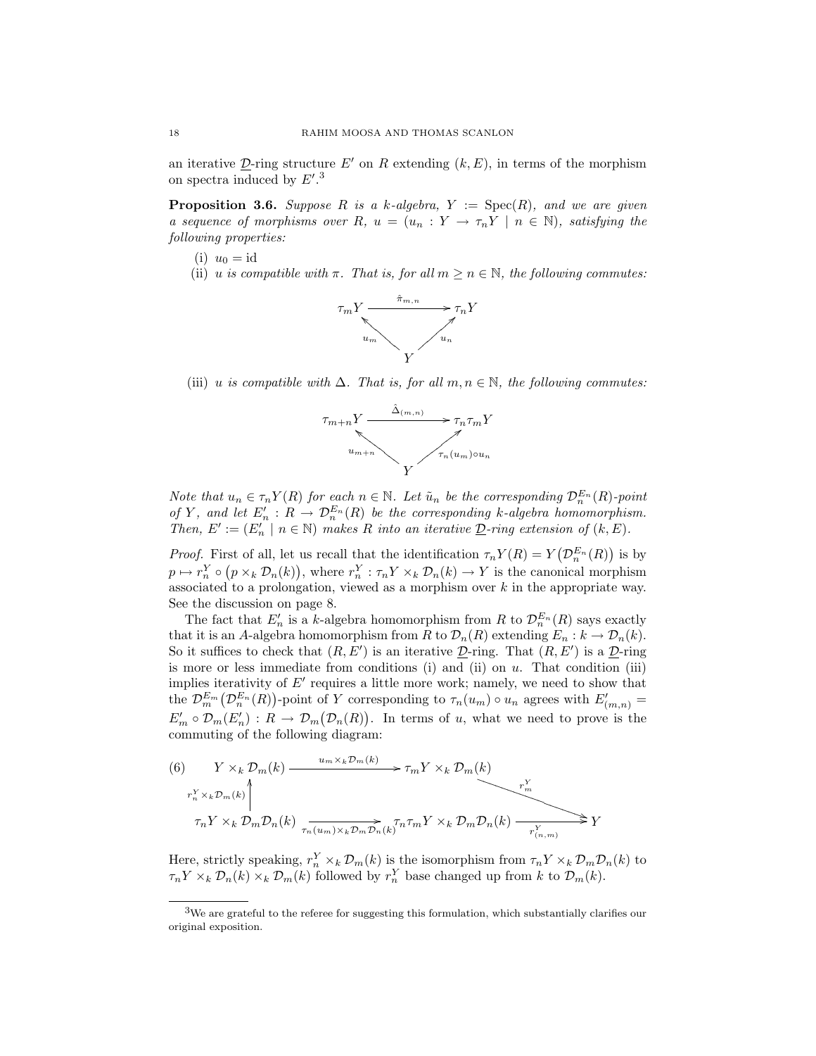an iterative $\underline{\mathcal{D}}$-ring structure $E'$ on $R$ extending $(k, E)$, in terms of the morphism on spectra induced by $E'$.[3]

**Proposition 3.6.** *Suppose $R$ is a $k$-algebra, $Y := \operatorname{Spec}(R)$, and we are given a sequence of morphisms over $R$, $u = (u_n : Y \to \tau_n Y \mid n \in \mathbb{N})$, satisfying the following properties:*

(i) $u_0 = \mathrm{id}$

(ii) *$u$ is compatible with $\pi$. That is, for all $m \geq n \in \mathbb{N}$, the following commutes:*

$$\begin{array}{ccc} \tau_m Y & \xrightarrow{\hat{\pi}_{m,n}} & \tau_n Y \\ & {}_{u_m}\nwarrow \quad \nearrow_{u_n} & \\ & Y & \end{array}$$

(iii) *$u$ is compatible with $\Delta$. That is, for all $m, n \in \mathbb{N}$, the following commutes:*

$$\begin{array}{ccc} \tau_{m+n} Y & \xrightarrow{\hat{\Delta}_{(m,n)}} & \tau_n \tau_m Y \\ & {}_{u_{m+n}}\nwarrow \quad \nearrow_{\tau_n(u_m)\circ u_n} & \\ & Y & \end{array}$$

*Note that $u_n \in \tau_n Y(R)$ for each $n \in \mathbb{N}$. Let $\tilde{u}_n$ be the corresponding $\mathcal{D}_n^{E_n}(R)$-point of $Y$, and let $E_n' : R \to \mathcal{D}_n^{E_n}(R)$ be the corresponding $k$-algebra homomorphism. Then, $E' := (E_n' \mid n \in \mathbb{N})$ makes $R$ into an iterative $\underline{\mathcal{D}}$-ring extension of $(k, E)$.*

*Proof.* First of all, let us recall that the identification $\tau_n Y(R) = Y\big(\mathcal{D}_n^{E_n}(R)\big)$ is by $p \mapsto r_n^Y \circ \big(p \times_k \mathcal{D}_n(k)\big)$, where $r_n^Y : \tau_n Y \times_k \mathcal{D}_n(k) \to Y$ is the canonical morphism associated to a prolongation, viewed as a morphism over $k$ in the appropriate way. See the discussion on page 8.

The fact that $E_n'$ is a $k$-algebra homomorphism from $R$ to $\mathcal{D}_n^{E_n}(R)$ says exactly that it is an $A$-algebra homomorphism from $R$ to $\mathcal{D}_n(R)$ extending $E_n : k \to \mathcal{D}_n(k)$. So it suffices to check that $(R, E')$ is an iterative $\underline{\mathcal{D}}$-ring. That $(R, E')$ is a $\underline{\mathcal{D}}$-ring is more or less immediate from conditions (i) and (ii) on $u$. That condition (iii) implies iterativity of $E'$ requires a little more work; namely, we need to show that the $\mathcal{D}_m^{E_m}\big(\mathcal{D}_n^{E_n}(R)\big)$-point of $Y$ corresponding to $\tau_n(u_m) \circ u_n$ agrees with $E'_{(m,n)} = E_m' \circ \mathcal{D}_m(E_n') : R \to \mathcal{D}_m\big(\mathcal{D}_n(R)\big)$. In terms of $u$, what we need to prove is the commuting of the following diagram:

$$(6) \qquad \begin{array}{ccccc} Y \times_k \mathcal{D}_m(k) & \xrightarrow{u_m \times_k \mathcal{D}_m(k)} & \tau_m Y \times_k \mathcal{D}_m(k) & & \\ \uparrow{\scriptstyle r_n^Y \times_k \mathcal{D}_m(k)} & & & \searrow^{r_m^Y} & \\ \tau_n Y \times_k \mathcal{D}_m \mathcal{D}_n(k) & \xrightarrow[\tau_n(u_m) \times_k \mathcal{D}_m \mathcal{D}_n(k)]{} & \tau_n \tau_m Y \times_k \mathcal{D}_m \mathcal{D}_n(k) & \xrightarrow[r_{(n,m)}^Y]{} & Y \end{array}$$

Here, strictly speaking, $r_n^Y \times_k \mathcal{D}_m(k)$ is the isomorphism from $\tau_n Y \times_k \mathcal{D}_m \mathcal{D}_n(k)$ to $\tau_n Y \times_k \mathcal{D}_n(k) \times_k \mathcal{D}_m(k)$ followed by $r_n^Y$ base changed up from $k$ to $\mathcal{D}_m(k)$.

[3] We are grateful to the referee for suggesting this formulation, which substantially clarifies our original exposition.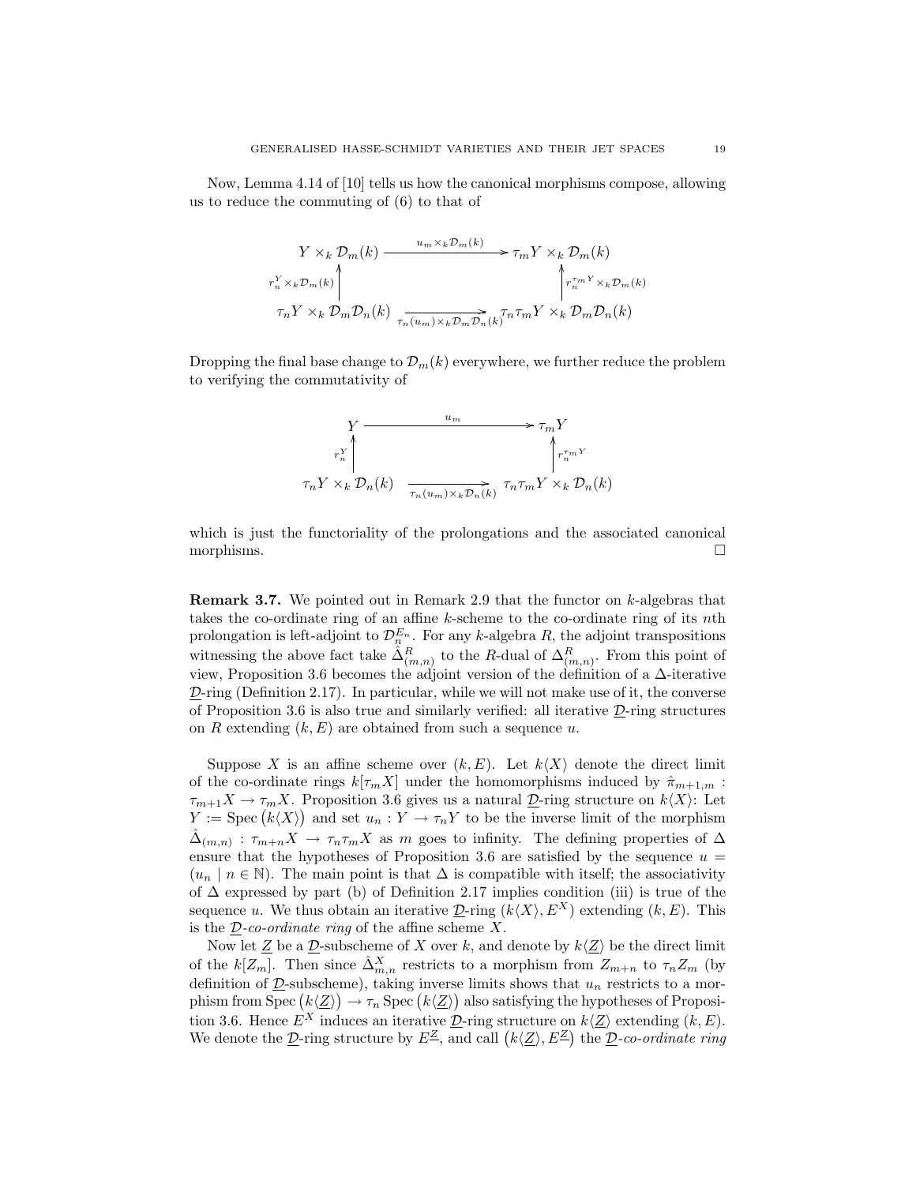Now, Lemma 4.14 of [10] tells us how the canonical morphisms compose, allowing us to reduce the commuting of (6) to that of

$$
\begin{array}{ccc}
Y \times_k \mathcal{D}_m(k) & \xrightarrow{u_m \times_k \mathcal{D}_m(k)} & \tau_m Y \times_k \mathcal{D}_m(k) \\
\uparrow {\scriptstyle r_n^Y \times_k \mathcal{D}_m(k)} & & \uparrow {\scriptstyle r_n^{\tau_m Y} \times_k \mathcal{D}_m(k)} \\
\tau_n Y \times_k \mathcal{D}_m \mathcal{D}_n(k) & \xrightarrow[\tau_n(u_m) \times_k \mathcal{D}_m \mathcal{D}_n(k)]{} & \tau_n \tau_m Y \times_k \mathcal{D}_m \mathcal{D}_n(k)
\end{array}
$$

Dropping the final base change to $\mathcal{D}_m(k)$ everywhere, we further reduce the problem to verifying the commutativity of

$$
\begin{array}{ccc}
Y & \xrightarrow{u_m} & \tau_m Y \\
\uparrow {\scriptstyle r_n^Y} & & \uparrow {\scriptstyle r_n^{\tau_m Y}} \\
\tau_n Y \times_k \mathcal{D}_n(k) & \xrightarrow[\tau_n(u_m) \times_k \mathcal{D}_n(k)]{} & \tau_n \tau_m Y \times_k \mathcal{D}_n(k)
\end{array}
$$

which is just the functoriality of the prolongations and the associated canonical morphisms. $\square$

**Remark 3.7.** We pointed out in Remark 2.9 that the functor on $k$-algebras that takes the co-ordinate ring of an affine $k$-scheme to the co-ordinate ring of its $n$th prolongation is left-adjoint to $\mathcal{D}_n^{E_n}$. For any $k$-algebra $R$, the adjoint transpositions witnessing the above fact take $\hat{\Delta}^R_{(m,n)}$ to the $R$-dual of $\Delta^R_{(m,n)}$. From this point of view, Proposition 3.6 becomes the adjoint version of the definition of a $\Delta$-iterative $\underline{\mathcal{D}}$-ring (Definition 2.17). In particular, while we will not make use of it, the converse of Proposition 3.6 is also true and similarly verified: all iterative $\underline{\mathcal{D}}$-ring structures on $R$ extending $(k, E)$ are obtained from such a sequence $u$.

Suppose $X$ is an affine scheme over $(k, E)$. Let $k\langle X\rangle$ denote the direct limit of the co-ordinate rings $k[\tau_m X]$ under the homomorphisms induced by $\hat{\pi}_{m+1,m} : \tau_{m+1}X \to \tau_m X$. Proposition 3.6 gives us a natural $\underline{\mathcal{D}}$-ring structure on $k\langle X\rangle$: Let $Y := \operatorname{Spec}\big(k\langle X\rangle\big)$ and set $u_n : Y \to \tau_n Y$ to be the inverse limit of the morphism $\hat{\Delta}_{(m,n)} : \tau_{m+n}X \to \tau_n\tau_m X$ as $m$ goes to infinity. The defining properties of $\Delta$ ensure that the hypotheses of Proposition 3.6 are satisfied by the sequence $u = (u_n \mid n \in \mathbb{N})$. The main point is that $\Delta$ is compatible with itself; the associativity of $\Delta$ expressed by part (b) of Definition 2.17 implies condition (iii) is true of the sequence $u$. We thus obtain an iterative $\underline{\mathcal{D}}$-ring $(k\langle X\rangle, E^X)$ extending $(k, E)$. This is the *$\underline{\mathcal{D}}$-co-ordinate ring* of the affine scheme $X$.

Now let $\underline{Z}$ be a $\underline{\mathcal{D}}$-subscheme of $X$ over $k$, and denote by $k\langle \underline{Z}\rangle$ be the direct limit of the $k[Z_m]$. Then since $\hat{\Delta}^X_{m,n}$ restricts to a morphism from $Z_{m+n}$ to $\tau_n Z_m$ (by definition of $\underline{\mathcal{D}}$-subscheme), taking inverse limits shows that $u_n$ restricts to a morphism from $\operatorname{Spec}\big(k\langle \underline{Z}\rangle\big) \to \tau_n \operatorname{Spec}\big(k\langle \underline{Z}\rangle\big)$ also satisfying the hypotheses of Proposition 3.6. Hence $E^X$ induces an iterative $\underline{\mathcal{D}}$-ring structure on $k\langle \underline{Z}\rangle$ extending $(k, E)$. We denote the $\underline{\mathcal{D}}$-ring structure by $E^{\underline{Z}}$, and call $\big(k\langle \underline{Z}\rangle, E^{\underline{Z}}\big)$ the *$\underline{\mathcal{D}}$-co-ordinate ring*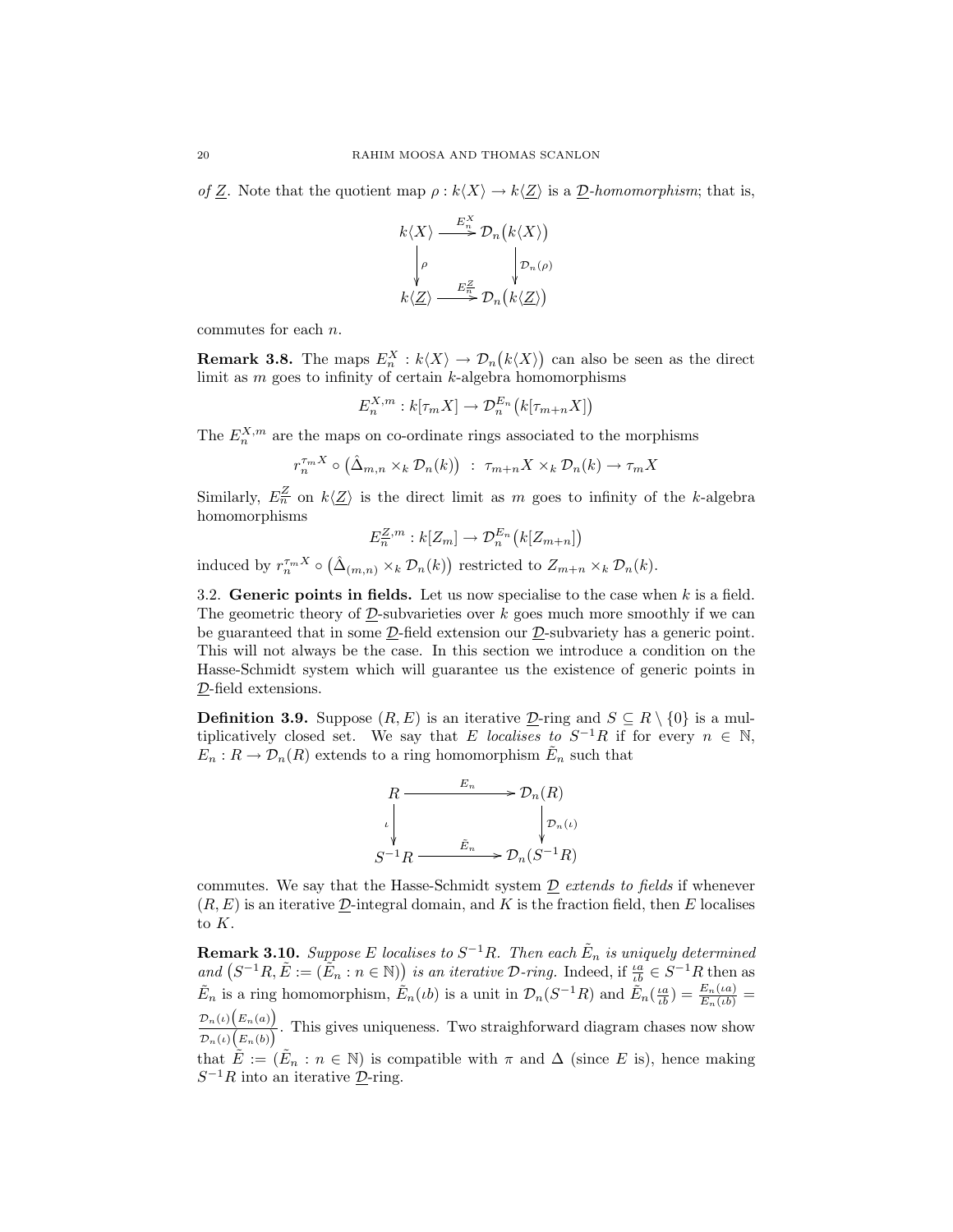*of $\underline{Z}$*. Note that the quotient map $\rho : k\langle X\rangle \to k\langle \underline{Z}\rangle$ is a *$\underline{\mathcal{D}}$-homomorphism*; that is,

$$\begin{array}{ccc} k\langle X\rangle & \xrightarrow{E_n^X} & \mathcal{D}_n\big(k\langle X\rangle\big) \\ \Big\downarrow{\scriptstyle \rho} & & \Big\downarrow{\scriptstyle \mathcal{D}_n(\rho)} \\ k\langle \underline{Z}\rangle & \xrightarrow{E_n^{\underline{Z}}} & \mathcal{D}_n\big(k\langle \underline{Z}\rangle\big) \end{array}$$

commutes for each $n$.

**Remark 3.8.** The maps $E_n^X : k\langle X\rangle \to \mathcal{D}_n\big(k\langle X\rangle\big)$ can also be seen as the direct limit as $m$ goes to infinity of certain $k$-algebra homomorphisms

$$E_n^{X,m} : k[\tau_m X] \to \mathcal{D}_n^{E_n}\big(k[\tau_{m+n}X]\big)$$

The $E_n^{X,m}$ are the maps on co-ordinate rings associated to the morphisms

$$r_n^{\tau_m X} \circ \big(\hat{\Delta}_{m,n} \times_k \mathcal{D}_n(k)\big) \ : \ \tau_{m+n}X \times_k \mathcal{D}_n(k) \to \tau_m X$$

Similarly, $E_n^{\underline{Z}}$ on $k\langle \underline{Z}\rangle$ is the direct limit as $m$ goes to infinity of the $k$-algebra homomorphisms

$$E_n^{\underline{Z},m} : k[Z_m] \to \mathcal{D}_n^{E_n}\big(k[Z_{m+n}]\big)$$

induced by $r_n^{\tau_m X} \circ \big(\hat{\Delta}_{(m,n)} \times_k \mathcal{D}_n(k)\big)$ restricted to $Z_{m+n} \times_k \mathcal{D}_n(k)$.

3.2. **Generic points in fields.** Let us now specialise to the case when $k$ is a field. The geometric theory of $\underline{\mathcal{D}}$-subvarieties over $k$ goes much more smoothly if we can be guaranteed that in some $\underline{\mathcal{D}}$-field extension our $\underline{\mathcal{D}}$-subvariety has a generic point. This will not always be the case. In this section we introduce a condition on the Hasse-Schmidt system which will guarantee us the existence of generic points in $\underline{\mathcal{D}}$-field extensions.

**Definition 3.9.** Suppose $(R, E)$ is an iterative $\underline{\mathcal{D}}$-ring and $S \subseteq R \setminus \{0\}$ is a multiplicatively closed set. We say that $E$ *localises to* $S^{-1}R$ if for every $n \in \mathbb{N}$, $E_n : R \to \mathcal{D}_n(R)$ extends to a ring homomorphism $\tilde{E}_n$ such that

$$\begin{array}{ccc} R & \xrightarrow{E_n} & \mathcal{D}_n(R) \\ \Big\downarrow{\scriptstyle \iota} & & \Big\downarrow{\scriptstyle \mathcal{D}_n(\iota)} \\ S^{-1}R & \xrightarrow{\tilde{E}_n} & \mathcal{D}_n(S^{-1}R) \end{array}$$

commutes. We say that the Hasse-Schmidt system $\underline{\mathcal{D}}$ *extends to fields* if whenever $(R, E)$ is an iterative $\underline{\mathcal{D}}$-integral domain, and $K$ is the fraction field, then $E$ localises to $K$.

**Remark 3.10.** *Suppose $E$ localises to $S^{-1}R$. Then each $\tilde{E}_n$ is uniquely determined and $\big(S^{-1}R, \tilde{E} := (\tilde{E}_n : n \in \mathbb{N})\big)$ is an iterative $\mathcal{D}$-ring.* Indeed, if $\frac{\iota a}{\iota b} \in S^{-1}R$ then as $\tilde{E}_n$ is a ring homomorphism, $\tilde{E}_n(\iota b)$ is a unit in $\mathcal{D}_n(S^{-1}R)$ and $\tilde{E}_n(\frac{\iota a}{\iota b}) = \frac{E_n(\iota a)}{E_n(\iota b)} = \frac{\mathcal{D}_n(\iota)\big(E_n(a)\big)}{\mathcal{D}_n(\iota)\big(E_n(b)\big)}$. This gives uniqueness. Two straighforward diagram chases now show that $\tilde{E} := (\tilde{E}_n : n \in \mathbb{N})$ is compatible with $\pi$ and $\Delta$ (since $E$ is), hence making $S^{-1}R$ into an iterative $\underline{\mathcal{D}}$-ring.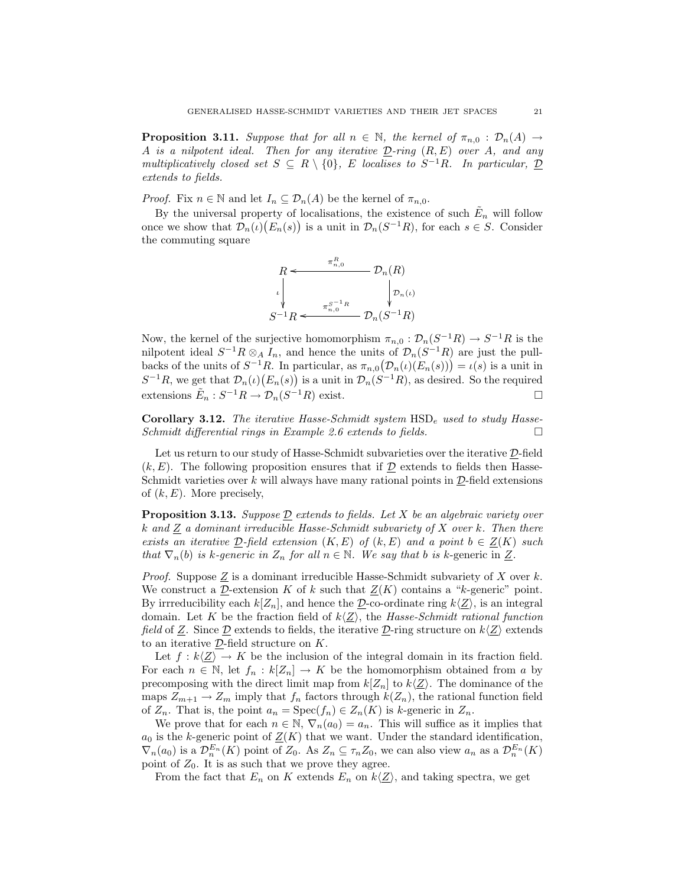**Proposition 3.11.** *Suppose that for all $n \in \mathbb{N}$, the kernel of $\pi_{n,0} : \mathcal{D}_n(A) \to A$ is a nilpotent ideal. Then for any iterative $\underline{\mathcal{D}}$-ring $(R, E)$ over $A$, and any multiplicatively closed set $S \subseteq R \setminus \{0\}$, $E$ localises to $S^{-1}R$. In particular, $\underline{\mathcal{D}}$ extends to fields.*

*Proof.* Fix $n \in \mathbb{N}$ and let $I_n \subseteq \mathcal{D}_n(A)$ be the kernel of $\pi_{n,0}$.

By the universal property of localisations, the existence of such $\tilde{E}_n$ will follow once we show that $\mathcal{D}_n(\iota)\big(E_n(s)\big)$ is a unit in $\mathcal{D}_n(S^{-1}R)$, for each $s \in S$. Consider the commuting square

$$\begin{array}{ccc} R & \xleftarrow{\pi^R_{n,0}} & \mathcal{D}_n(R) \\ \downarrow \iota & & \downarrow \mathcal{D}_n(\iota) \\ S^{-1}R & \xleftarrow{\pi^{S^{-1}R}_{n,0}} & \mathcal{D}_n(S^{-1}R) \end{array}$$

Now, the kernel of the surjective homomorphism $\pi_{n,0} : \mathcal{D}_n(S^{-1}R) \to S^{-1}R$ is the nilpotent ideal $S^{-1}R \otimes_A I_n$, and hence the units of $\mathcal{D}_n(S^{-1}R)$ are just the pullbacks of the units of $S^{-1}R$. In particular, as $\pi_{n,0}\big(\mathcal{D}_n(\iota)(E_n(s))\big) = \iota(s)$ is a unit in $S^{-1}R$, we get that $\mathcal{D}_n(\iota)\big(E_n(s)\big)$ is a unit in $\mathcal{D}_n(S^{-1}R)$, as desired. So the required extensions $\tilde{E}_n : S^{-1}R \to \mathcal{D}_n(S^{-1}R)$ exist. $\square$

**Corollary 3.12.** *The iterative Hasse-Schmidt system $\mathrm{HSD}_e$ used to study Hasse-Schmidt differential rings in Example 2.6 extends to fields.* $\square$

Let us return to our study of Hasse-Schmidt subvarieties over the iterative $\underline{\mathcal{D}}$-field $(k, E)$. The following proposition ensures that if $\underline{\mathcal{D}}$ extends to fields then Hasse-Schmidt varieties over $k$ will always have many rational points in $\underline{\mathcal{D}}$-field extensions of $(k, E)$. More precisely,

**Proposition 3.13.** *Suppose $\underline{\mathcal{D}}$ extends to fields. Let $X$ be an algebraic variety over $k$ and $\underline{Z}$ a dominant irreducible Hasse-Schmidt subvariety of $X$ over $k$. Then there exists an iterative $\underline{\mathcal{D}}$-field extension $(K, E)$ of $(k, E)$ and a point $b \in \underline{Z}(K)$ such that $\nabla_n(b)$ is $k$-generic in $Z_n$ for all $n \in \mathbb{N}$. We say that $b$ is $k$-generic in $\underline{Z}$.*

*Proof.* Suppose $\underline{Z}$ is a dominant irreducible Hasse-Schmidt subvariety of $X$ over $k$. We construct a $\underline{\mathcal{D}}$-extension $K$ of $k$ such that $\underline{Z}(K)$ contains a "$k$-generic" point. By irrreducibility each $k[Z_n]$, and hence the $\underline{\mathcal{D}}$-co-ordinate ring $k\langle \underline{Z} \rangle$, is an integral domain. Let $K$ be the fraction field of $k\langle \underline{Z} \rangle$, the *Hasse-Schmidt rational function field* of $\underline{Z}$. Since $\underline{\mathcal{D}}$ extends to fields, the iterative $\underline{\mathcal{D}}$-ring structure on $k\langle \underline{Z} \rangle$ extends to an iterative $\underline{\mathcal{D}}$-field structure on $K$.

Let $f : k\langle \underline{Z} \rangle \to K$ be the inclusion of the integral domain in its fraction field. For each $n \in \mathbb{N}$, let $f_n : k[Z_n] \to K$ be the homomorphism obtained from $a$ by precomposing with the direct limit map from $k[Z_n]$ to $k\langle \underline{Z} \rangle$. The dominance of the maps $Z_{m+1} \to Z_m$ imply that $f_n$ factors through $k(Z_n)$, the rational function field of $Z_n$. That is, the point $a_n = \mathrm{Spec}(f_n) \in Z_n(K)$ is $k$-generic in $Z_n$.

We prove that for each $n \in \mathbb{N}$, $\nabla_n(a_0) = a_n$. This will suffice as it implies that $a_0$ is the $k$-generic point of $\underline{Z}(K)$ that we want. Under the standard identification, $\nabla_n(a_0)$ is a $\mathcal{D}_n^{E_n}(K)$ point of $Z_0$. As $Z_n \subseteq \tau_n Z_0$, we can also view $a_n$ as a $\mathcal{D}_n^{E_n}(K)$ point of $Z_0$. It is as such that we prove they agree.

From the fact that $E_n$ on $K$ extends $E_n$ on $k\langle \underline{Z} \rangle$, and taking spectra, we get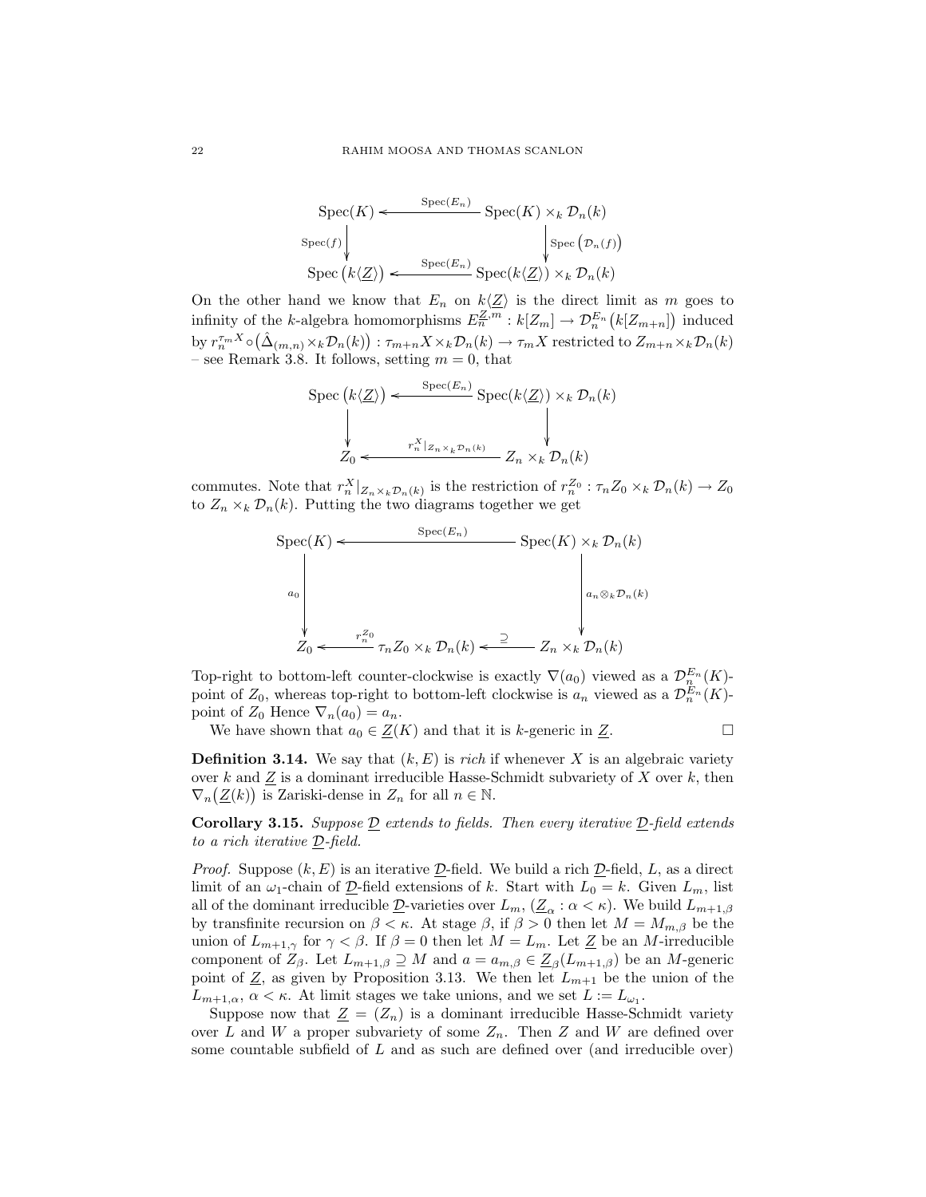$$\begin{array}{ccc}
\operatorname{Spec}(K) & \xleftarrow{\operatorname{Spec}(E_n)} & \operatorname{Spec}(K) \times_k \mathcal{D}_n(k) \\
\Big\downarrow {\scriptstyle \operatorname{Spec}(f)} & & \Big\downarrow {\scriptstyle \operatorname{Spec}\left(\mathcal{D}_n(f)\right)} \\
\operatorname{Spec}\left(k\langle \underline{Z} \rangle\right) & \xleftarrow{\operatorname{Spec}(E_n)} & \operatorname{Spec}(k\langle \underline{Z} \rangle) \times_k \mathcal{D}_n(k)
\end{array}$$

On the other hand we know that $E_n$ on $k\langle \underline{Z} \rangle$ is the direct limit as $m$ goes to infinity of the $k$-algebra homomorphisms $E_n^{\underline{Z},m} : k[Z_m] \to \mathcal{D}_n^{E_n}\big(k[Z_{m+n}]\big)$ induced by $r_n^{\tau_m X} \circ \big(\hat{\Delta}_{(m,n)} \times_k \mathcal{D}_n(k)\big) : \tau_{m+n} X \times_k \mathcal{D}_n(k) \to \tau_m X$ restricted to $Z_{m+n} \times_k \mathcal{D}_n(k)$ – see Remark 3.8. It follows, setting $m = 0$, that

$$\begin{array}{ccc}
\operatorname{Spec}\left(k\langle \underline{Z} \rangle\right) & \xleftarrow{\operatorname{Spec}(E_n)} & \operatorname{Spec}(k\langle \underline{Z} \rangle) \times_k \mathcal{D}_n(k) \\
\Big\downarrow & & \Big\downarrow \\
Z_0 & \xleftarrow{r_n^X|_{Z_n \times_k \mathcal{D}_n(k)}} & Z_n \times_k \mathcal{D}_n(k)
\end{array}$$

commutes. Note that $r_n^X|_{Z_n \times_k \mathcal{D}_n(k)}$ is the restriction of $r_n^{Z_0} : \tau_n Z_0 \times_k \mathcal{D}_n(k) \to Z_0$ to $Z_n \times_k \mathcal{D}_n(k)$. Putting the two diagrams together we get

$$\begin{array}{ccccc}
\operatorname{Spec}(K) & & \xleftarrow{\operatorname{Spec}(E_n)} & & \operatorname{Spec}(K) \times_k \mathcal{D}_n(k) \\
\Big\downarrow {\scriptstyle a_0} & & & & \Big\downarrow {\scriptstyle a_n \otimes_k \mathcal{D}_n(k)} \\
Z_0 & \xleftarrow{r_n^{Z_0}} & \tau_n Z_0 \times_k \mathcal{D}_n(k) & \xleftarrow{\supseteq} & Z_n \times_k \mathcal{D}_n(k)
\end{array}$$

Top-right to bottom-left counter-clockwise is exactly $\nabla(a_0)$ viewed as a $\mathcal{D}_n^{E_n}(K)$-point of $Z_0$, whereas top-right to bottom-left clockwise is $a_n$ viewed as a $\mathcal{D}_n^{E_n}(K)$-point of $Z_0$ Hence $\nabla_n(a_0) = a_n$.

We have shown that $a_0 \in \underline{Z}(K)$ and that it is $k$-generic in $\underline{Z}$. □

**Definition 3.14.** We say that $(k, E)$ is *rich* if whenever $X$ is an algebraic variety over $k$ and $\underline{Z}$ is a dominant irreducible Hasse-Schmidt subvariety of $X$ over $k$, then $\nabla_n\big(\underline{Z}(k)\big)$ is Zariski-dense in $Z_n$ for all $n \in \mathbb{N}$.

**Corollary 3.15.** *Suppose $\underline{\mathcal{D}}$ extends to fields. Then every iterative $\underline{\mathcal{D}}$-field extends to a rich iterative $\underline{\mathcal{D}}$-field.*

*Proof.* Suppose $(k, E)$ is an iterative $\underline{\mathcal{D}}$-field. We build a rich $\underline{\mathcal{D}}$-field, $L$, as a direct limit of an $\omega_1$-chain of $\underline{\mathcal{D}}$-field extensions of $k$. Start with $L_0 = k$. Given $L_m$, list all of the dominant irreducible $\underline{\mathcal{D}}$-varieties over $L_m$, $(\underline{Z}_\alpha : \alpha < \kappa)$. We build $L_{m+1,\beta}$ by transfinite recursion on $\beta < \kappa$. At stage $\beta$, if $\beta > 0$ then let $M = M_{m,\beta}$ be the union of $L_{m+1,\gamma}$ for $\gamma < \beta$. If $\beta = 0$ then let $M = L_m$. Let $\underline{Z}$ be an $M$-irreducible component of $Z_\beta$. Let $L_{m+1,\beta} \supseteq M$ and $a = a_{m,\beta} \in \underline{Z}_\beta(L_{m+1,\beta})$ be an $M$-generic point of $\underline{Z}$, as given by Proposition 3.13. We then let $L_{m+1}$ be the union of the $L_{m+1,\alpha}$, $\alpha < \kappa$. At limit stages we take unions, and we set $L := L_{\omega_1}$.

Suppose now that $\underline{Z} = (Z_n)$ is a dominant irreducible Hasse-Schmidt variety over $L$ and $W$ a proper subvariety of some $Z_n$. Then $Z$ and $W$ are defined over some countable subfield of $L$ and as such are defined over (and irreducible over)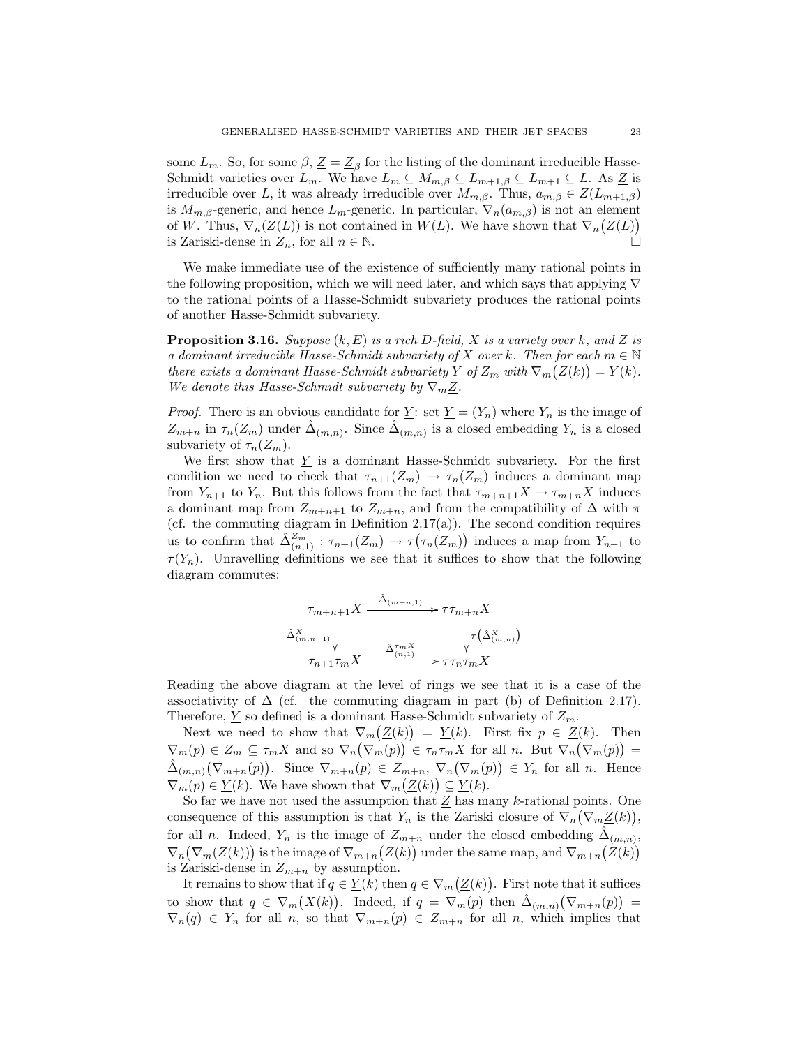some $L_m$. So, for some $\beta$, $\underline{Z} = \underline{Z}_\beta$ for the listing of the dominant irreducible Hasse-Schmidt varieties over $L_m$. We have $L_m \subseteq M_{m,\beta} \subseteq L_{m+1,\beta} \subseteq L_{m+1} \subseteq L$. As $\underline{Z}$ is irreducible over $L$, it was already irreducible over $M_{m,\beta}$. Thus, $a_{m,\beta} \in \underline{Z}(L_{m+1,\beta})$ is $M_{m,\beta}$-generic, and hence $L_m$-generic. In particular, $\nabla_n(a_{m,\beta})$ is not an element of $W$. Thus, $\nabla_n(\underline{Z}(L))$ is not contained in $W(L)$. We have shown that $\nabla_n\big(\underline{Z}(L)\big)$ is Zariski-dense in $Z_n$, for all $n \in \mathbb{N}$. □

We make immediate use of the existence of sufficiently many rational points in the following proposition, which we will need later, and which says that applying $\nabla$ to the rational points of a Hasse-Schmidt subvariety produces the rational points of another Hasse-Schmidt subvariety.

**Proposition 3.16.** *Suppose $(k, E)$ is a rich $\underline{D}$-field, $X$ is a variety over $k$, and $\underline{Z}$ is a dominant irreducible Hasse-Schmidt subvariety of $X$ over $k$. Then for each $m \in \mathbb{N}$ there exists a dominant Hasse-Schmidt subvariety $\underline{Y}$ of $Z_m$ with $\nabla_m\big(\underline{Z}(k)\big) = \underline{Y}(k)$. We denote this Hasse-Schmidt subvariety by $\nabla_m\underline{Z}$.*

*Proof.* There is an obvious candidate for $\underline{Y}$: set $\underline{Y} = (Y_n)$ where $Y_n$ is the image of $Z_{m+n}$ in $\tau_n(Z_m)$ under $\hat{\Delta}_{(m,n)}$. Since $\hat{\Delta}_{(m,n)}$ is a closed embedding $Y_n$ is a closed subvariety of $\tau_n(Z_m)$.

We first show that $\underline{Y}$ is a dominant Hasse-Schmidt subvariety. For the first condition we need to check that $\tau_{n+1}(Z_m) \to \tau_n(Z_m)$ induces a dominant map from $Y_{n+1}$ to $Y_n$. But this follows from the fact that $\tau_{m+n+1}X \to \tau_{m+n}X$ induces a dominant map from $Z_{m+n+1}$ to $Z_{m+n}$, and from the compatibility of $\Delta$ with $\pi$ (cf. the commuting diagram in Definition 2.17(a)). The second condition requires us to confirm that $\hat{\Delta}^{Z_m}_{(n,1)} : \tau_{n+1}(Z_m) \to \tau\big(\tau_n(Z_m)\big)$ induces a map from $Y_{n+1}$ to $\tau(Y_n)$. Unravelling definitions we see that it suffices to show that the following diagram commutes:

$$\begin{array}{ccc}
\tau_{m+n+1}X & \xrightarrow{\hat{\Delta}_{(m+n,1)}} & \tau\tau_{m+n}X \\
\Big\downarrow {\scriptstyle \hat{\Delta}^X_{(m,n+1)}} & & \Big\downarrow {\scriptstyle \tau\left(\hat{\Delta}^X_{(m,n)}\right)} \\
\tau_{n+1}\tau_m X & \xrightarrow{\hat{\Delta}^{\tau_m X}_{(n,1)}} & \tau\tau_n\tau_m X
\end{array}$$

Reading the above diagram at the level of rings we see that it is a case of the associativity of $\Delta$ (cf. the commuting diagram in part (b) of Definition 2.17). Therefore, $\underline{Y}$ so defined is a dominant Hasse-Schmidt subvariety of $Z_m$.

Next we need to show that $\nabla_m\big(\underline{Z}(k)\big) = \underline{Y}(k)$. First fix $p \in \underline{Z}(k)$. Then $\nabla_m(p) \in Z_m \subseteq \tau_m X$ and so $\nabla_n\big(\nabla_m(p)\big) \in \tau_n\tau_m X$ for all $n$. But $\nabla_n\big(\nabla_m(p)\big) = \hat{\Delta}_{(m,n)}\big(\nabla_{m+n}(p)\big)$. Since $\nabla_{m+n}(p) \in Z_{m+n}$, $\nabla_n\big(\nabla_m(p)\big) \in Y_n$ for all $n$. Hence $\nabla_m(p) \in \underline{Y}(k)$. We have shown that $\nabla_m\big(\underline{Z}(k)\big) \subseteq \underline{Y}(k)$.

So far we have not used the assumption that $\underline{Z}$ has many $k$-rational points. One consequence of this assumption is that $Y_n$ is the Zariski closure of $\nabla_n\big(\nabla_m\underline{Z}(k)\big)$, for all $n$. Indeed, $Y_n$ is the image of $Z_{m+n}$ under the closed embedding $\hat{\Delta}_{(m,n)}$, $\nabla_n\big(\nabla_m(\underline{Z}(k))\big)$ is the image of $\nabla_{m+n}\big(\underline{Z}(k)\big)$ under the same map, and $\nabla_{m+n}\big(\underline{Z}(k)\big)$ is Zariski-dense in $Z_{m+n}$ by assumption.

It remains to show that if $q \in \underline{Y}(k)$ then $q \in \nabla_m\big(\underline{Z}(k)\big)$. First note that it suffices to show that $q \in \nabla_m\big(X(k)\big)$. Indeed, if $q = \nabla_m(p)$ then $\hat{\Delta}_{(m,n)}\big(\nabla_{m+n}(p)\big) = \nabla_n(q) \in Y_n$ for all $n$, so that $\nabla_{m+n}(p) \in Z_{m+n}$ for all $n$, which implies that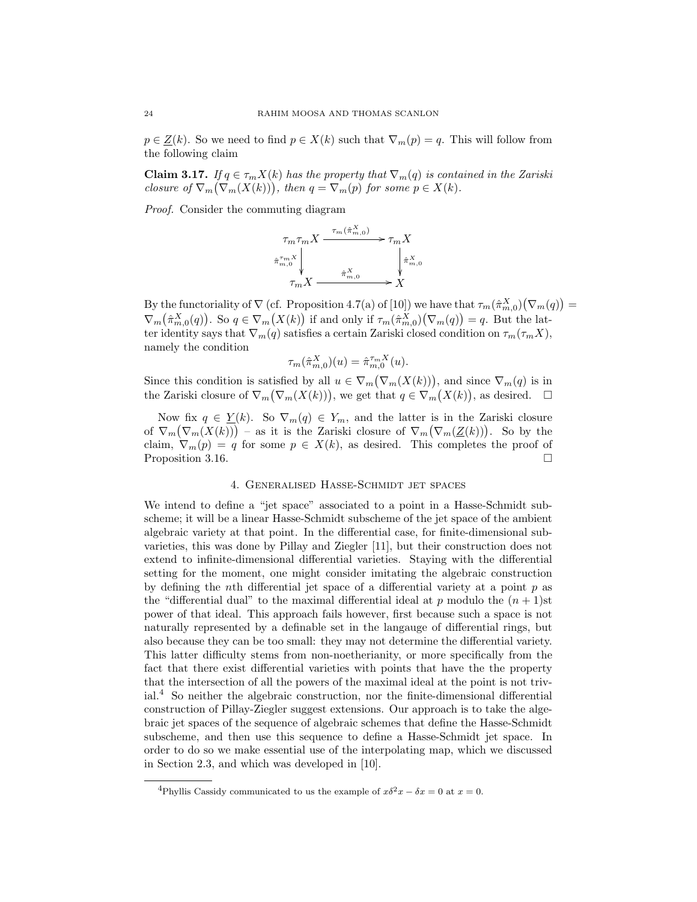$p \in \underline{Z}(k)$. So we need to find $p \in X(k)$ such that $\nabla_m(p) = q$. This will follow from the following claim

**Claim 3.17.** *If $q \in \tau_m X(k)$ has the property that $\nabla_m(q)$ is contained in the Zariski closure of $\nabla_m\big(\nabla_m(X(k))\big)$, then $q = \nabla_m(p)$ for some $p \in X(k)$.*

*Proof.* Consider the commuting diagram

$$\begin{array}{ccc} \tau_m \tau_m X & \xrightarrow{\tau_m(\hat{\pi}^X_{m,0})} & \tau_m X \\ \Big\downarrow{\scriptstyle \hat{\pi}^{\tau_m X}_{m,0}} & & \Big\downarrow{\scriptstyle \hat{\pi}^X_{m,0}} \\ \tau_m X & \xrightarrow{\hat{\pi}^X_{m,0}} & X \end{array}$$

By the functoriality of $\nabla$ (cf. Proposition 4.7(a) of [10]) we have that $\tau_m(\hat{\pi}^X_{m,0})\big(\nabla_m(q)\big) = \nabla_m\big(\hat{\pi}^X_{m,0}(q)\big)$. So $q \in \nabla_m\big(X(k)\big)$ if and only if $\tau_m(\hat{\pi}^X_{m,0})\big(\nabla_m(q)\big) = q$. But the latter identity says that $\nabla_m(q)$ satisfies a certain Zariski closed condition on $\tau_m(\tau_m X)$, namely the condition

$$\tau_m(\hat{\pi}^X_{m,0})(u) = \hat{\pi}^{\tau_m X}_{m,0}(u).$$

Since this condition is satisfied by all $u \in \nabla_m\big(\nabla_m(X(k))\big)$, and since $\nabla_m(q)$ is in the Zariski closure of $\nabla_m\big(\nabla_m(X(k))\big)$, we get that $q \in \nabla_m\big(X(k)\big)$, as desired. $\square$

Now fix $q \in \underline{Y}(k)$. So $\nabla_m(q) \in Y_m$, and the latter is in the Zariski closure of $\nabla_m\big(\nabla_m(X(k))\big)$ – as it is the Zariski closure of $\nabla_m\big(\nabla_m(\underline{Z}(k))\big)$. So by the claim, $\nabla_m(p) = q$ for some $p \in X(k)$, as desired. This completes the proof of Proposition 3.16. $\square$

## 4. Generalised Hasse-Schmidt jet spaces

We intend to define a "jet space" associated to a point in a Hasse-Schmidt subscheme; it will be a linear Hasse-Schmidt subscheme of the jet space of the ambient algebraic variety at that point. In the differential case, for finite-dimensional subvarieties, this was done by Pillay and Ziegler [11], but their construction does not extend to infinite-dimensional differential varieties. Staying with the differential setting for the moment, one might consider imitating the algebraic construction by defining the $n$th differential jet space of a differential variety at a point $p$ as the "differential dual" to the maximal differential ideal at $p$ modulo the $(n+1)$st power of that ideal. This approach fails however, first because such a space is not naturally represented by a definable set in the langauge of differential rings, but also because they can be too small: they may not determine the differential variety. This latter difficulty stems from non-noetherianity, or more specifically from the fact that there exist differential varieties with points that have the the property that the intersection of all the powers of the maximal ideal at the point is not trivial.[4] So neither the algebraic construction, nor the finite-dimensional differential construction of Pillay-Ziegler suggest extensions. Our approach is to take the algebraic jet spaces of the sequence of algebraic schemes that define the Hasse-Schmidt subscheme, and then use this sequence to define a Hasse-Schmidt jet space. In order to do so we make essential use of the interpolating map, which we discussed in Section 2.3, and which was developed in [10].

[4] Phyllis Cassidy communicated to us the example of $x\delta^2 x - \delta x = 0$ at $x = 0$.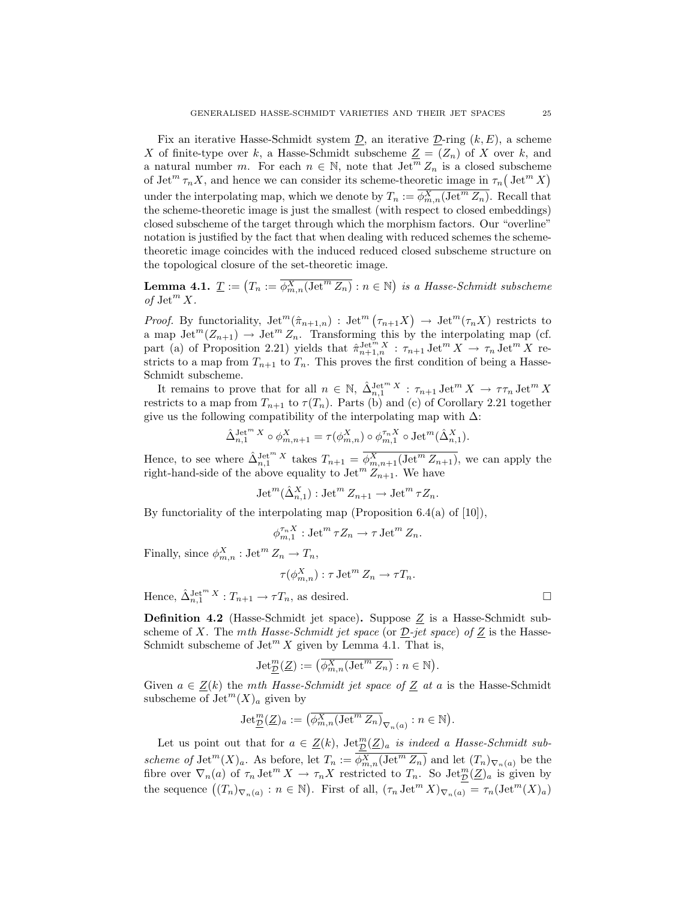Fix an iterative Hasse-Schmidt system $\underline{\mathcal{D}}$, an iterative $\underline{\mathcal{D}}$-ring $(k, E)$, a scheme $X$ of finite-type over $k$, a Hasse-Schmidt subscheme $\underline{Z} = (Z_n)$ of $X$ over $k$, and a natural number $m$. For each $n \in \mathbb{N}$, note that $\operatorname{Jet}^m Z_n$ is a closed subscheme of $\operatorname{Jet}^m \tau_n X$, and hence we can consider its scheme-theoretic image in $\tau_n\big(\operatorname{Jet}^m X\big)$ under the interpolating map, which we denote by $T_n := \overline{\phi^X_{m,n}(\operatorname{Jet}^m Z_n)}$. Recall that the scheme-theoretic image is just the smallest (with respect to closed embeddings) closed subscheme of the target through which the morphism factors. Our "overline" notation is justified by the fact that when dealing with reduced schemes the scheme-theoretic image coincides with the induced reduced closed subscheme structure on the topological closure of the set-theoretic image.

**Lemma 4.1.** *$\underline{T} := \big(T_n := \overline{\phi^X_{m,n}(\operatorname{Jet}^m Z_n)} : n \in \mathbb{N}\big)$ is a Hasse-Schmidt subscheme of $\operatorname{Jet}^m X$.*

*Proof.* By functoriality, $\operatorname{Jet}^m(\hat{\pi}_{n+1,n}) : \operatorname{Jet}^m\big(\tau_{n+1}X\big) \to \operatorname{Jet}^m(\tau_n X)$ restricts to a map $\operatorname{Jet}^m(Z_{n+1}) \to \operatorname{Jet}^m Z_n$. Transforming this by the interpolating map (cf. part (a) of Proposition 2.21) yields that $\hat{\pi}^{\operatorname{Jet}^m X}_{n+1,n} : \tau_{n+1}\operatorname{Jet}^m X \to \tau_n \operatorname{Jet}^m X$ restricts to a map from $T_{n+1}$ to $T_n$. This proves the first condition of being a Hasse-Schmidt subscheme.

It remains to prove that for all $n \in \mathbb{N}$, $\hat{\Delta}^{\operatorname{Jet}^m X}_{n,1} : \tau_{n+1}\operatorname{Jet}^m X \to \tau\tau_n \operatorname{Jet}^m X$ restricts to a map from $T_{n+1}$ to $\tau(T_n)$. Parts (b) and (c) of Corollary 2.21 together give us the following compatibility of the interpolating map with $\Delta$:

$$\hat{\Delta}^{\operatorname{Jet}^m X}_{n,1} \circ \phi^X_{m,n+1} = \tau(\phi^X_{m,n}) \circ \phi^{\tau_n X}_{m,1} \circ \operatorname{Jet}^m(\hat{\Delta}^X_{n,1}).$$

Hence, to see where $\hat{\Delta}^{\operatorname{Jet}^m X}_{n,1}$ takes $T_{n+1} = \overline{\phi^X_{m,n+1}(\operatorname{Jet}^m Z_{n+1})}$, we can apply the right-hand-side of the above equality to $\operatorname{Jet}^m Z_{n+1}$. We have

$$\operatorname{Jet}^m(\hat{\Delta}^X_{n,1}) : \operatorname{Jet}^m Z_{n+1} \to \operatorname{Jet}^m \tau Z_n.$$

By functoriality of the interpolating map (Proposition 6.4(a) of [10]),

$$\phi^{\tau_n X}_{m,1} : \operatorname{Jet}^m \tau Z_n \to \tau \operatorname{Jet}^m Z_n.$$

Finally, since $\phi^X_{m,n} : \operatorname{Jet}^m Z_n \to T_n$,

$$\tau(\phi^X_{m,n}) : \tau \operatorname{Jet}^m Z_n \to \tau T_n.$$

Hence, $\hat{\Delta}^{\operatorname{Jet}^m X}_{n,1} : T_{n+1} \to \tau T_n$, as desired. $\square$

**Definition 4.2** (Hasse-Schmidt jet space)**.** Suppose $\underline{Z}$ is a Hasse-Schmidt subscheme of $X$. The *mth Hasse-Schmidt jet space* (or *$\underline{\mathcal{D}}$-jet space*) *of $\underline{Z}$* is the Hasse-Schmidt subscheme of $\operatorname{Jet}^m X$ given by Lemma 4.1. That is,

$$\operatorname{Jet}^m_{\underline{\mathcal{D}}}(\underline{Z}) := \big(\overline{\phi^X_{m,n}(\operatorname{Jet}^m Z_n)} : n \in \mathbb{N}\big).$$

Given $a \in \underline{Z}(k)$ the *mth Hasse-Schmidt jet space of $\underline{Z}$ at $a$* is the Hasse-Schmidt subscheme of $\operatorname{Jet}^m(X)_a$ given by

$$\operatorname{Jet}^m_{\underline{\mathcal{D}}}(\underline{Z})_a := \big(\overline{\phi^X_{m,n}(\operatorname{Jet}^m Z_n)}_{\nabla_n(a)} : n \in \mathbb{N}\big).$$

Let us point out that for $a \in \underline{Z}(k)$, $\operatorname{Jet}^m_{\underline{\mathcal{D}}}(\underline{Z})_a$ *is indeed a Hasse-Schmidt subscheme of* $\operatorname{Jet}^m(X)_a$. As before, let $T_n := \overline{\phi^X_{m,n}(\operatorname{Jet}^m Z_n)}$ and let $(T_n)_{\nabla_n(a)}$ be the fibre over $\nabla_n(a)$ of $\tau_n \operatorname{Jet}^m X \to \tau_n X$ restricted to $T_n$. So $\operatorname{Jet}^m_{\underline{\mathcal{D}}}(\underline{Z})_a$ is given by the sequence $\big((T_n)_{\nabla_n(a)} : n \in \mathbb{N}\big)$. First of all, $(\tau_n \operatorname{Jet}^m X)_{\nabla_n(a)} = \tau_n(\operatorname{Jet}^m(X)_a)$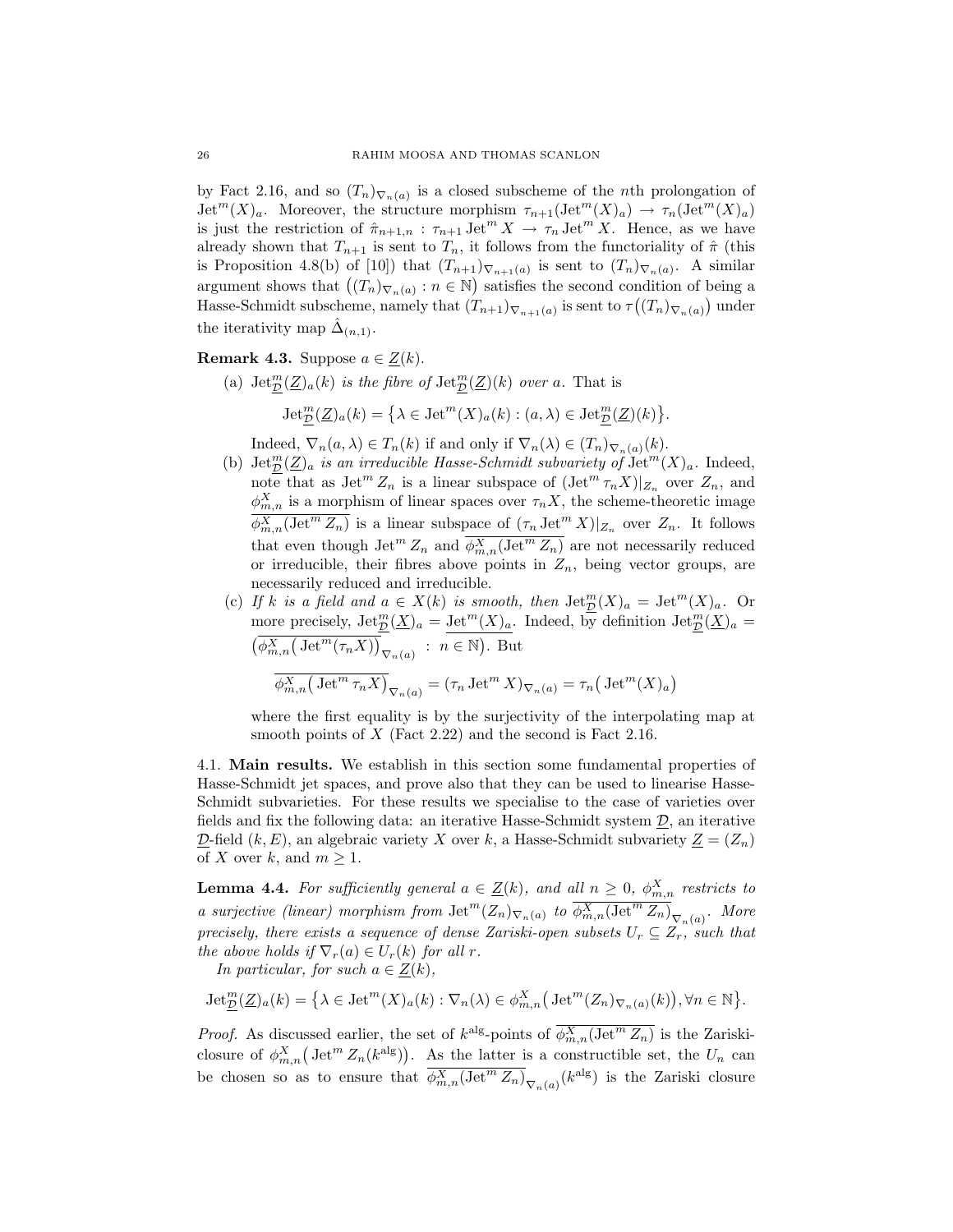by Fact 2.16, and so $(T_n)_{\nabla_n(a)}$ is a closed subscheme of the $n$th prolongation of $\operatorname{Jet}^m(X)_a$. Moreover, the structure morphism $\tau_{n+1}(\operatorname{Jet}^m(X)_a) \to \tau_n(\operatorname{Jet}^m(X)_a)$ is just the restriction of $\hat{\pi}_{n+1,n} : \tau_{n+1}\operatorname{Jet}^m X \to \tau_n \operatorname{Jet}^m X$. Hence, as we have already shown that $T_{n+1}$ is sent to $T_n$, it follows from the functoriality of $\hat{\pi}$ (this is Proposition 4.8(b) of [10]) that $(T_{n+1})_{\nabla_{n+1}(a)}$ is sent to $(T_n)_{\nabla_n(a)}$. A similar argument shows that $\big((T_n)_{\nabla_n(a)} : n \in \mathbb{N}\big)$ satisfies the second condition of being a Hasse-Schmidt subscheme, namely that $(T_{n+1})_{\nabla_{n+1}(a)}$ is sent to $\tau\big((T_n)_{\nabla_n(a)}\big)$ under the iterativity map $\hat{\Delta}_{(n,1)}$.

**Remark 4.3.** Suppose $a \in \underline{Z}(k)$.

(a) $\operatorname{Jet}^m_{\underline{\mathcal{D}}}(\underline{Z})_a(k)$ *is the fibre of* $\operatorname{Jet}^m_{\underline{\mathcal{D}}}(\underline{Z})(k)$ *over* $a$. That is

$$\operatorname{Jet}^m_{\underline{\mathcal{D}}}(\underline{Z})_a(k) = \big\{\lambda \in \operatorname{Jet}^m(X)_a(k) : (a,\lambda) \in \operatorname{Jet}^m_{\underline{\mathcal{D}}}(\underline{Z})(k)\big\}.$$

Indeed, $\nabla_n(a,\lambda) \in T_n(k)$ if and only if $\nabla_n(\lambda) \in (T_n)_{\nabla_n(a)}(k)$.

(b) $\operatorname{Jet}^m_{\underline{\mathcal{D}}}(\underline{Z})_a$ *is an irreducible Hasse-Schmidt subvariety of* $\operatorname{Jet}^m(X)_a$. Indeed, note that as $\operatorname{Jet}^m Z_n$ is a linear subspace of $(\operatorname{Jet}^m \tau_n X)|_{Z_n}$ over $Z_n$, and $\phi^X_{m,n}$ is a morphism of linear spaces over $\tau_n X$, the scheme-theoretic image $\overline{\phi^X_{m,n}(\operatorname{Jet}^m Z_n)}$ is a linear subspace of $(\tau_n \operatorname{Jet}^m X)|_{Z_n}$ over $Z_n$. It follows that even though $\operatorname{Jet}^m Z_n$ and $\overline{\phi^X_{m,n}(\operatorname{Jet}^m Z_n)}$ are not necessarily reduced or irreducible, their fibres above points in $Z_n$, being vector groups, are necessarily reduced and irreducible.

(c) *If $k$ is a field and $a \in X(k)$ is smooth, then* $\operatorname{Jet}^m_{\underline{\mathcal{D}}}(X)_a = \operatorname{Jet}^m(X)_a$. Or more precisely, $\operatorname{Jet}^m_{\underline{\mathcal{D}}}(\underline{X})_a = \underline{\operatorname{Jet}^m(X)_a}$. Indeed, by definition $\operatorname{Jet}^m_{\underline{\mathcal{D}}}(\underline{X})_a = \big(\overline{\phi^X_{m,n}\big(\operatorname{Jet}^m(\tau_n X)\big)}_{\nabla_n(a)} : n \in \mathbb{N}\big)$. But

$$\overline{\phi^X_{m,n}\big(\operatorname{Jet}^m \tau_n X\big)}_{\nabla_n(a)} = (\tau_n \operatorname{Jet}^m X)_{\nabla_n(a)} = \tau_n\big(\operatorname{Jet}^m(X)_a\big)$$

where the first equality is by the surjectivity of the interpolating map at smooth points of $X$ (Fact 2.22) and the second is Fact 2.16.

### 4.1. Main results.

We establish in this section some fundamental properties of Hasse-Schmidt jet spaces, and prove also that they can be used to linearise Hasse-Schmidt subvarieties. For these results we specialise to the case of varieties over fields and fix the following data: an iterative Hasse-Schmidt system $\underline{\mathcal{D}}$, an iterative $\underline{\mathcal{D}}$-field $(k,E)$, an algebraic variety $X$ over $k$, a Hasse-Schmidt subvariety $\underline{Z} = (Z_n)$ of $X$ over $k$, and $m \geq 1$.

**Lemma 4.4.** *For sufficiently general $a \in \underline{Z}(k)$, and all $n \geq 0$, $\phi^X_{m,n}$ restricts to a surjective (linear) morphism from $\operatorname{Jet}^m(Z_n)_{\nabla_n(a)}$ to $\overline{\phi^X_{m,n}(\operatorname{Jet}^m Z_n)}_{\nabla_n(a)}$. More precisely, there exists a sequence of dense Zariski-open subsets $U_r \subseteq Z_r$, such that the above holds if $\nabla_r(a) \in U_r(k)$ for all $r$.*

*In particular, for such $a \in \underline{Z}(k)$,*

$$\operatorname{Jet}^m_{\underline{\mathcal{D}}}(\underline{Z})_a(k) = \big\{\lambda \in \operatorname{Jet}^m(X)_a(k) : \nabla_n(\lambda) \in \phi^X_{m,n}\big(\operatorname{Jet}^m(Z_n)_{\nabla_n(a)}(k)\big), \forall n \in \mathbb{N}\big\}.$$

*Proof.* As discussed earlier, the set of $k^{\mathrm{alg}}$-points of $\overline{\phi^X_{m,n}(\operatorname{Jet}^m Z_n)}$ is the Zariski-closure of $\phi^X_{m,n}\big(\operatorname{Jet}^m Z_n(k^{\mathrm{alg}})\big)$. As the latter is a constructible set, the $U_n$ can be chosen so as to ensure that $\overline{\phi^X_{m,n}(\operatorname{Jet}^m Z_n)}_{\nabla_n(a)}(k^{\mathrm{alg}})$ is the Zariski closure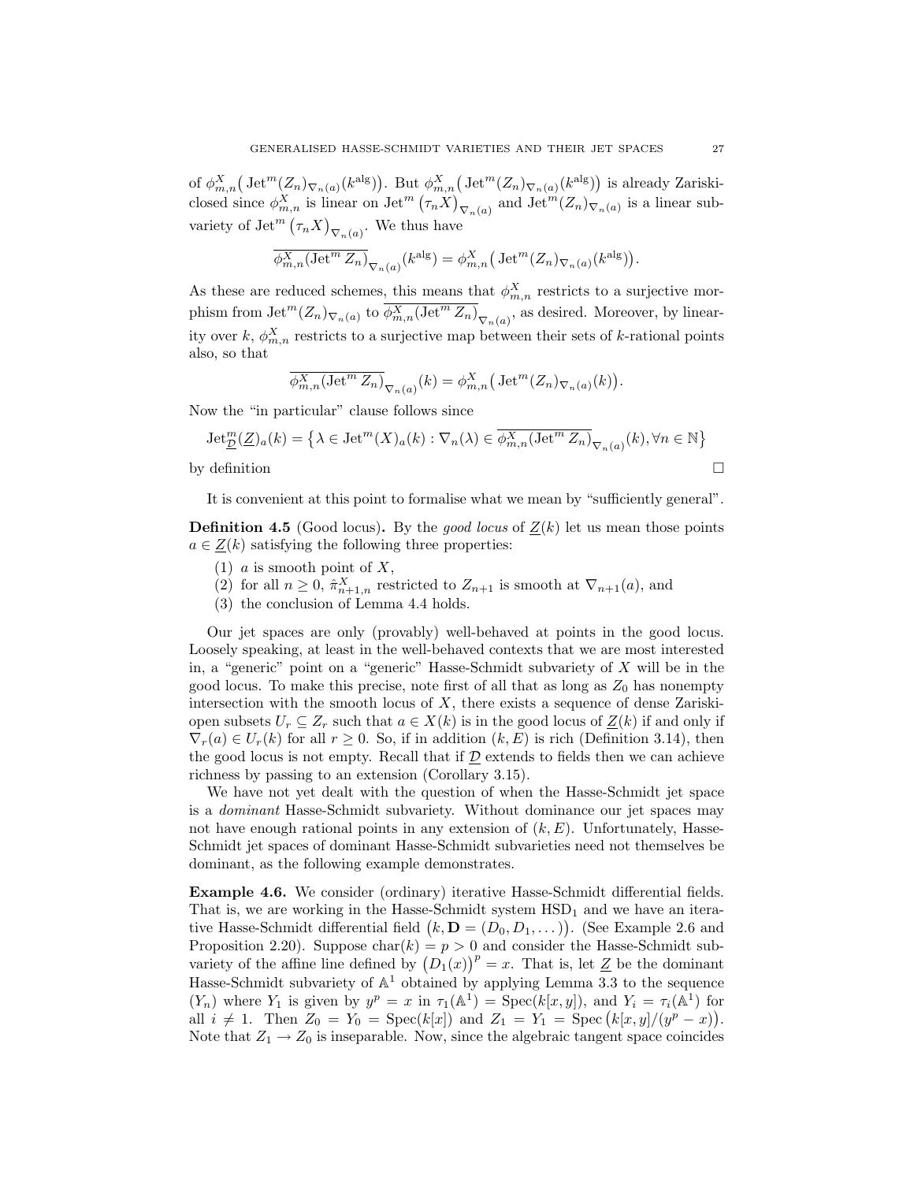of $\phi^X_{m,n}\big(\operatorname{Jet}^m(Z_n)_{\nabla_n(a)}(k^{\mathrm{alg}})\big)$. But $\phi^X_{m,n}\big(\operatorname{Jet}^m(Z_n)_{\nabla_n(a)}(k^{\mathrm{alg}})\big)$ is already Zariski-closed since $\phi^X_{m,n}$ is linear on $\operatorname{Jet}^m\big(\tau_n X\big)_{\nabla_n(a)}$ and $\operatorname{Jet}^m(Z_n)_{\nabla_n(a)}$ is a linear subvariety of $\operatorname{Jet}^m\big(\tau_n X\big)_{\nabla_n(a)}$. We thus have

$$\overline{\phi^X_{m,n}(\operatorname{Jet}^m Z_n)}_{\nabla_n(a)}(k^{\mathrm{alg}}) = \phi^X_{m,n}\big(\operatorname{Jet}^m(Z_n)_{\nabla_n(a)}(k^{\mathrm{alg}})\big).$$

As these are reduced schemes, this means that $\phi^X_{m,n}$ restricts to a surjective morphism from $\operatorname{Jet}^m(Z_n)_{\nabla_n(a)}$ to $\overline{\phi^X_{m,n}(\operatorname{Jet}^m Z_n)}_{\nabla_n(a)}$, as desired. Moreover, by linearity over $k$, $\phi^X_{m,n}$ restricts to a surjective map between their sets of $k$-rational points also, so that

$$\overline{\phi^X_{m,n}(\operatorname{Jet}^m Z_n)}_{\nabla_n(a)}(k) = \phi^X_{m,n}\big(\operatorname{Jet}^m(Z_n)_{\nabla_n(a)}(k)\big).$$

Now the "in particular" clause follows since

$$\operatorname{Jet}^m_{\underline{\mathcal{D}}}(\underline{Z})_a(k) = \big\{\lambda \in \operatorname{Jet}^m(X)_a(k) : \nabla_n(\lambda) \in \overline{\phi^X_{m,n}(\operatorname{Jet}^m Z_n)}_{\nabla_n(a)}(k), \forall n \in \mathbb{N}\big\}$$

by definition $\square$

It is convenient at this point to formalise what we mean by "sufficiently general".

**Definition 4.5** (Good locus)**.** By the *good locus* of $\underline{Z}(k)$ let us mean those points $a \in \underline{Z}(k)$ satisfying the following three properties:

1. $a$ is smooth point of $X$,
2. for all $n \geq 0$, $\hat{\pi}^X_{n+1,n}$ restricted to $Z_{n+1}$ is smooth at $\nabla_{n+1}(a)$, and
3. the conclusion of Lemma 4.4 holds.

Our jet spaces are only (provably) well-behaved at points in the good locus. Loosely speaking, at least in the well-behaved contexts that we are most interested in, a "generic" point on a "generic" Hasse-Schmidt subvariety of $X$ will be in the good locus. To make this precise, note first of all that as long as $Z_0$ has nonempty intersection with the smooth locus of $X$, there exists a sequence of dense Zariski-open subsets $U_r \subseteq Z_r$ such that $a \in X(k)$ is in the good locus of $\underline{Z}(k)$ if and only if $\nabla_r(a) \in U_r(k)$ for all $r \geq 0$. So, if in addition $(k, E)$ is rich (Definition 3.14), then the good locus is not empty. Recall that if $\underline{\mathcal{D}}$ extends to fields then we can achieve richness by passing to an extension (Corollary 3.15).

We have not yet dealt with the question of when the Hasse-Schmidt jet space is a *dominant* Hasse-Schmidt subvariety. Without dominance our jet spaces may not have enough rational points in any extension of $(k, E)$. Unfortunately, Hasse-Schmidt jet spaces of dominant Hasse-Schmidt subvarieties need not themselves be dominant, as the following example demonstrates.

**Example 4.6.** We consider (ordinary) iterative Hasse-Schmidt differential fields. That is, we are working in the Hasse-Schmidt system $\mathrm{HSD}_1$ and we have an iterative Hasse-Schmidt differential field $\big(k, \mathbf{D} = (D_0, D_1, \dots)\big)$. (See Example 2.6 and Proposition 2.20). Suppose $\operatorname{char}(k) = p > 0$ and consider the Hasse-Schmidt subvariety of the affine line defined by $\big(D_1(x)\big)^p = x$. That is, let $\underline{Z}$ be the dominant Hasse-Schmidt subvariety of $\mathbb{A}^1$ obtained by applying Lemma 3.3 to the sequence $(Y_n)$ where $Y_1$ is given by $y^p = x$ in $\tau_1(\mathbb{A}^1) = \operatorname{Spec}(k[x, y])$, and $Y_i = \tau_i(\mathbb{A}^1)$ for all $i \neq 1$. Then $Z_0 = Y_0 = \operatorname{Spec}(k[x])$ and $Z_1 = Y_1 = \operatorname{Spec}\big(k[x, y]/(y^p - x)\big)$. Note that $Z_1 \to Z_0$ is inseparable. Now, since the algebraic tangent space coincides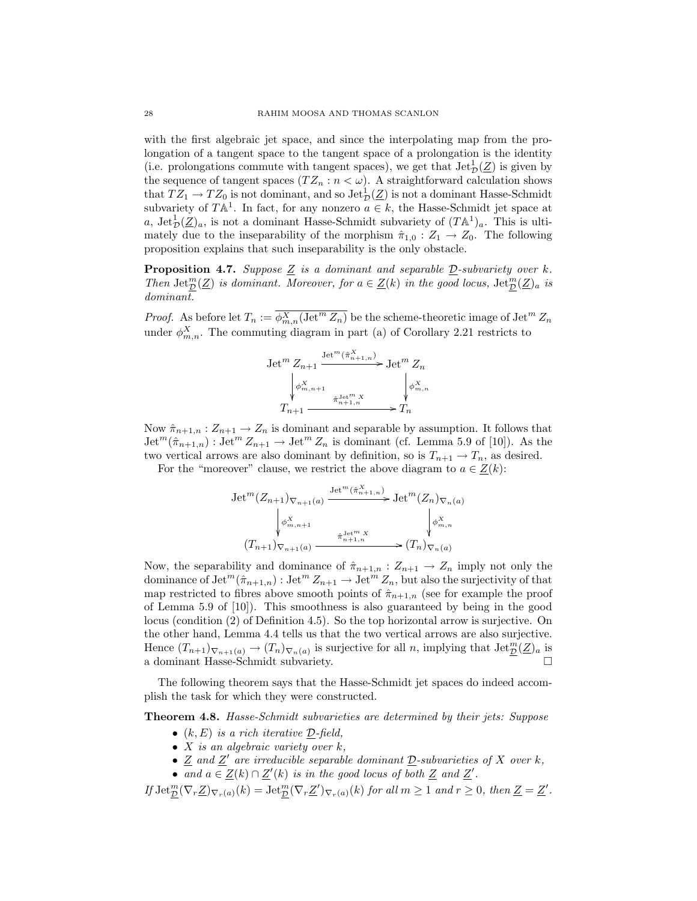with the first algebraic jet space, and since the interpolating map from the prolongation of a tangent space to the tangent space of a prolongation is the identity (i.e. prolongations commute with tangent spaces), we get that $\mathrm{Jet}^1_{\mathcal{D}}(\underline{Z})$ is given by the sequence of tangent spaces $(TZ_n : n < \omega)$. A straightforward calculation shows that $TZ_1 \to TZ_0$ is not dominant, and so $\mathrm{Jet}^1_{\mathcal{D}}(\underline{Z})$ is not a dominant Hasse-Schmidt subvariety of $T\mathbb{A}^1$. In fact, for any nonzero $a \in k$, the Hasse-Schmidt jet space at $a$, $\mathrm{Jet}^1_{\mathcal{D}}(\underline{Z})_a$, is not a dominant Hasse-Schmidt subvariety of $(T\mathbb{A}^1)_a$. This is ultimately due to the inseparability of the morphism $\hat{\pi}_{1,0} : Z_1 \to Z_0$. The following proposition explains that such inseparability is the only obstacle.

**Proposition 4.7.** *Suppose $\underline{Z}$ is a dominant and separable $\underline{\mathcal{D}}$-subvariety over $k$. Then $\mathrm{Jet}^m_{\underline{\mathcal{D}}}(\underline{Z})$ is dominant. Moreover, for $a \in \underline{Z}(k)$ in the good locus, $\mathrm{Jet}^m_{\underline{\mathcal{D}}}(\underline{Z})_a$ is dominant.*

*Proof.* As before let $T_n := \overline{\phi^X_{m,n}(\mathrm{Jet}^m Z_n)}$ be the scheme-theoretic image of $\mathrm{Jet}^m Z_n$ under $\phi^X_{m,n}$. The commuting diagram in part (a) of Corollary 2.21 restricts to

$$\begin{array}{ccc}
\mathrm{Jet}^m Z_{n+1} & \xrightarrow{\mathrm{Jet}^m(\hat{\pi}^X_{n+1,n})} & \mathrm{Jet}^m Z_n \\
\Big\downarrow \phi^X_{m,n+1} & & \Big\downarrow \phi^X_{m,n} \\
T_{n+1} & \xrightarrow{\hat{\pi}^{\mathrm{Jet}^m X}_{n+1,n}} & T_n
\end{array}$$

Now $\hat{\pi}_{n+1,n} : Z_{n+1} \to Z_n$ is dominant and separable by assumption. It follows that $\mathrm{Jet}^m(\hat{\pi}_{n+1,n}) : \mathrm{Jet}^m Z_{n+1} \to \mathrm{Jet}^m Z_n$ is dominant (cf. Lemma 5.9 of [10]). As the two vertical arrows are also dominant by definition, so is $T_{n+1} \to T_n$, as desired.

For the "moreover" clause, we restrict the above diagram to $a \in \underline{Z}(k)$:

$$\begin{array}{ccc}
\mathrm{Jet}^m(Z_{n+1})_{\nabla_{n+1}(a)} & \xrightarrow{\mathrm{Jet}^m(\hat{\pi}^X_{n+1,n})} & \mathrm{Jet}^m(Z_n)_{\nabla_n(a)} \\
\Big\downarrow \phi^X_{m,n+1} & & \Big\downarrow \phi^X_{m,n} \\
(T_{n+1})_{\nabla_{n+1}(a)} & \xrightarrow{\hat{\pi}^{\mathrm{Jet}^m X}_{n+1,n}} & (T_n)_{\nabla_n(a)}
\end{array}$$

Now, the separability and dominance of $\hat{\pi}_{n+1,n} : Z_{n+1} \to Z_n$ imply not only the dominance of $\mathrm{Jet}^m(\hat{\pi}_{n+1,n}) : \mathrm{Jet}^m Z_{n+1} \to \mathrm{Jet}^m Z_n$, but also the surjectivity of that map restricted to fibres above smooth points of $\hat{\pi}_{n+1,n}$ (see for example the proof of Lemma 5.9 of [10]). This smoothness is also guaranteed by being in the good locus (condition (2) of Definition 4.5). So the top horizontal arrow is surjective. On the other hand, Lemma 4.4 tells us that the two vertical arrows are also surjective. Hence $(T_{n+1})_{\nabla_{n+1}(a)} \to (T_n)_{\nabla_n(a)}$ is surjective for all $n$, implying that $\mathrm{Jet}^m_{\underline{\mathcal{D}}}(\underline{Z})_a$ is a dominant Hasse-Schmidt subvariety. □

The following theorem says that the Hasse-Schmidt jet spaces do indeed accomplish the task for which they were constructed.

**Theorem 4.8.** *Hasse-Schmidt subvarieties are determined by their jets: Suppose*

- *$(k, E)$ is a rich iterative $\underline{\mathcal{D}}$-field,*
- *$X$ is an algebraic variety over $k$,*
- *$\underline{Z}$ and $\underline{Z}'$ are irreducible separable dominant $\underline{\mathcal{D}}$-subvarieties of $X$ over $k$,*
- *and $a \in \underline{Z}(k) \cap \underline{Z}'(k)$ is in the good locus of both $\underline{Z}$ and $\underline{Z}'$.*

*If $\mathrm{Jet}^m_{\underline{\mathcal{D}}}(\nabla_r \underline{Z})_{\nabla_r(a)}(k) = \mathrm{Jet}^m_{\underline{\mathcal{D}}}(\nabla_r \underline{Z}')_{\nabla_r(a)}(k)$ for all $m \geq 1$ and $r \geq 0$, then $\underline{Z} = \underline{Z}'$.*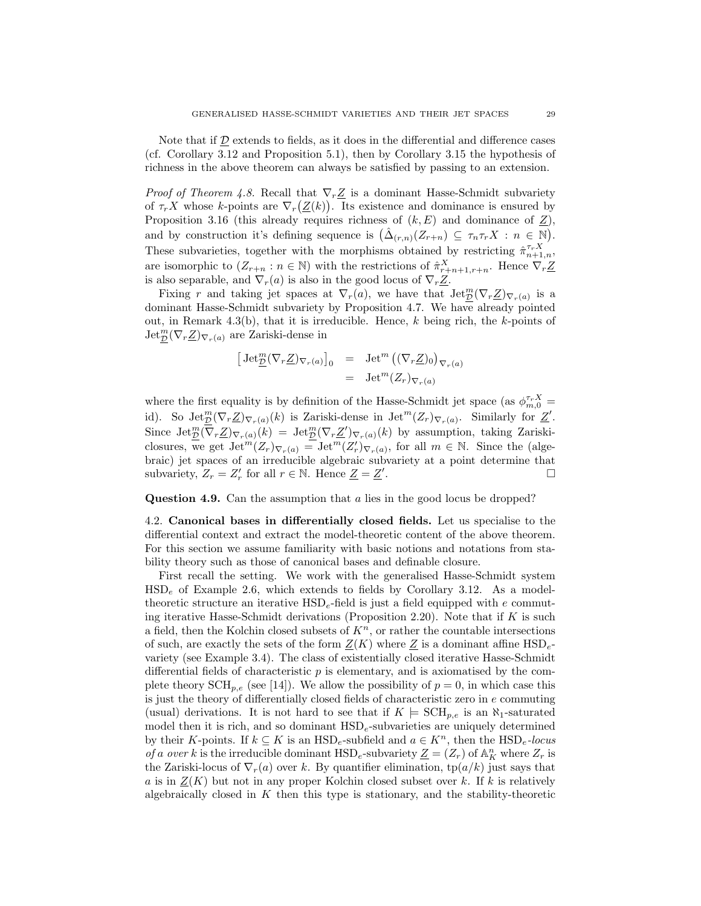Note that if $\underline{\mathcal{D}}$ extends to fields, as it does in the differential and difference cases (cf. Corollary 3.12 and Proposition 5.1), then by Corollary 3.15 the hypothesis of richness in the above theorem can always be satisfied by passing to an extension.

*Proof of Theorem 4.8.* Recall that $\nabla_r \underline{Z}$ is a dominant Hasse-Schmidt subvariety of $\tau_r X$ whose $k$-points are $\nabla_r\big(\underline{Z}(k)\big)$. Its existence and dominance is ensured by Proposition 3.16 (this already requires richness of $(k, E)$ and dominance of $\underline{Z}$), and by construction it's defining sequence is $\big(\hat{\Delta}_{(r,n)}(Z_{r+n}) \subseteq \tau_n \tau_r X : n \in \mathbb{N}\big)$. These subvarieties, together with the morphisms obtained by restricting $\hat{\pi}^{\tau_r X}_{n+1,n}$, are isomorphic to $(Z_{r+n} : n \in \mathbb{N})$ with the restrictions of $\hat{\pi}^{X}_{r+n+1,r+n}$. Hence $\nabla_r \underline{Z}$ is also separable, and $\nabla_r(a)$ is also in the good locus of $\nabla_r \underline{Z}$.

Fixing $r$ and taking jet spaces at $\nabla_r(a)$, we have that $\operatorname{Jet}^m_{\underline{\mathcal{D}}}(\nabla_r \underline{Z})_{\nabla_r(a)}$ is a dominant Hasse-Schmidt subvariety by Proposition 4.7. We have already pointed out, in Remark 4.3(b), that it is irreducible. Hence, $k$ being rich, the $k$-points of $\operatorname{Jet}^m_{\underline{\mathcal{D}}}(\nabla_r \underline{Z})_{\nabla_r(a)}$ are Zariski-dense in

$$
\begin{aligned}
\big[\operatorname{Jet}^m_{\underline{\mathcal{D}}}(\nabla_r \underline{Z})_{\nabla_r(a)}\big]_0 &= \operatorname{Jet}^m\big((\nabla_r \underline{Z})_0\big)_{\nabla_r(a)} \\
&= \operatorname{Jet}^m(Z_r)_{\nabla_r(a)}
\end{aligned}
$$

where the first equality is by definition of the Hasse-Schmidt jet space (as $\phi^{\tau_r X}_{m,0} = \mathrm{id}$). So $\operatorname{Jet}^m_{\underline{\mathcal{D}}}(\nabla_r \underline{Z})_{\nabla_r(a)}(k)$ is Zariski-dense in $\operatorname{Jet}^m(Z_r)_{\nabla_r(a)}$. Similarly for $\underline{Z}'$. Since $\operatorname{Jet}^m_{\underline{\mathcal{D}}}(\nabla_r \underline{Z})_{\nabla_r(a)}(k) = \operatorname{Jet}^m_{\underline{\mathcal{D}}}(\nabla_r \underline{Z}')_{\nabla_r(a)}(k)$ by assumption, taking Zariski-closures, we get $\operatorname{Jet}^m(Z_r)_{\nabla_r(a)} = \operatorname{Jet}^m(Z'_r)_{\nabla_r(a)}$, for all $m \in \mathbb{N}$. Since the (algebraic) jet spaces of an irreducible algebraic subvariety at a point determine that subvariety, $Z_r = Z'_r$ for all $r \in \mathbb{N}$. Hence $\underline{Z} = \underline{Z}'$. $\square$

**Question 4.9.** Can the assumption that $a$ lies in the good locus be dropped?

### 4.2. Canonical bases in differentially closed fields.

Let us specialise to the differential context and extract the model-theoretic content of the above theorem. For this section we assume familiarity with basic notions and notations from stability theory such as those of canonical bases and definable closure.

First recall the setting. We work with the generalised Hasse-Schmidt system $\mathrm{HSD}_e$ of Example 2.6, which extends to fields by Corollary 3.12. As a model-theoretic structure an iterative $\mathrm{HSD}_e$-field is just a field equipped with $e$ commuting iterative Hasse-Schmidt derivations (Proposition 2.20). Note that if $K$ is such a field, then the Kolchin closed subsets of $K^n$, or rather the countable intersections of such, are exactly the sets of the form $\underline{Z}(K)$ where $\underline{Z}$ is a dominant affine $\mathrm{HSD}_e$-variety (see Example 3.4). The class of existentially closed iterative Hasse-Schmidt differential fields of characteristic $p$ is elementary, and is axiomatised by the complete theory $\mathrm{SCH}_{p,e}$ (see [14]). We allow the possibility of $p = 0$, in which case this is just the theory of differentially closed fields of characteristic zero in $e$ commuting (usual) derivations. It is not hard to see that if $K \models \mathrm{SCH}_{p,e}$ is an $\aleph_1$-saturated model then it is rich, and so dominant $\mathrm{HSD}_e$-subvarieties are uniquely determined by their $K$-points. If $k \subseteq K$ is an $\mathrm{HSD}_e$-subfield and $a \in K^n$, then the *$\mathrm{HSD}_e$-locus of $a$ over $k$* is the irreducible dominant $\mathrm{HSD}_e$-subvariety $\underline{Z} = (Z_r)$ of $\mathbb{A}^n_K$ where $Z_r$ is the Zariski-locus of $\nabla_r(a)$ over $k$. By quantifier elimination, $\mathrm{tp}(a/k)$ just says that $a$ is in $\underline{Z}(K)$ but not in any proper Kolchin closed subset over $k$. If $k$ is relatively algebraically closed in $K$ then this type is stationary, and the stability-theoretic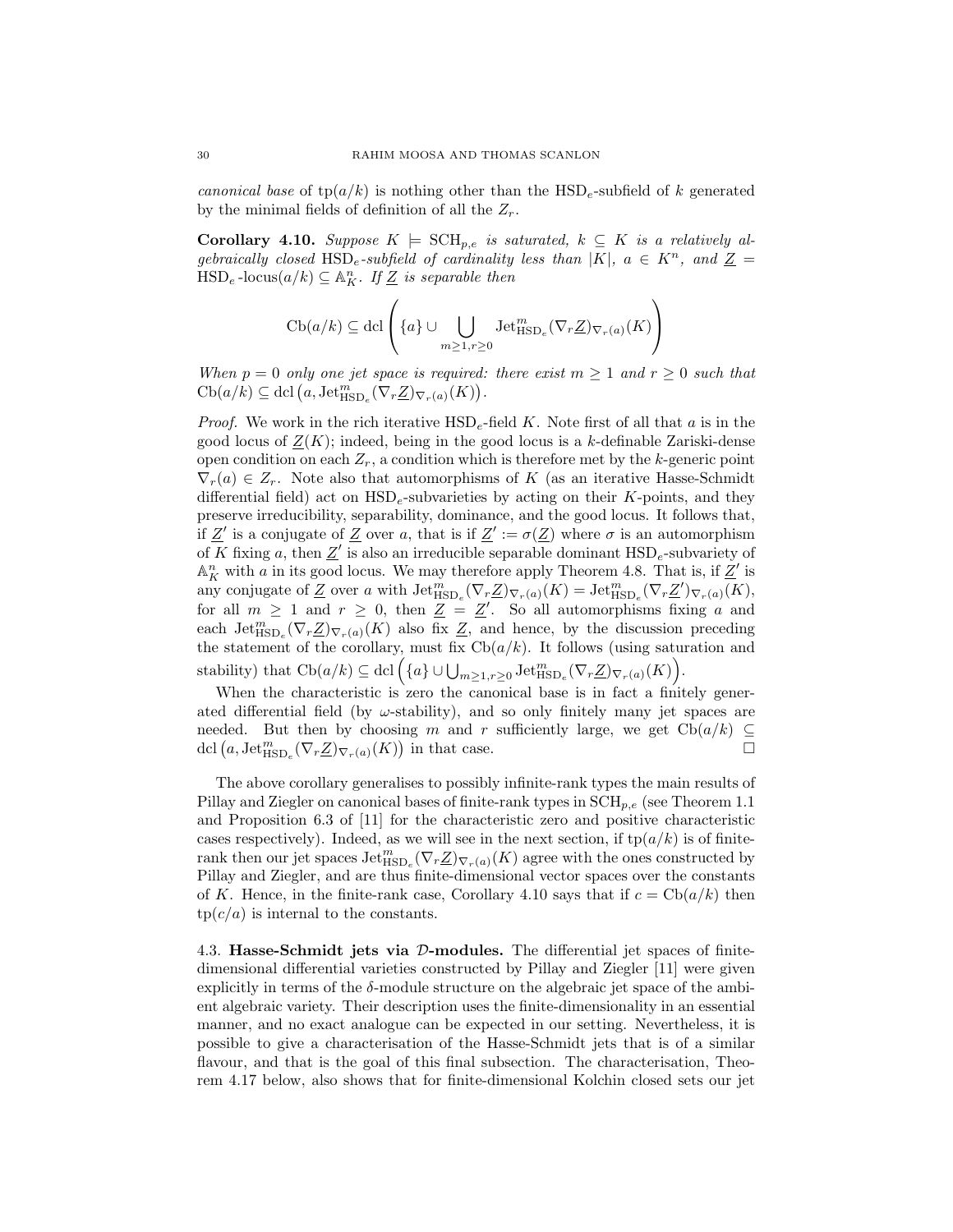*canonical base* of $\mathrm{tp}(a/k)$ is nothing other than the $\mathrm{HSD}_e$-subfield of $k$ generated by the minimal fields of definition of all the $Z_r$.

**Corollary 4.10.** *Suppose $K \models \mathrm{SCH}_{p,e}$ is saturated, $k \subseteq K$ is a relatively algebraically closed $\mathrm{HSD}_e$-subfield of cardinality less than $|K|$, $a \in K^n$, and $\underline{Z} = \mathrm{HSD}_e\text{-locus}(a/k) \subseteq \mathbb{A}^n_K$. If $\underline{Z}$ is separable then*

$$\mathrm{Cb}(a/k) \subseteq \mathrm{dcl}\left(\{a\} \cup \bigcup_{m\geq 1, r\geq 0} \mathrm{Jet}^m_{\mathrm{HSD}_e}(\nabla_r \underline{Z})_{\nabla_r(a)}(K)\right)$$

*When $p = 0$ only one jet space is required: there exist $m \geq 1$ and $r \geq 0$ such that $\mathrm{Cb}(a/k) \subseteq \mathrm{dcl}\left(a, \mathrm{Jet}^m_{\mathrm{HSD}_e}(\nabla_r \underline{Z})_{\nabla_r(a)}(K)\right)$.*

*Proof.* We work in the rich iterative $\mathrm{HSD}_e$-field $K$. Note first of all that $a$ is in the good locus of $\underline{Z}(K)$; indeed, being in the good locus is a $k$-definable Zariski-dense open condition on each $Z_r$, a condition which is therefore met by the $k$-generic point $\nabla_r(a) \in Z_r$. Note also that automorphisms of $K$ (as an iterative Hasse-Schmidt differential field) act on $\mathrm{HSD}_e$-subvarieties by acting on their $K$-points, and they preserve irreducibility, separability, dominance, and the good locus. It follows that, if $\underline{Z}'$ is a conjugate of $\underline{Z}$ over $a$, that is if $\underline{Z}' := \sigma(\underline{Z})$ where $\sigma$ is an automorphism of $K$ fixing $a$, then $\underline{Z}'$ is also an irreducible separable dominant $\mathrm{HSD}_e$-subvariety of $\mathbb{A}^n_K$ with $a$ in its good locus. We may therefore apply Theorem 4.8. That is, if $\underline{Z}'$ is any conjugate of $\underline{Z}$ over $a$ with $\mathrm{Jet}^m_{\mathrm{HSD}_e}(\nabla_r \underline{Z})_{\nabla_r(a)}(K) = \mathrm{Jet}^m_{\mathrm{HSD}_e}(\nabla_r \underline{Z}')_{\nabla_r(a)}(K)$, for all $m \geq 1$ and $r \geq 0$, then $\underline{Z} = \underline{Z}'$. So all automorphisms fixing $a$ and each $\mathrm{Jet}^m_{\mathrm{HSD}_e}(\nabla_r \underline{Z})_{\nabla_r(a)}(K)$ also fix $\underline{Z}$, and hence, by the discussion preceding the statement of the corollary, must fix $\mathrm{Cb}(a/k)$. It follows (using saturation and stability) that $\mathrm{Cb}(a/k) \subseteq \mathrm{dcl}\left(\{a\} \cup \bigcup_{m\geq 1, r\geq 0} \mathrm{Jet}^m_{\mathrm{HSD}_e}(\nabla_r \underline{Z})_{\nabla_r(a)}(K)\right)$.

When the characteristic is zero the canonical base is in fact a finitely generated differential field (by $\omega$-stability), and so only finitely many jet spaces are needed. But then by choosing $m$ and $r$ sufficiently large, we get $\mathrm{Cb}(a/k) \subseteq \mathrm{dcl}\left(a, \mathrm{Jet}^m_{\mathrm{HSD}_e}(\nabla_r \underline{Z})_{\nabla_r(a)}(K)\right)$ in that case. □

The above corollary generalises to possibly infinite-rank types the main results of Pillay and Ziegler on canonical bases of finite-rank types in $\mathrm{SCH}_{p,e}$ (see Theorem 1.1 and Proposition 6.3 of [11] for the characteristic zero and positive characteristic cases respectively). Indeed, as we will see in the next section, if $\mathrm{tp}(a/k)$ is of finite-rank then our jet spaces $\mathrm{Jet}^m_{\mathrm{HSD}_e}(\nabla_r \underline{Z})_{\nabla_r(a)}(K)$ agree with the ones constructed by Pillay and Ziegler, and are thus finite-dimensional vector spaces over the constants of $K$. Hence, in the finite-rank case, Corollary 4.10 says that if $c = \mathrm{Cb}(a/k)$ then $\mathrm{tp}(c/a)$ is internal to the constants.

4.3. **Hasse-Schmidt jets via $\mathcal{D}$-modules.** The differential jet spaces of finite-dimensional differential varieties constructed by Pillay and Ziegler [11] were given explicitly in terms of the $\delta$-module structure on the algebraic jet space of the ambient algebraic variety. Their description uses the finite-dimensionality in an essential manner, and no exact analogue can be expected in our setting. Nevertheless, it is possible to give a characterisation of the Hasse-Schmidt jets that is of a similar flavour, and that is the goal of this final subsection. The characterisation, Theorem 4.17 below, also shows that for finite-dimensional Kolchin closed sets our jet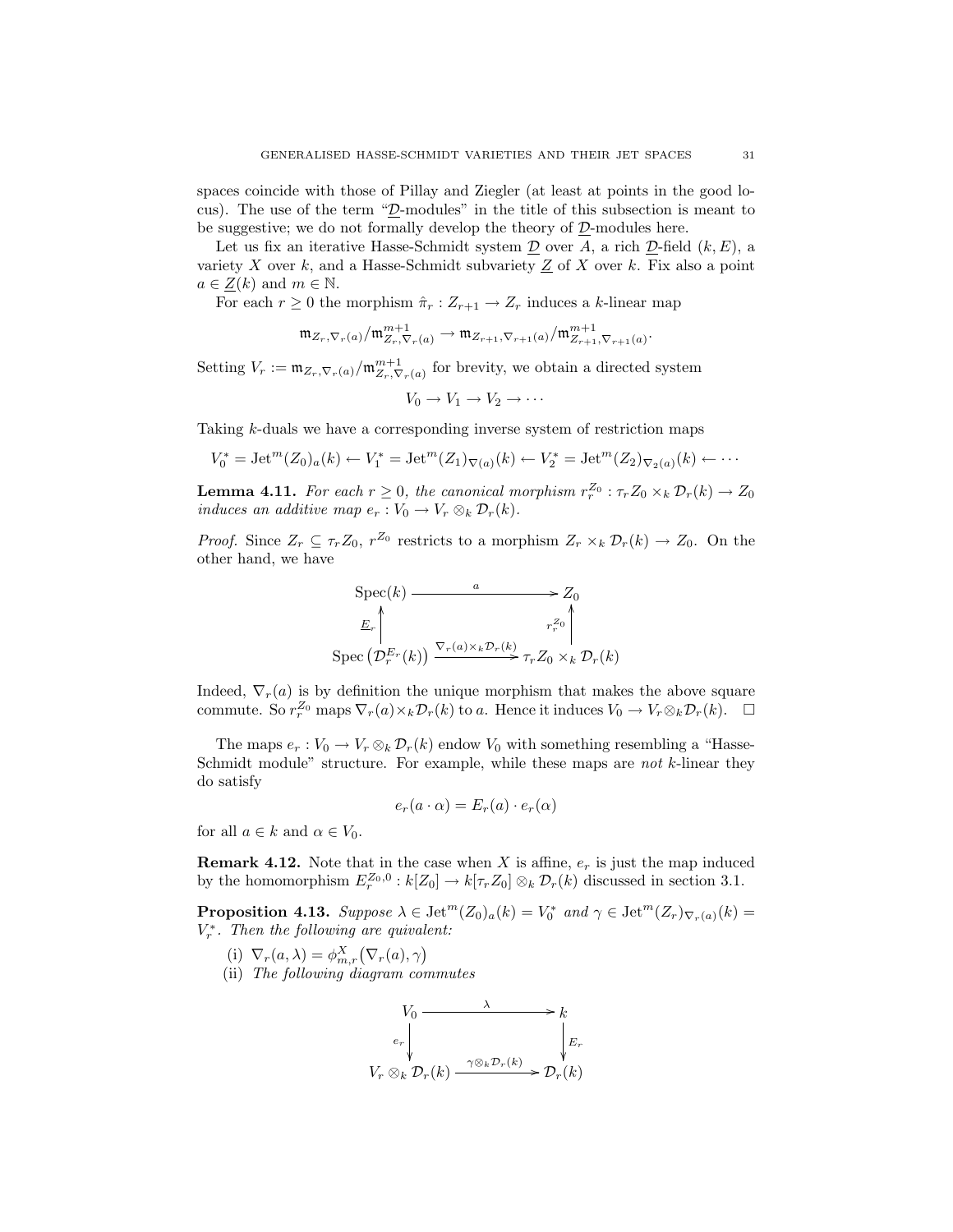spaces coincide with those of Pillay and Ziegler (at least at points in the good locus). The use of the term "$\underline{\mathcal{D}}$-modules" in the title of this subsection is meant to be suggestive; we do not formally develop the theory of $\underline{\mathcal{D}}$-modules here.

Let us fix an iterative Hasse-Schmidt system $\underline{\mathcal{D}}$ over $A$, a rich $\underline{\mathcal{D}}$-field $(k, E)$, a variety $X$ over $k$, and a Hasse-Schmidt subvariety $\underline{Z}$ of $X$ over $k$. Fix also a point $a \in \underline{Z}(k)$ and $m \in \mathbb{N}$.

For each $r \geq 0$ the morphism $\hat{\pi}_r : Z_{r+1} \to Z_r$ induces a $k$-linear map

$$\mathfrak{m}_{Z_r, \nabla_r(a)}/\mathfrak{m}^{m+1}_{Z_r, \nabla_r(a)} \to \mathfrak{m}_{Z_{r+1}, \nabla_{r+1}(a)}/\mathfrak{m}^{m+1}_{Z_{r+1}, \nabla_{r+1}(a)}.$$

Setting $V_r := \mathfrak{m}_{Z_r, \nabla_r(a)}/\mathfrak{m}^{m+1}_{Z_r, \nabla_r(a)}$ for brevity, we obtain a directed system

$$V_0 \to V_1 \to V_2 \to \cdots$$

Taking $k$-duals we have a corresponding inverse system of restriction maps

$$V_0^* = \operatorname{Jet}^m(Z_0)_a(k) \leftarrow V_1^* = \operatorname{Jet}^m(Z_1)_{\nabla(a)}(k) \leftarrow V_2^* = \operatorname{Jet}^m(Z_2)_{\nabla_2(a)}(k) \leftarrow \cdots$$

**Lemma 4.11.** *For each $r \geq 0$, the canonical morphism $r_r^{Z_0} : \tau_r Z_0 \times_k \mathcal{D}_r(k) \to Z_0$ induces an additive map $e_r : V_0 \to V_r \otimes_k \mathcal{D}_r(k)$.*

*Proof.* Since $Z_r \subseteq \tau_r Z_0$, $r^{Z_0}$ restricts to a morphism $Z_r \times_k \mathcal{D}_r(k) \to Z_0$. On the other hand, we have

$$\begin{array}{ccc}
\operatorname{Spec}(k) & \xrightarrow{\quad a \quad} & Z_0 \\
\uparrow{\scriptstyle \underline{E}_r} & & \uparrow{\scriptstyle r_r^{Z_0}} \\
\operatorname{Spec}\left(\mathcal{D}_r^{E_r}(k)\right) & \xrightarrow{\nabla_r(a) \times_k \mathcal{D}_r(k)} & \tau_r Z_0 \times_k \mathcal{D}_r(k)
\end{array}$$

Indeed, $\nabla_r(a)$ is by definition the unique morphism that makes the above square commute. So $r_r^{Z_0}$ maps $\nabla_r(a) \times_k \mathcal{D}_r(k)$ to $a$. Hence it induces $V_0 \to V_r \otimes_k \mathcal{D}_r(k)$. $\square$

The maps $e_r : V_0 \to V_r \otimes_k \mathcal{D}_r(k)$ endow $V_0$ with something resembling a "Hasse-Schmidt module" structure. For example, while these maps are *not* $k$-linear they do satisfy

$$e_r(a \cdot \alpha) = E_r(a) \cdot e_r(\alpha)$$

for all $a \in k$ and $\alpha \in V_0$.

**Remark 4.12.** Note that in the case when $X$ is affine, $e_r$ is just the map induced by the homomorphism $E_r^{Z_0,0} : k[Z_0] \to k[\tau_r Z_0] \otimes_k \mathcal{D}_r(k)$ discussed in section 3.1.

**Proposition 4.13.** *Suppose $\lambda \in \operatorname{Jet}^m(Z_0)_a(k) = V_0^*$ and $\gamma \in \operatorname{Jet}^m(Z_r)_{\nabla_r(a)}(k) = V_r^*$. Then the following are quivalent:*

(i) $\nabla_r(a, \lambda) = \phi^X_{m,r}\big(\nabla_r(a), \gamma\big)$

(ii) *The following diagram commutes*

$$\begin{array}{ccc}
V_0 & \xrightarrow{\quad \lambda \quad} & k \\
\downarrow{\scriptstyle e_r} & & \downarrow{\scriptstyle E_r} \\
V_r \otimes_k \mathcal{D}_r(k) & \xrightarrow{\gamma \otimes_k \mathcal{D}_r(k)} & \mathcal{D}_r(k)
\end{array}$$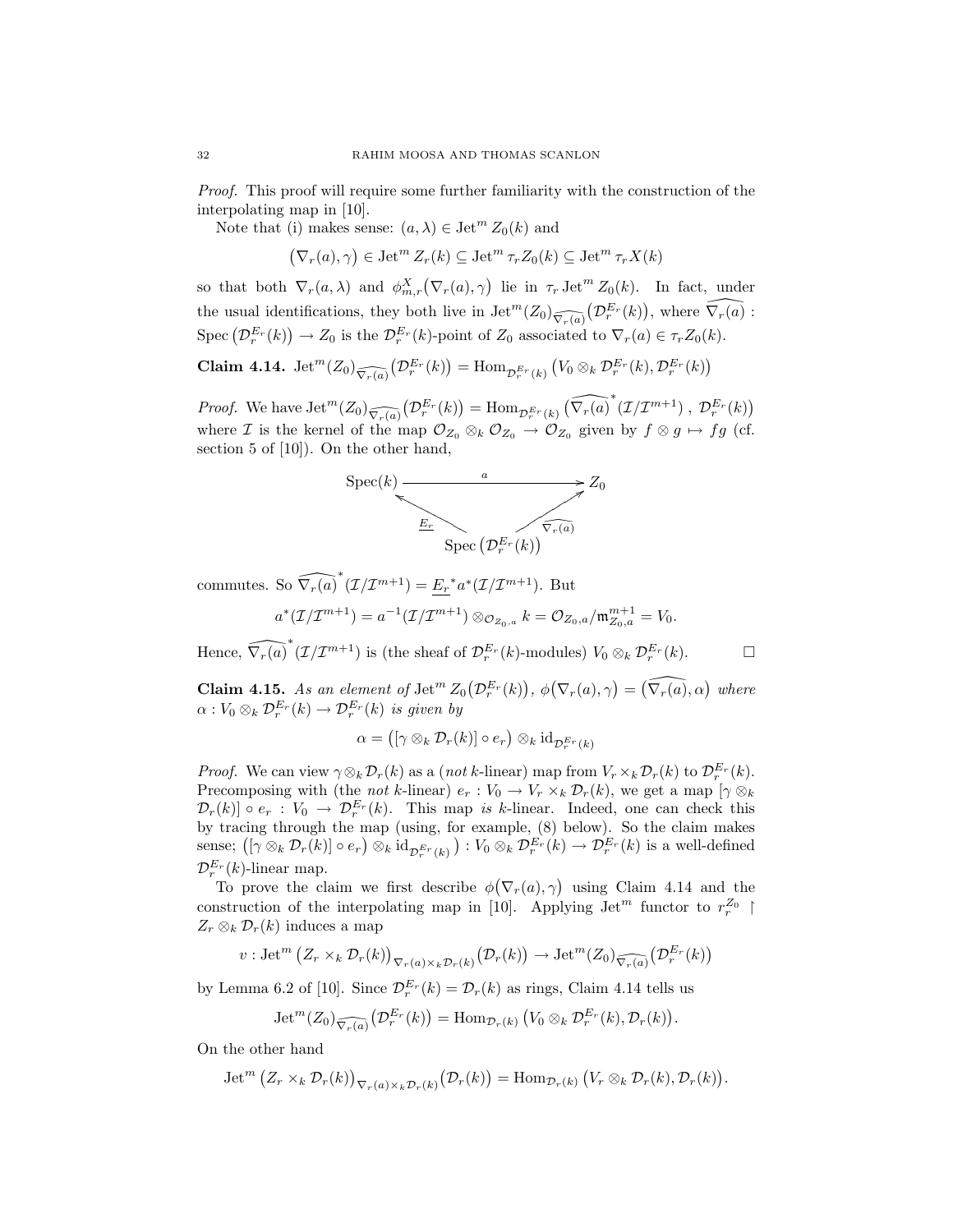*Proof.* This proof will require some further familiarity with the construction of the interpolating map in [10].

Note that (i) makes sense: $(a, \lambda) \in \operatorname{Jet}^m Z_0(k)$ and

$$\big(\nabla_r(a), \gamma\big) \in \operatorname{Jet}^m Z_r(k) \subseteq \operatorname{Jet}^m \tau_r Z_0(k) \subseteq \operatorname{Jet}^m \tau_r X(k)$$

so that both $\nabla_r(a, \lambda)$ and $\phi^X_{m,r}\big(\nabla_r(a), \gamma\big)$ lie in $\tau_r \operatorname{Jet}^m Z_0(k)$. In fact, under the usual identifications, they both live in $\operatorname{Jet}^m(Z_0)_{\widehat{\nabla_r(a)}}\big(\mathcal{D}^{E_r}_r(k)\big)$, where $\widehat{\nabla_r(a)} : \operatorname{Spec}\big(\mathcal{D}^{E_r}_r(k)\big) \to Z_0$ is the $\mathcal{D}^{E_r}_r(k)$-point of $Z_0$ associated to $\nabla_r(a) \in \tau_r Z_0(k)$.

**Claim 4.14.** $\operatorname{Jet}^m(Z_0)_{\widehat{\nabla_r(a)}}\big(\mathcal{D}^{E_r}_r(k)\big) = \operatorname{Hom}_{\mathcal{D}^{E_r}_r(k)}\left(V_0 \otimes_k \mathcal{D}^{E_r}_r(k), \mathcal{D}^{E_r}_r(k)\right)$

*Proof.* We have $\operatorname{Jet}^m(Z_0)_{\widehat{\nabla_r(a)}}\big(\mathcal{D}^{E_r}_r(k)\big) = \operatorname{Hom}_{\mathcal{D}^{E_r}_r(k)}\left(\widehat{\nabla_r(a)}^*(\mathcal{I}/\mathcal{I}^{m+1})\ ,\ \mathcal{D}^{E_r}_r(k)\right)$ where $\mathcal{I}$ is the kernel of the map $\mathcal{O}_{Z_0} \otimes_k \mathcal{O}_{Z_0} \to \mathcal{O}_{Z_0}$ given by $f \otimes g \mapsto fg$ (cf. section 5 of [10]). On the other hand,

$$\begin{array}{ccc}
\operatorname{Spec}(k) & \xrightarrow{\quad a \quad} & Z_0 \\
 & \nwarrow^{\underline{E_r}} \qquad \nearrow_{\widehat{\nabla_r(a)}} & \\
 & \operatorname{Spec}\big(\mathcal{D}^{E_r}_r(k)\big) &
\end{array}$$

commutes. So $\widehat{\nabla_r(a)}^*(\mathcal{I}/\mathcal{I}^{m+1}) = \underline{E_r}^* a^*(\mathcal{I}/\mathcal{I}^{m+1})$. But

$$a^*(\mathcal{I}/\mathcal{I}^{m+1}) = a^{-1}(\mathcal{I}/\mathcal{I}^{m+1}) \otimes_{\mathcal{O}_{Z_0,a}} k = \mathcal{O}_{Z_0,a}/\mathfrak{m}^{m+1}_{Z_0,a} = V_0.$$

Hence, $\widehat{\nabla_r(a)}^*(\mathcal{I}/\mathcal{I}^{m+1})$ is (the sheaf of $\mathcal{D}^{E_r}_r(k)$-modules) $V_0 \otimes_k \mathcal{D}^{E_r}_r(k)$. $\square$

**Claim 4.15.** *As an element of* $\operatorname{Jet}^m Z_0\big(\mathcal{D}^{E_r}_r(k)\big)$, $\phi\big(\nabla_r(a), \gamma\big) = \big(\widehat{\nabla_r(a)}, \alpha\big)$ *where* $\alpha : V_0 \otimes_k \mathcal{D}^{E_r}_r(k) \to \mathcal{D}^{E_r}_r(k)$ *is given by*

$$\alpha = \big([\gamma \otimes_k \mathcal{D}_r(k)] \circ e_r\big) \otimes_k \mathrm{id}_{\mathcal{D}^{E_r}_r(k)}$$

*Proof.* We can view $\gamma \otimes_k \mathcal{D}_r(k)$ as a (*not* $k$-linear) map from $V_r \times_k \mathcal{D}_r(k)$ to $\mathcal{D}^{E_r}_r(k)$. Precomposing with (the *not* $k$-linear) $e_r : V_0 \to V_r \times_k \mathcal{D}_r(k)$, we get a map $[\gamma \otimes_k \mathcal{D}_r(k)] \circ e_r : V_0 \to \mathcal{D}^{E_r}_r(k)$. This map *is* $k$-linear. Indeed, one can check this by tracing through the map (using, for example, (8) below). So the claim makes sense; $\big([\gamma \otimes_k \mathcal{D}_r(k)] \circ e_r\big) \otimes_k \mathrm{id}_{\mathcal{D}^{E_r}_r(k)}\big) : V_0 \otimes_k \mathcal{D}^{E_r}_r(k) \to \mathcal{D}^{E_r}_r(k)$ is a well-defined $\mathcal{D}^{E_r}_r(k)$-linear map.

To prove the claim we first describe $\phi\big(\nabla_r(a), \gamma\big)$ using Claim 4.14 and the construction of the interpolating map in [10]. Applying $\operatorname{Jet}^m$ functor to $r^{Z_0}_r \restriction Z_r \otimes_k \mathcal{D}_r(k)$ induces a map

$$v : \operatorname{Jet}^m\big(Z_r \times_k \mathcal{D}_r(k)\big)_{\nabla_r(a) \times_k \mathcal{D}_r(k)}\big(\mathcal{D}_r(k)\big) \to \operatorname{Jet}^m(Z_0)_{\widehat{\nabla_r(a)}}\big(\mathcal{D}^{E_r}_r(k)\big)$$

by Lemma 6.2 of [10]. Since $\mathcal{D}^{E_r}_r(k) = \mathcal{D}_r(k)$ as rings, Claim 4.14 tells us

$$\operatorname{Jet}^m(Z_0)_{\widehat{\nabla_r(a)}}\big(\mathcal{D}^{E_r}_r(k)\big) = \operatorname{Hom}_{\mathcal{D}_r(k)}\left(V_0 \otimes_k \mathcal{D}^{E_r}_r(k), \mathcal{D}_r(k)\right).$$

On the other hand

$$\operatorname{Jet}^m\big(Z_r \times_k \mathcal{D}_r(k)\big)_{\nabla_r(a) \times_k \mathcal{D}_r(k)}\big(\mathcal{D}_r(k)\big) = \operatorname{Hom}_{\mathcal{D}_r(k)}\left(V_r \otimes_k \mathcal{D}_r(k), \mathcal{D}_r(k)\right).$$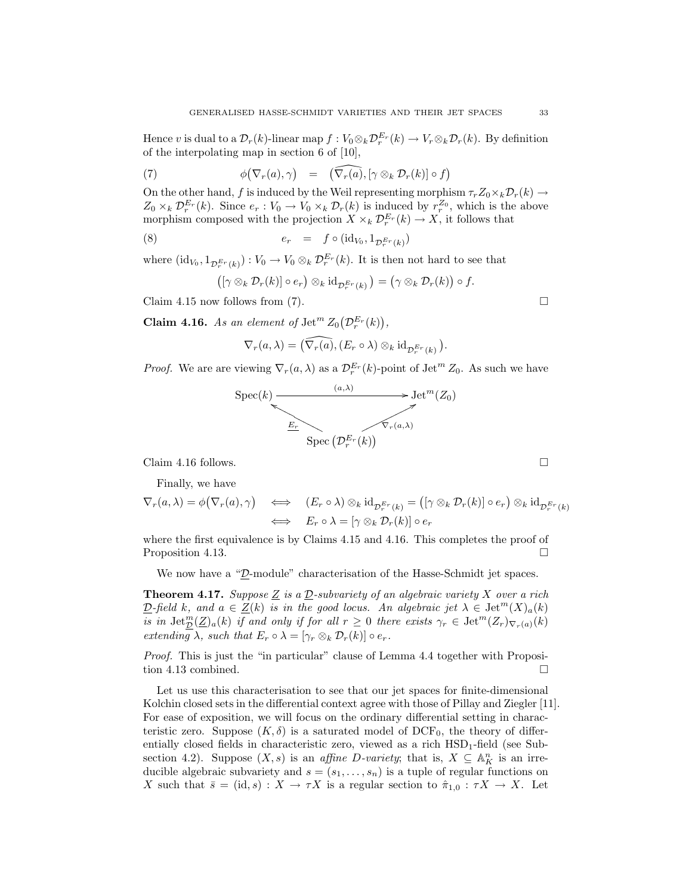Hence $v$ is dual to a $\mathcal{D}_r(k)$-linear map $f : V_0 \otimes_k \mathcal{D}_r^{E_r}(k) \to V_r \otimes_k \mathcal{D}_r(k)$. By definition of the interpolating map in section 6 of [10],

$$\phi\big(\nabla_r(a), \gamma\big) \quad = \quad \big(\widehat{\nabla_r(a)}, [\gamma \otimes_k \mathcal{D}_r(k)] \circ f\big) \tag{7}$$

On the other hand, $f$ is induced by the Weil representing morphism $\tau_r Z_0 \times_k \mathcal{D}_r(k) \to Z_0 \times_k \mathcal{D}_r^{E_r}(k)$. Since $e_r : V_0 \to V_0 \times_k \mathcal{D}_r(k)$ is induced by $r_r^{Z_0}$, which is the above morphism composed with the projection $X \times_k \mathcal{D}_r^{E_r}(k) \to X$, it follows that

$$e_r \quad = \quad f \circ (\mathrm{id}_{V_0}, 1_{\mathcal{D}_r^{E_r}(k)}) \tag{8}$$

where $(\mathrm{id}_{V_0}, 1_{\mathcal{D}_r^{E_r}(k)}) : V_0 \to V_0 \otimes_k \mathcal{D}_r^{E_r}(k)$. It is then not hard to see that

$$\big([\gamma \otimes_k \mathcal{D}_r(k)] \circ e_r\big) \otimes_k \mathrm{id}_{\mathcal{D}_r^{E_r}(k)}\big) = \big(\gamma \otimes_k \mathcal{D}_r(k)\big) \circ f.$$

Claim 4.15 now follows from (7). $\square$

**Claim 4.16.** *As an element of* $\mathrm{Jet}^m Z_0\big(\mathcal{D}_r^{E_r}(k)\big)$,

$$\nabla_r(a, \lambda) = \big(\widehat{\nabla_r(a)}, (E_r \circ \lambda) \otimes_k \mathrm{id}_{\mathcal{D}_r^{E_r}(k)}\big).$$

*Proof.* We are are viewing $\nabla_r(a, \lambda)$ as a $\mathcal{D}_r^{E_r}(k)$-point of $\mathrm{Jet}^m Z_0$. As such we have

$$\begin{array}{ccc} \mathrm{Spec}(k) & \xrightarrow{\quad (a,\lambda) \quad} & \mathrm{Jet}^m(Z_0) \\ & {\scriptstyle \underline{E_r}} \nwarrow \qquad \nearrow {\scriptstyle \nabla_r(a,\lambda)} & \\ & \mathrm{Spec}\big(\mathcal{D}_r^{E_r}(k)\big) & \end{array}$$

Claim 4.16 follows. $\square$

Finally, we have

$$\begin{aligned} \nabla_r(a, \lambda) = \phi\big(\nabla_r(a), \gamma\big) \quad &\iff \quad (E_r \circ \lambda) \otimes_k \mathrm{id}_{\mathcal{D}_r^{E_r}(k)} = \big([\gamma \otimes_k \mathcal{D}_r(k)] \circ e_r\big) \otimes_k \mathrm{id}_{\mathcal{D}_r^{E_r}(k)} \\ &\iff \quad E_r \circ \lambda = [\gamma \otimes_k \mathcal{D}_r(k)] \circ e_r \end{aligned}$$

where the first equivalence is by Claims 4.15 and 4.16. This completes the proof of Proposition 4.13. $\square$

We now have a "$\underline{\mathcal{D}}$-module" characterisation of the Hasse-Schmidt jet spaces.

**Theorem 4.17.** *Suppose $\underline{Z}$ is a $\underline{\mathcal{D}}$-subvariety of an algebraic variety $X$ over a rich $\underline{\mathcal{D}}$-field $k$, and $a \in \underline{Z}(k)$ is in the good locus. An algebraic jet $\lambda \in \mathrm{Jet}^m(X)_a(k)$ is in $\mathrm{Jet}^m_{\underline{\mathcal{D}}}(\underline{Z})_a(k)$ if and only if for all $r \geq 0$ there exists $\gamma_r \in \mathrm{Jet}^m(Z_r)_{\nabla_r(a)}(k)$ extending $\lambda$, such that $E_r \circ \lambda = [\gamma_r \otimes_k \mathcal{D}_r(k)] \circ e_r$.*

*Proof.* This is just the "in particular" clause of Lemma 4.4 together with Proposition 4.13 combined. $\square$

Let us use this characterisation to see that our jet spaces for finite-dimensional Kolchin closed sets in the differential context agree with those of Pillay and Ziegler [11]. For ease of exposition, we will focus on the ordinary differential setting in characteristic zero. Suppose $(K, \delta)$ is a saturated model of $\mathrm{DCF}_0$, the theory of differentially closed fields in characteristic zero, viewed as a rich $\mathrm{HSD}_1$-field (see Subsection 4.2). Suppose $(X, s)$ is an *affine D-variety*; that is, $X \subseteq \mathbb{A}^n_K$ is an irreducible algebraic subvariety and $s = (s_1, \ldots, s_n)$ is a tuple of regular functions on $X$ such that $\bar{s} = (\mathrm{id}, s) : X \to \tau X$ is a regular section to $\hat{\pi}_{1,0} : \tau X \to X$. Let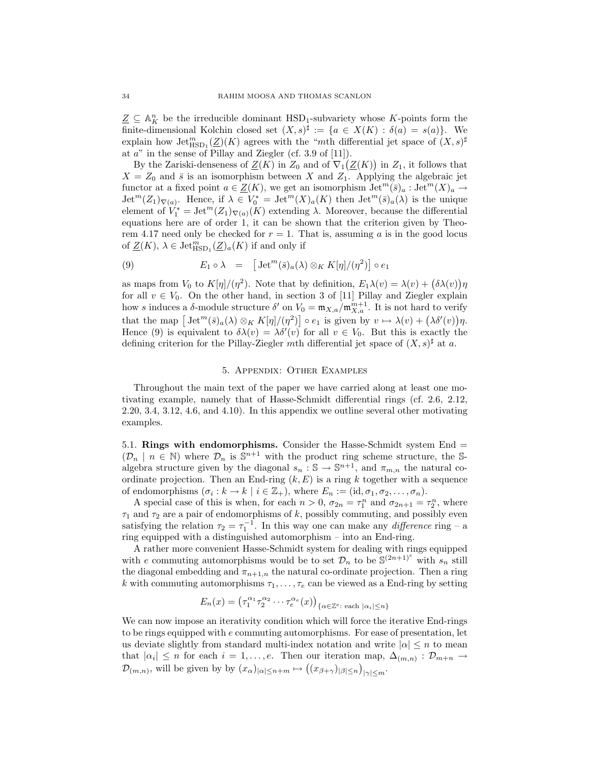$\underline{Z} \subseteq \mathbb{A}^n_K$ be the irreducible dominant $\mathrm{HSD}_1$-subvariety whose $K$-points form the finite-dimensional Kolchin closed set $(X,s)^\sharp := \{a \in X(K) : \delta(a) = s(a)\}$. We explain how $\mathrm{Jet}^m_{\mathrm{HSD}_1}(\underline{Z})(K)$ agrees with the "$m$th differential jet space of $(X,s)^\sharp$ at $a$" in the sense of Pillay and Ziegler (cf. 3.9 of [11]).

By the Zariski-denseness of $\underline{Z}(K)$ in $Z_0$ and of $\nabla_1\big(\underline{Z}(K)\big)$ in $Z_1$, it follows that $X = Z_0$ and $\bar{s}$ is an isomorphism between $X$ and $Z_1$. Applying the algebraic jet functor at a fixed point $a \in \underline{Z}(K)$, we get an isomorphism $\mathrm{Jet}^m(\bar{s})_a : \mathrm{Jet}^m(X)_a \to \mathrm{Jet}^m(Z_1)_{\nabla(a)}$. Hence, if $\lambda \in V_0^* = \mathrm{Jet}^m(X)_a(K)$ then $\mathrm{Jet}^m(\bar{s})_a(\lambda)$ is the unique element of $V_1^* = \mathrm{Jet}^m(Z_1)_{\nabla(a)}(K)$ extending $\lambda$. Moreover, because the differential equations here are of order 1, it can be shown that the criterion given by Theorem 4.17 need only be checked for $r = 1$. That is, assuming $a$ is in the good locus of $\underline{Z}(K)$, $\lambda \in \mathrm{Jet}^m_{\mathrm{HSD}_1}(\underline{Z})_a(K)$ if and only if

$$E_1 \circ \lambda \quad = \quad \big[\,\mathrm{Jet}^m(\bar{s})_a(\lambda) \otimes_K K[\eta]/(\eta^2)\big] \circ e_1 \tag{9}$$

as maps from $V_0$ to $K[\eta]/(\eta^2)$. Note that by definition, $E_1\lambda(v) = \lambda(v) + \big(\delta\lambda(v)\big)\eta$ for all $v \in V_0$. On the other hand, in section 3 of [11] Pillay and Ziegler explain how $s$ induces a $\delta$-module structure $\delta'$ on $V_0 = \mathfrak{m}_{X,a}/\mathfrak{m}^{m+1}_{X,a}$. It is not hard to verify that the map $\big[\,\mathrm{Jet}^m(\bar{s})_a(\lambda) \otimes_K K[\eta]/(\eta^2)\big] \circ e_1$ is given by $v \mapsto \lambda(v) + \big(\lambda\delta'(v)\big)\eta$. Hence (9) is equivalent to $\delta\lambda(v) = \lambda\delta'(v)$ for all $v \in V_0$. But this is exactly the defining criterion for the Pillay-Ziegler $m$th differential jet space of $(X,s)^\sharp$ at $a$.

## 5. Appendix: Other Examples

Throughout the main text of the paper we have carried along at least one motivating example, namely that of Hasse-Schmidt differential rings (cf. 2.6, 2.12, 2.20, 3.4, 3.12, 4.6, and 4.10). In this appendix we outline several other motivating examples.

**5.1. Rings with endomorphisms.** Consider the Hasse-Schmidt system $\mathrm{End} = (\mathcal{D}_n \mid n \in \mathbb{N})$ where $\mathcal{D}_n$ is $\mathbb{S}^{n+1}$ with the product ring scheme structure, the $\mathbb{S}$-algebra structure given by the diagonal $s_n : \mathbb{S} \to \mathbb{S}^{n+1}$, and $\pi_{m,n}$ the natural co-ordinate projection. Then an End-ring $(k, E)$ is a ring $k$ together with a sequence of endomorphisms $(\sigma_i : k \to k \mid i \in \mathbb{Z}_+)$, where $E_n := (\mathrm{id}, \sigma_1, \sigma_2, \ldots, \sigma_n)$.

A special case of this is when, for each $n > 0$, $\sigma_{2n} = \tau_1^n$ and $\sigma_{2n+1} = \tau_2^n$, where $\tau_1$ and $\tau_2$ are a pair of endomorphisms of $k$, possibly commuting, and possibly even satisfying the relation $\tau_2 = \tau_1^{-1}$. In this way one can make any *difference* ring – a ring equipped with a distinguished automorphism – into an End-ring.

A rather more convenient Hasse-Schmidt system for dealing with rings equipped with $e$ commuting automorphisms would be to set $\mathcal{D}_n$ to be $\mathbb{S}^{(2n+1)^e}$ with $s_n$ still the diagonal embedding and $\pi_{n+1,n}$ the natural co-ordinate projection. Then a ring $k$ with commuting automorphisms $\tau_1, \ldots, \tau_e$ can be viewed as a End-ring by setting

$$E_n(x) = \big(\tau_1^{\alpha_1}\tau_2^{\alpha_2}\cdots\tau_e^{\alpha_e}(x)\big)_{\{\alpha \in \mathbb{Z}^e:\ \text{each } |\alpha_i| \leq n\}}$$

We can now impose an iterativity condition which will force the iterative End-rings to be rings equipped with $e$ commuting automorphisms. For ease of presentation, let us deviate slightly from standard multi-index notation and write $|\alpha| \leq n$ to mean that $|\alpha_i| \leq n$ for each $i = 1, \ldots, e$. Then our iteration map, $\Delta_{(m,n)} : \mathcal{D}_{m+n} \to \mathcal{D}_{(m,n)}$, will be given by by $(x_\alpha)_{|\alpha| \leq n+m} \mapsto \big((x_{\beta+\gamma})_{|\beta| \leq n}\big)_{|\gamma| \leq m}$.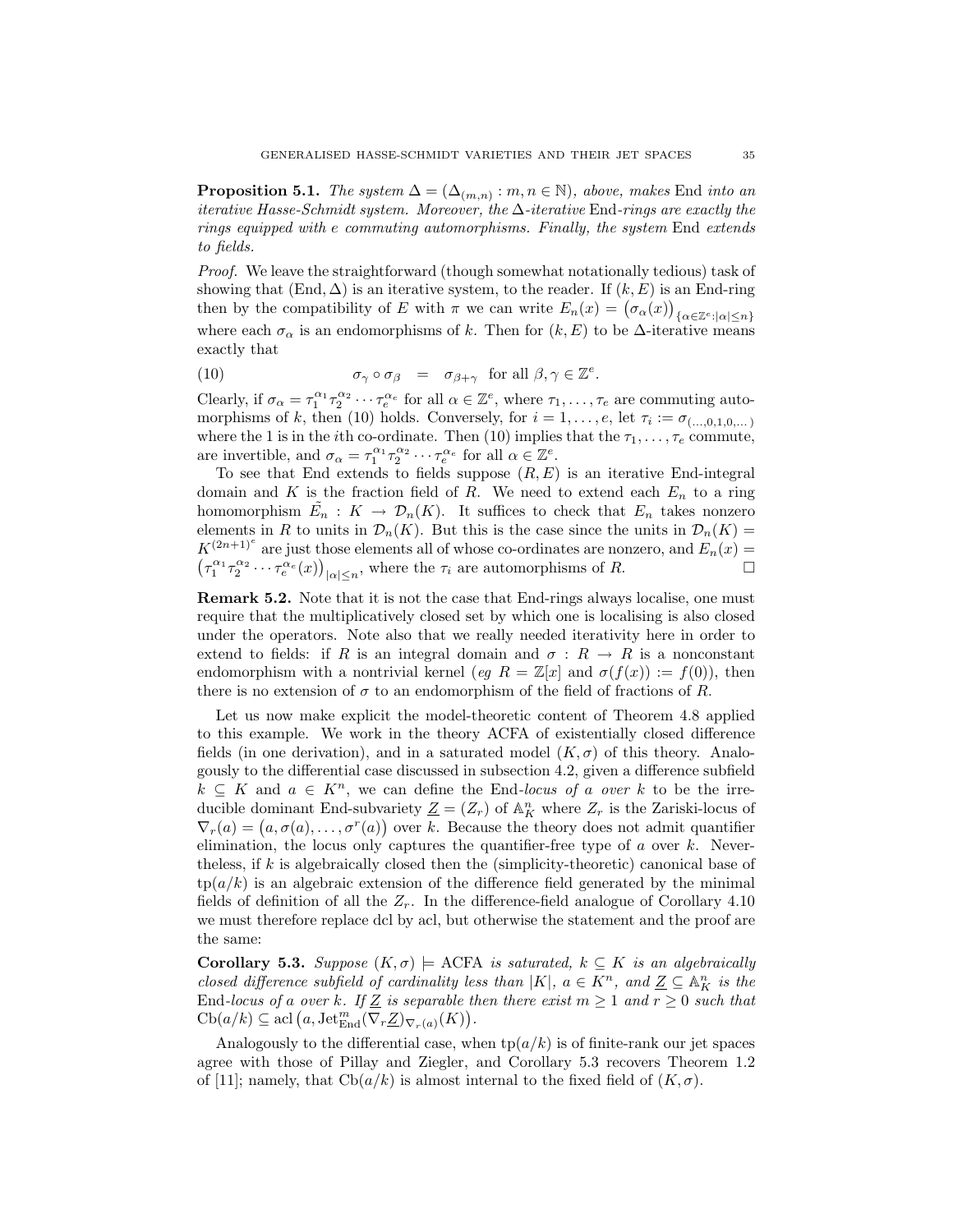**Proposition 5.1.** *The system $\Delta = (\Delta_{(m,n)} : m, n \in \mathbb{N})$, above, makes* End *into an iterative Hasse-Schmidt system. Moreover, the $\Delta$-iterative* End*-rings are exactly the rings equipped with $e$ commuting automorphisms. Finally, the system* End *extends to fields.*

*Proof.* We leave the straightforward (though somewhat notationally tedious) task of showing that $(\mathrm{End}, \Delta)$ is an iterative system, to the reader. If $(k, E)$ is an End-ring then by the compatibility of $E$ with $\pi$ we can write $E_n(x) = \big(\sigma_\alpha(x)\big)_{\{\alpha \in \mathbb{Z}^e : |\alpha| \leq n\}}$ where each $\sigma_\alpha$ is an endomorphisms of $k$. Then for $(k, E)$ to be $\Delta$-iterative means exactly that

$$\sigma_\gamma \circ \sigma_\beta \quad = \quad \sigma_{\beta+\gamma} \quad \text{for all } \beta, \gamma \in \mathbb{Z}^e. \tag{10}$$

Clearly, if $\sigma_\alpha = \tau_1^{\alpha_1}\tau_2^{\alpha_2}\cdots\tau_e^{\alpha_e}$ for all $\alpha \in \mathbb{Z}^e$, where $\tau_1, \ldots, \tau_e$ are commuting automorphisms of $k$, then (10) holds. Conversely, for $i = 1, \ldots, e$, let $\tau_i := \sigma_{(\ldots,0,1,0,\ldots)}$ where the 1 is in the $i$th co-ordinate. Then (10) implies that the $\tau_1, \ldots, \tau_e$ commute, are invertible, and $\sigma_\alpha = \tau_1^{\alpha_1}\tau_2^{\alpha_2}\cdots\tau_e^{\alpha_e}$ for all $\alpha \in \mathbb{Z}^e$.

To see that End extends to fields suppose $(R, E)$ is an iterative End-integral domain and $K$ is the fraction field of $R$. We need to extend each $E_n$ to a ring homomorphism $\tilde{E_n} : K \to \mathcal{D}_n(K)$. It suffices to check that $E_n$ takes nonzero elements in $R$ to units in $\mathcal{D}_n(K)$. But this is the case since the units in $\mathcal{D}_n(K) = K^{(2n+1)^e}$ are just those elements all of whose co-ordinates are nonzero, and $E_n(x) = \big(\tau_1^{\alpha_1}\tau_2^{\alpha_2}\cdots\tau_e^{\alpha_e}(x)\big)_{|\alpha|\leq n}$, where the $\tau_i$ are automorphisms of $R$. $\square$

**Remark 5.2.** Note that it is not the case that End-rings always localise, one must require that the multiplicatively closed set by which one is localising is also closed under the operators. Note also that we really needed iterativity here in order to extend to fields: if $R$ is an integral domain and $\sigma : R \to R$ is a nonconstant endomorphism with a nontrivial kernel (*eg* $R = \mathbb{Z}[x]$ and $\sigma(f(x)) := f(0)$), then there is no extension of $\sigma$ to an endomorphism of the field of fractions of $R$.

Let us now make explicit the model-theoretic content of Theorem 4.8 applied to this example. We work in the theory ACFA of existentially closed difference fields (in one derivation), and in a saturated model $(K, \sigma)$ of this theory. Analogously to the differential case discussed in subsection 4.2, given a difference subfield $k \subseteq K$ and $a \in K^n$, we can define the End-*locus of $a$ over $k$* to be the irreducible dominant End-subvariety $\underline{Z} = (Z_r)$ of $\mathbb{A}^n_K$ where $Z_r$ is the Zariski-locus of $\nabla_r(a) = \big(a, \sigma(a), \ldots, \sigma^r(a)\big)$ over $k$. Because the theory does not admit quantifier elimination, the locus only captures the quantifier-free type of $a$ over $k$. Nevertheless, if $k$ is algebraically closed then the (simplicity-theoretic) canonical base of $\mathrm{tp}(a/k)$ is an algebraic extension of the difference field generated by the minimal fields of definition of all the $Z_r$. In the difference-field analogue of Corollary 4.10 we must therefore replace dcl by acl, but otherwise the statement and the proof are the same:

**Corollary 5.3.** *Suppose $(K, \sigma) \models$ ACFA is saturated, $k \subseteq K$ is an algebraically closed difference subfield of cardinality less than $|K|$, $a \in K^n$, and $\underline{Z} \subseteq \mathbb{A}^n_K$ is the* End*-locus of $a$ over $k$. If $\underline{Z}$ is separable then there exist $m \geq 1$ and $r \geq 0$ such that $\mathrm{Cb}(a/k) \subseteq \mathrm{acl}\big(a, \mathrm{Jet}^m_{\mathrm{End}}(\nabla_r \underline{Z})_{\nabla_r(a)}(K)\big)$.*

Analogously to the differential case, when $\mathrm{tp}(a/k)$ is of finite-rank our jet spaces agree with those of Pillay and Ziegler, and Corollary 5.3 recovers Theorem 1.2 of [11]; namely, that $\mathrm{Cb}(a/k)$ is almost internal to the fixed field of $(K, \sigma)$.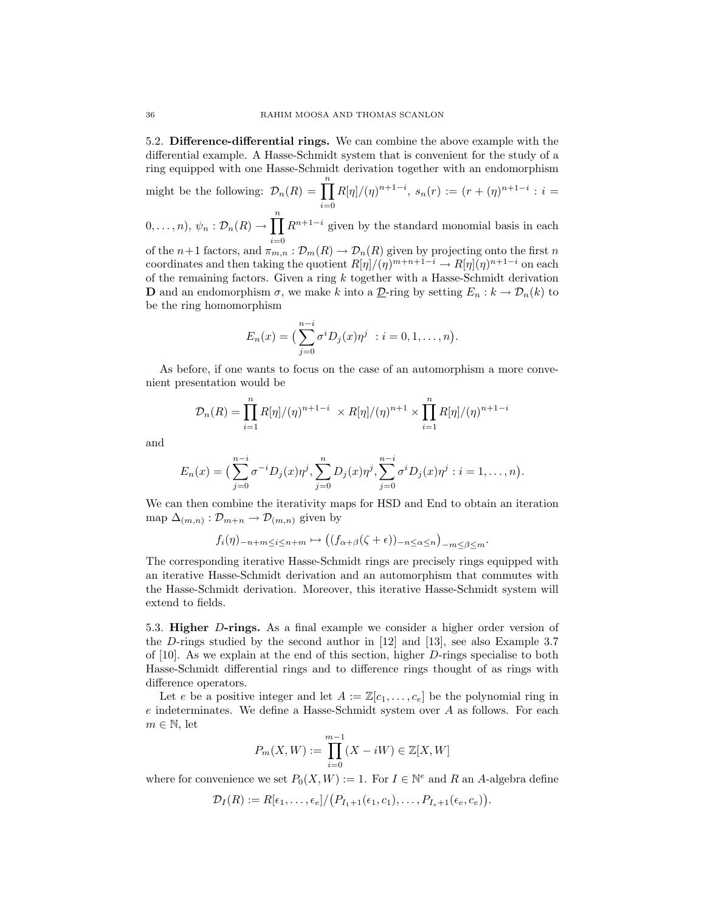**5.2. Difference-differential rings.** We can combine the above example with the differential example. A Hasse-Schmidt system that is convenient for the study of a ring equipped with one Hasse-Schmidt derivation together with an endomorphism might be the following: $\mathcal{D}_n(R) = \prod_{i=0}^{n} R[\eta]/(\eta)^{n+1-i}$, $s_n(r) := (r + (\eta)^{n+1-i} : i = 0, \ldots, n)$, $\psi_n : \mathcal{D}_n(R) \to \prod_{i=0}^{n} R^{n+1-i}$ given by the standard monomial basis in each of the $n+1$ factors, and $\pi_{m,n} : \mathcal{D}_m(R) \to \mathcal{D}_n(R)$ given by projecting onto the first $n$ coordinates and then taking the quotient $R[\eta]/(\eta)^{m+n+1-i} \to R[\eta](\eta)^{n+1-i}$ on each of the remaining factors. Given a ring $k$ together with a Hasse-Schmidt derivation $\mathbf{D}$ and an endomorphism $\sigma$, we make $k$ into a $\underline{\mathcal{D}}$-ring by setting $E_n : k \to \mathcal{D}_n(k)$ to be the ring homomorphism

$$E_n(x) = \big(\sum_{j=0}^{n-i} \sigma^i D_j(x)\eta^j \ : i = 0, 1, \ldots, n\big).$$

As before, if one wants to focus on the case of an automorphism a more convenient presentation would be

$$\mathcal{D}_n(R) = \prod_{i=1}^{n} R[\eta]/(\eta)^{n+1-i} \ \times R[\eta]/(\eta)^{n+1} \times \prod_{i=1}^{n} R[\eta]/(\eta)^{n+1-i}$$

and

$$E_n(x) = \big(\sum_{j=0}^{n-i} \sigma^{-i} D_j(x)\eta^j, \sum_{j=0}^{n} D_j(x)\eta^j, \sum_{j=0}^{n-i} \sigma^i D_j(x)\eta^j : i = 1, \ldots, n\big).$$

We can then combine the iterativity maps for HSD and End to obtain an iteration map $\Delta_{(m,n)} : \mathcal{D}_{m+n} \to \mathcal{D}_{(m,n)}$ given by

$$f_i(\eta)_{-n+m \le i \le n+m} \mapsto \big((f_{\alpha+\beta}(\zeta + \epsilon))_{-n \le \alpha \le n}\big)_{-m \le \beta \le m}.$$

The corresponding iterative Hasse-Schmidt rings are precisely rings equipped with an iterative Hasse-Schmidt derivation and an automorphism that commutes with the Hasse-Schmidt derivation. Moreover, this iterative Hasse-Schmidt system will extend to fields.

**5.3. Higher $D$-rings.** As a final example we consider a higher order version of the $D$-rings studied by the second author in [12] and [13], see also Example 3.7 of [10]. As we explain at the end of this section, higher $D$-rings specialise to both Hasse-Schmidt differential rings and to difference rings thought of as rings with difference operators.

Let $e$ be a positive integer and let $A := \mathbb{Z}[c_1, \ldots, c_e]$ be the polynomial ring in $e$ indeterminates. We define a Hasse-Schmidt system over $A$ as follows. For each $m \in \mathbb{N}$, let

$$P_m(X, W) := \prod_{i=0}^{m-1} (X - iW) \in \mathbb{Z}[X, W]$$

where for convenience we set $P_0(X, W) := 1$. For $I \in \mathbb{N}^e$ and $R$ an $A$-algebra define

$$\mathcal{D}_I(R) := R[\epsilon_1, \ldots, \epsilon_e]/\big(P_{I_1+1}(\epsilon_1, c_1), \ldots, P_{I_e+1}(\epsilon_e, c_e)\big).$$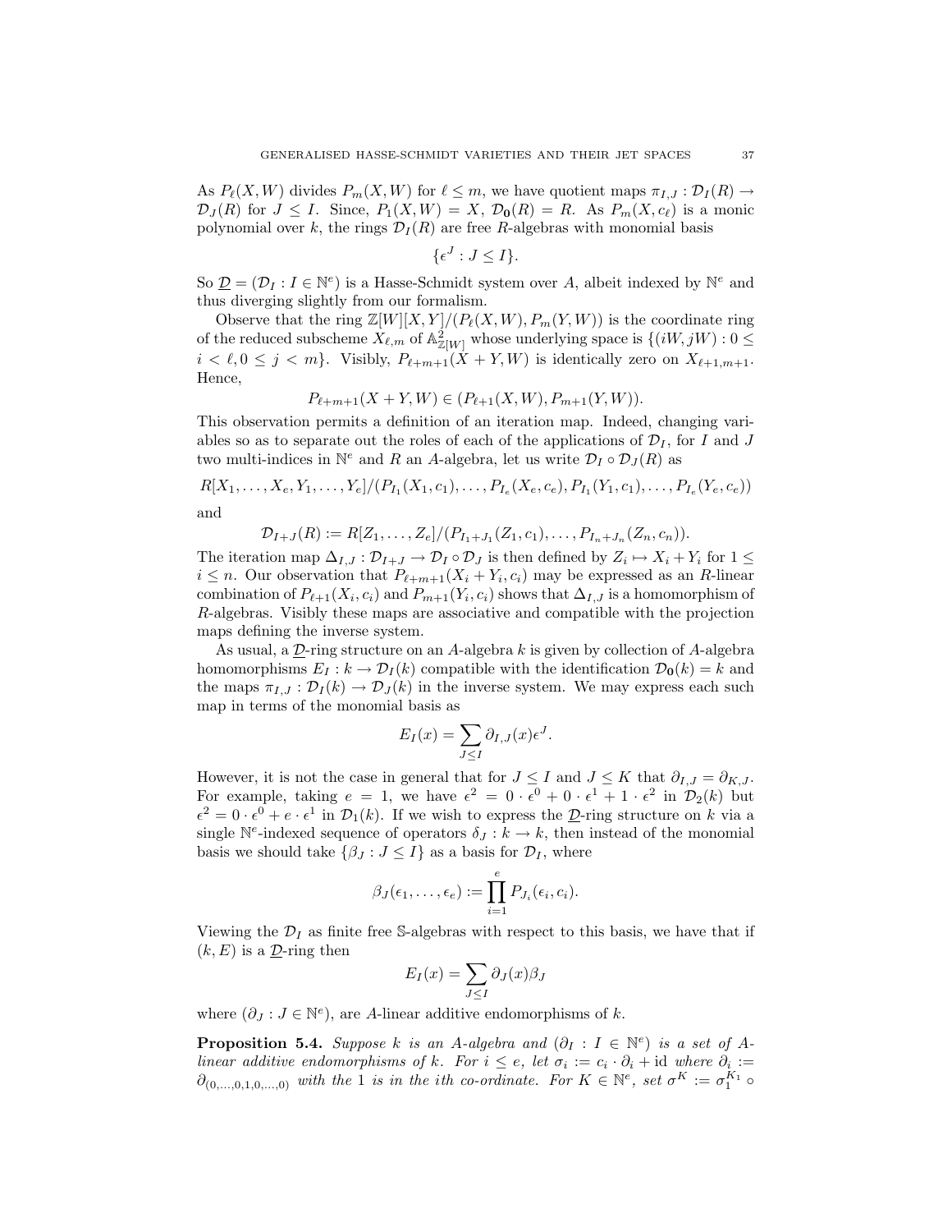As $P_\ell(X, W)$ divides $P_m(X, W)$ for $\ell \leq m$, we have quotient maps $\pi_{I,J} : \mathcal{D}_I(R) \to \mathcal{D}_J(R)$ for $J \leq I$. Since, $P_1(X, W) = X$, $\mathcal{D}_{\mathbf{0}}(R) = R$. As $P_m(X, c_\ell)$ is a monic polynomial over $k$, the rings $\mathcal{D}_I(R)$ are free $R$-algebras with monomial basis

$$\{\epsilon^J : J \leq I\}.$$

So $\underline{\mathcal{D}} = (\mathcal{D}_I : I \in \mathbb{N}^e)$ is a Hasse-Schmidt system over $A$, albeit indexed by $\mathbb{N}^e$ and thus diverging slightly from our formalism.

Observe that the ring $\mathbb{Z}[W][X, Y]/(P_\ell(X, W), P_m(Y, W))$ is the coordinate ring of the reduced subscheme $X_{\ell,m}$ of $\mathbb{A}^2_{\mathbb{Z}[W]}$ whose underlying space is $\{(iW, jW) : 0 \leq i < \ell, 0 \leq j < m\}$. Visibly, $P_{\ell+m+1}(X + Y, W)$ is identically zero on $X_{\ell+1,m+1}$. Hence,

$$P_{\ell+m+1}(X + Y, W) \in (P_{\ell+1}(X, W), P_{m+1}(Y, W)).$$

This observation permits a definition of an iteration map. Indeed, changing variables so as to separate out the roles of each of the applications of $\mathcal{D}_I$, for $I$ and $J$ two multi-indices in $\mathbb{N}^e$ and $R$ an $A$-algebra, let us write $\mathcal{D}_I \circ \mathcal{D}_J(R)$ as

$$R[X_1, \ldots, X_e, Y_1, \ldots, Y_e]/(P_{I_1}(X_1, c_1), \ldots, P_{I_e}(X_e, c_e), P_{I_1}(Y_1, c_1), \ldots, P_{I_e}(Y_e, c_e))$$

and

$$\mathcal{D}_{I+J}(R) := R[Z_1, \ldots, Z_e]/(P_{I_1+J_1}(Z_1, c_1), \ldots, P_{I_n+J_n}(Z_n, c_n)).$$

The iteration map $\Delta_{I,J} : \mathcal{D}_{I+J} \to \mathcal{D}_I \circ \mathcal{D}_J$ is then defined by $Z_i \mapsto X_i + Y_i$ for $1 \leq i \leq n$. Our observation that $P_{\ell+m+1}(X_i + Y_i, c_i)$ may be expressed as an $R$-linear combination of $P_{\ell+1}(X_i, c_i)$ and $P_{m+1}(Y_i, c_i)$ shows that $\Delta_{I,J}$ is a homomorphism of $R$-algebras. Visibly these maps are associative and compatible with the projection maps defining the inverse system.

As usual, a $\underline{\mathcal{D}}$-ring structure on an $A$-algebra $k$ is given by collection of $A$-algebra homomorphisms $E_I : k \to \mathcal{D}_I(k)$ compatible with the identification $\mathcal{D}_{\mathbf{0}}(k) = k$ and the maps $\pi_{I,J} : \mathcal{D}_I(k) \to \mathcal{D}_J(k)$ in the inverse system. We may express each such map in terms of the monomial basis as

$$E_I(x) = \sum_{J \leq I} \partial_{I,J}(x)\epsilon^J.$$

However, it is not the case in general that for $J \leq I$ and $J \leq K$ that $\partial_{I,J} = \partial_{K,J}$. For example, taking $e = 1$, we have $\epsilon^2 = 0 \cdot \epsilon^0 + 0 \cdot \epsilon^1 + 1 \cdot \epsilon^2$ in $\mathcal{D}_2(k)$ but $\epsilon^2 = 0 \cdot \epsilon^0 + e \cdot \epsilon^1$ in $\mathcal{D}_1(k)$. If we wish to express the $\underline{\mathcal{D}}$-ring structure on $k$ via a single $\mathbb{N}^e$-indexed sequence of operators $\delta_J : k \to k$, then instead of the monomial basis we should take $\{\beta_J : J \leq I\}$ as a basis for $\mathcal{D}_I$, where

$$\beta_J(\epsilon_1, \ldots, \epsilon_e) := \prod_{i=1}^{e} P_{J_i}(\epsilon_i, c_i).$$

Viewing the $\mathcal{D}_I$ as finite free $\mathbb{S}$-algebras with respect to this basis, we have that if $(k, E)$ is a $\underline{\mathcal{D}}$-ring then

$$E_I(x) = \sum_{J \leq I} \partial_J(x)\beta_J$$

where $(\partial_J : J \in \mathbb{N}^e)$, are $A$-linear additive endomorphisms of $k$.

**Proposition 5.4.** *Suppose $k$ is an $A$-algebra and $(\partial_I : I \in \mathbb{N}^e)$ is a set of $A$-linear additive endomorphisms of $k$. For $i \leq e$, let $\sigma_i := c_i \cdot \partial_i + \mathrm{id}$ where $\partial_i := \partial_{(0,\ldots,0,1,0,\ldots,0)}$ with the 1 is in the $i$th co-ordinate. For $K \in \mathbb{N}^e$, set $\sigma^K := \sigma_1^{K_1} \circ$*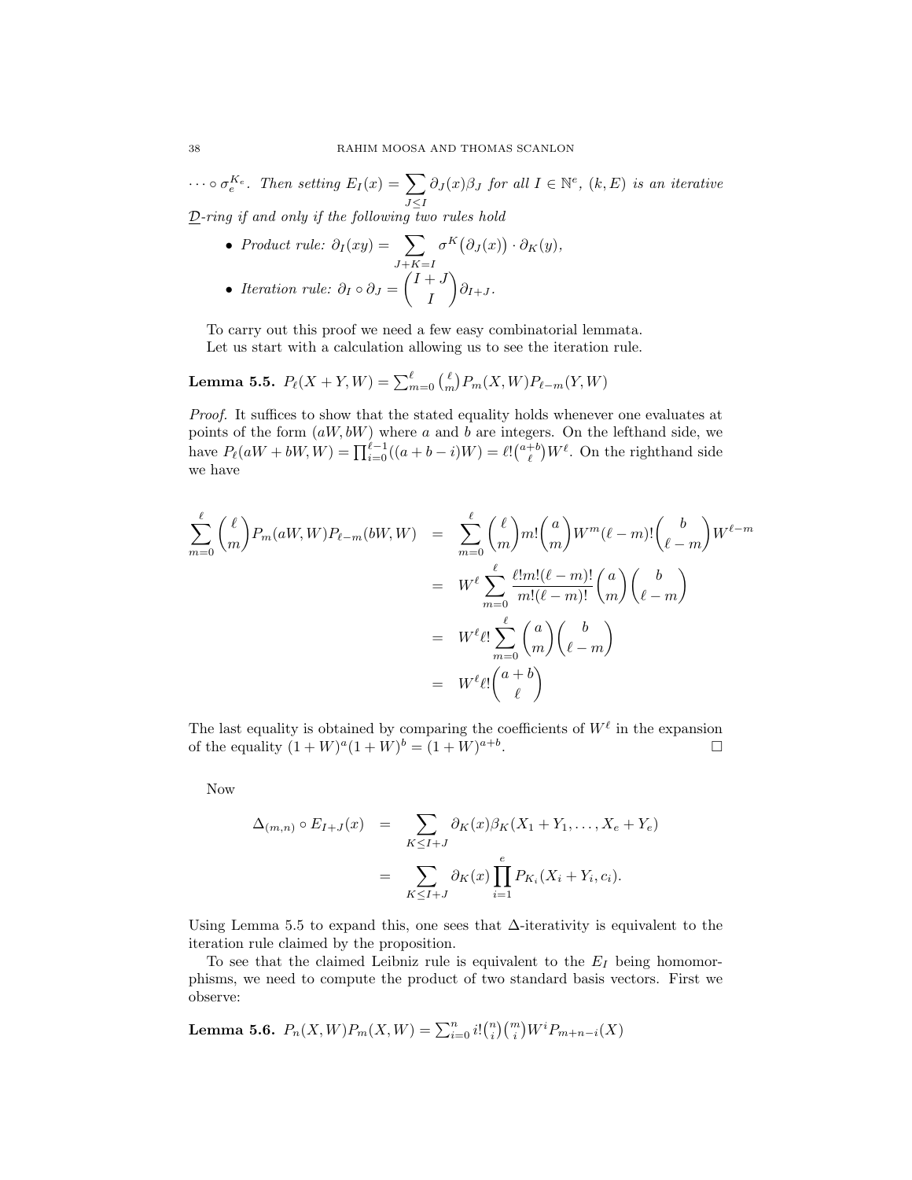$\cdots \circ \sigma_e^{K_e}$. *Then setting* $E_I(x) = \sum_{J \leq I} \partial_J(x)\beta_J$ *for all* $I \in \mathbb{N}^e$, $(k, E)$ *is an iterative* $\underline{\mathcal{D}}$*-ring if and only if the following two rules hold*

- *Product rule:* $\partial_I(xy) = \sum_{J+K=I} \sigma^K\big(\partial_J(x)\big) \cdot \partial_K(y)$,
- *Iteration rule:* $\partial_I \circ \partial_J = \binom{I+J}{I} \partial_{I+J}$.

To carry out this proof we need a few easy combinatorial lemmata.

Let us start with a calculation allowing us to see the iteration rule.

**Lemma 5.5.** $P_\ell(X+Y, W) = \sum_{m=0}^{\ell} \binom{\ell}{m} P_m(X, W) P_{\ell-m}(Y, W)$

*Proof.* It suffices to show that the stated equality holds whenever one evaluates at points of the form $(aW, bW)$ where $a$ and $b$ are integers. On the lefthand side, we have $P_\ell(aW + bW, W) = \prod_{i=0}^{\ell-1}((a+b-i)W) = \ell!\binom{a+b}{\ell}W^\ell$. On the righthand side we have

$$
\begin{aligned}
\sum_{m=0}^{\ell} \binom{\ell}{m} P_m(aW, W) P_{\ell-m}(bW, W) &= \sum_{m=0}^{\ell} \binom{\ell}{m} m! \binom{a}{m} W^m (\ell-m)! \binom{b}{\ell-m} W^{\ell-m} \\
&= W^\ell \sum_{m=0}^{\ell} \frac{\ell! m! (\ell-m)!}{m!(\ell-m)!} \binom{a}{m} \binom{b}{\ell-m} \\
&= W^\ell \ell! \sum_{m=0}^{\ell} \binom{a}{m} \binom{b}{\ell-m} \\
&= W^\ell \ell! \binom{a+b}{\ell}
\end{aligned}
$$

The last equality is obtained by comparing the coefficients of $W^\ell$ in the expansion of the equality $(1+W)^a(1+W)^b = (1+W)^{a+b}$. □

Now

$$
\begin{aligned}
\Delta_{(m,n)} \circ E_{I+J}(x) &= \sum_{K \leq I+J} \partial_K(x) \beta_K(X_1 + Y_1, \ldots, X_e + Y_e) \\
&= \sum_{K \leq I+J} \partial_K(x) \prod_{i=1}^{e} P_{K_i}(X_i + Y_i, c_i).
\end{aligned}
$$

Using Lemma 5.5 to expand this, one sees that $\Delta$-iterativity is equivalent to the iteration rule claimed by the proposition.

To see that the claimed Leibniz rule is equivalent to the $E_I$ being homomorphisms, we need to compute the product of two standard basis vectors. First we observe:

**Lemma 5.6.** $P_n(X, W) P_m(X, W) = \sum_{i=0}^{n} i! \binom{n}{i} \binom{m}{i} W^i P_{m+n-i}(X)$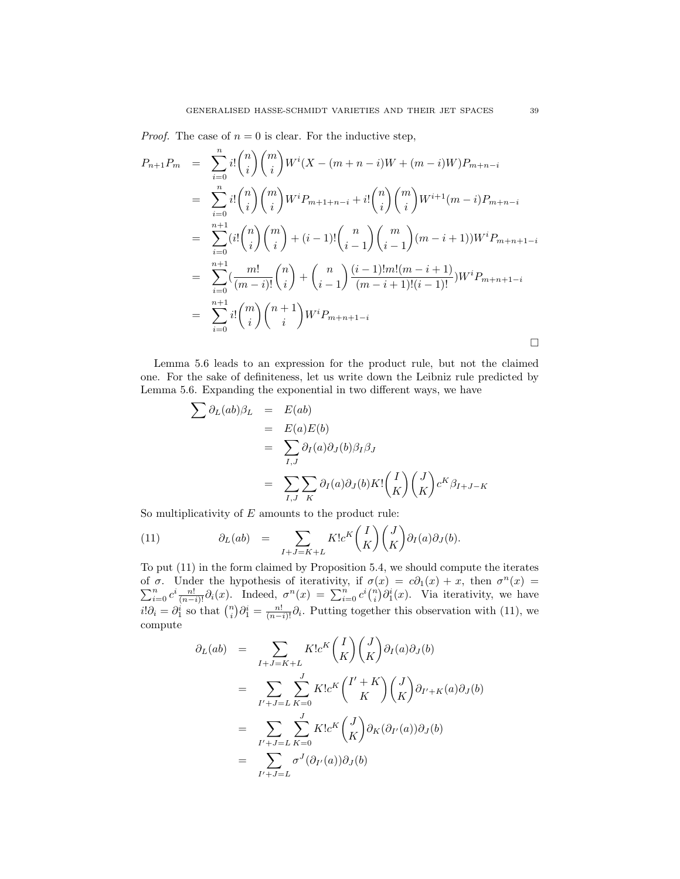*Proof.* The case of $n = 0$ is clear. For the inductive step,

$$
\begin{aligned}
P_{n+1}P_m &= \sum_{i=0}^{n} i!\binom{n}{i}\binom{m}{i} W^i(X - (m+n-i)W + (m-i)W)P_{m+n-i} \\
&= \sum_{i=0}^{n} i!\binom{n}{i}\binom{m}{i} W^i P_{m+1+n-i} + i!\binom{n}{i}\binom{m}{i} W^{i+1}(m-i)P_{m+n-i} \\
&= \sum_{i=0}^{n+1} (i!\binom{n}{i}\binom{m}{i} + (i-1)!\binom{n}{i-1}\binom{m}{i-1}(m-i+1))W^i P_{m+n+1-i} \\
&= \sum_{i=0}^{n+1} (\frac{m!}{(m-i)!}\binom{n}{i} + \binom{n}{i-1}\frac{(i-1)!m!(m-i+1)}{(m-i+1)!(i-1)!})W^i P_{m+n+1-i} \\
&= \sum_{i=0}^{n+1} i!\binom{m}{i}\binom{n+1}{i} W^i P_{m+n+1-i}
\end{aligned}
$$

□

Lemma 5.6 leads to an expression for the product rule, but not the claimed one. For the sake of definiteness, let us write down the Leibniz rule predicted by Lemma 5.6. Expanding the exponential in two different ways, we have

$$
\begin{aligned}
\sum \partial_L(ab)\beta_L &= E(ab) \\
&= E(a)E(b) \\
&= \sum_{I,J} \partial_I(a)\partial_J(b)\beta_I\beta_J \\
&= \sum_{I,J}\sum_{K} \partial_I(a)\partial_J(b)K!\binom{I}{K}\binom{J}{K}c^K\beta_{I+J-K}
\end{aligned}
$$

So multiplicativity of $E$ amounts to the product rule:

$$
\partial_L(ab) = \sum_{I+J=K+L} K!c^K\binom{I}{K}\binom{J}{K}\partial_I(a)\partial_J(b). \tag{11}
$$

To put (11) in the form claimed by Proposition 5.4, we should compute the iterates of $\sigma$. Under the hypothesis of iterativity, if $\sigma(x) = c\partial_1(x) + x$, then $\sigma^n(x) = \sum_{i=0}^{n} c^i \frac{n!}{(n-i)!}\partial_i(x)$. Indeed, $\sigma^n(x) = \sum_{i=0}^{n} c^i\binom{n}{i}\partial_1^i(x)$. Via iterativity, we have $i!\partial_i = \partial_1^i$ so that $\binom{n}{i}\partial_1^i = \frac{n!}{(n-i)!}\partial_i$. Putting together this observation with (11), we compute

$$
\begin{aligned}
\partial_L(ab) &= \sum_{I+J=K+L} K!c^K\binom{I}{K}\binom{J}{K}\partial_I(a)\partial_J(b) \\
&= \sum_{I'+J=L}\sum_{K=0}^{J} K!c^K\binom{I'+K}{K}\binom{J}{K}\partial_{I'+K}(a)\partial_J(b) \\
&= \sum_{I'+J=L}\sum_{K=0}^{J} K!c^K\binom{J}{K}\partial_K(\partial_{I'}(a))\partial_J(b) \\
&= \sum_{I'+J=L} \sigma^J(\partial_{I'}(a))\partial_J(b)
\end{aligned}
$$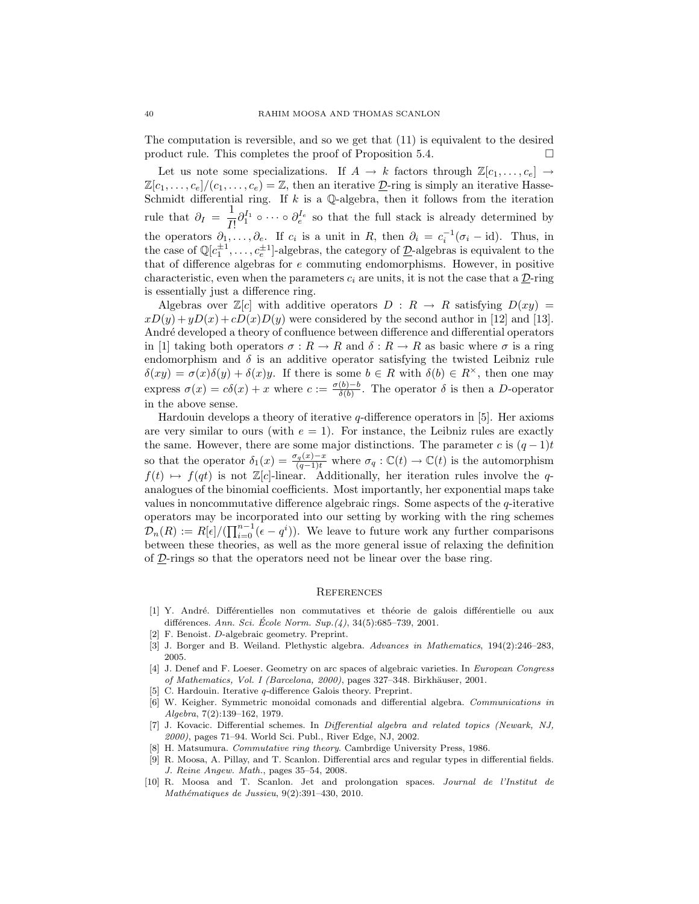The computation is reversible, and so we get that (11) is equivalent to the desired product rule. This completes the proof of Proposition 5.4. □

Let us note some specializations. If $A \to k$ factors through $\mathbb{Z}[c_1, \ldots, c_e] \to \mathbb{Z}[c_1, \ldots, c_e]/(c_1, \ldots, c_e) = \mathbb{Z}$, then an iterative $\underline{\mathcal{D}}$-ring is simply an iterative Hasse-Schmidt differential ring. If $k$ is a $\mathbb{Q}$-algebra, then it follows from the iteration rule that $\partial_I = \dfrac{1}{I!}\partial_1^{I_1} \circ \cdots \circ \partial_e^{I_e}$ so that the full stack is already determined by the operators $\partial_1, \ldots, \partial_e$. If $c_i$ is a unit in $R$, then $\partial_i = c_i^{-1}(\sigma_i - \mathrm{id})$. Thus, in the case of $\mathbb{Q}[c_1^{\pm 1}, \ldots, c_e^{\pm 1}]$-algebras, the category of $\underline{\mathcal{D}}$-algebras is equivalent to the that of difference algebras for $e$ commuting endomorphisms. However, in positive characteristic, even when the parameters $c_i$ are units, it is not the case that a $\underline{\mathcal{D}}$-ring is essentially just a difference ring.

Algebras over $\mathbb{Z}[c]$ with additive operators $D : R \to R$ satisfying $D(xy) = xD(y) + yD(x) + cD(x)D(y)$ were considered by the second author in [12] and [13]. André developed a theory of confluence between difference and differential operators in [1] taking both operators $\sigma : R \to R$ and $\delta : R \to R$ as basic where $\sigma$ is a ring endomorphism and $\delta$ is an additive operator satisfying the twisted Leibniz rule $\delta(xy) = \sigma(x)\delta(y) + \delta(x)y$. If there is some $b \in R$ with $\delta(b) \in R^\times$, then one may express $\sigma(x) = c\delta(x) + x$ where $c := \frac{\sigma(b)-b}{\delta(b)}$. The operator $\delta$ is then a $D$-operator in the above sense.

Hardouin develops a theory of iterative $q$-difference operators in [5]. Her axioms are very similar to ours (with $e = 1$). For instance, the Leibniz rules are exactly the same. However, there are some major distinctions. The parameter $c$ is $(q-1)t$ so that the operator $\delta_1(x) = \frac{\sigma_q(x)-x}{(q-1)t}$ where $\sigma_q : \mathbb{C}(t) \to \mathbb{C}(t)$ is the automorphism $f(t) \mapsto f(qt)$ is not $\mathbb{Z}[c]$-linear. Additionally, her iteration rules involve the $q$-analogues of the binomial coefficients. Most importantly, her exponential maps take values in noncommutative difference algebraic rings. Some aspects of the $q$-iterative operators may be incorporated into our setting by working with the ring schemes $\mathcal{D}_n(R) := R[\epsilon]/(\prod_{i=0}^{n-1}(\epsilon - q^i))$. We leave to future work any further comparisons between these theories, as well as the more general issue of relaxing the definition of $\underline{\mathcal{D}}$-rings so that the operators need not be linear over the base ring.

## References

[1] Y. André. Différentielles non commutatives et théorie de galois différentielle ou aux différences. *Ann. Sci. École Norm. Sup.(4)*, 34(5):685–739, 2001.

[2] F. Benoist. *D*-algebraic geometry. Preprint.

[3] J. Borger and B. Weiland. Plethystic algebra. *Advances in Mathematics*, 194(2):246–283, 2005.

[4] J. Denef and F. Loeser. Geometry on arc spaces of algebraic varieties. In *European Congress of Mathematics, Vol. I (Barcelona, 2000)*, pages 327–348. Birkhäuser, 2001.

[5] C. Hardouin. Iterative *q*-difference Galois theory. Preprint.

[6] W. Keigher. Symmetric monoidal comonads and differential algebra. *Communications in Algebra*, 7(2):139–162, 1979.

[7] J. Kovacic. Differential schemes. In *Differential algebra and related topics (Newark, NJ, 2000)*, pages 71–94. World Sci. Publ., River Edge, NJ, 2002.

[8] H. Matsumura. *Commutative ring theory*. Cambrdige University Press, 1986.

[9] R. Moosa, A. Pillay, and T. Scanlon. Differential arcs and regular types in differential fields. *J. Reine Angew. Math.*, pages 35–54, 2008.

[10] R. Moosa and T. Scanlon. Jet and prolongation spaces. *Journal de l'Institut de Mathématiques de Jussieu*, 9(2):391–430, 2010.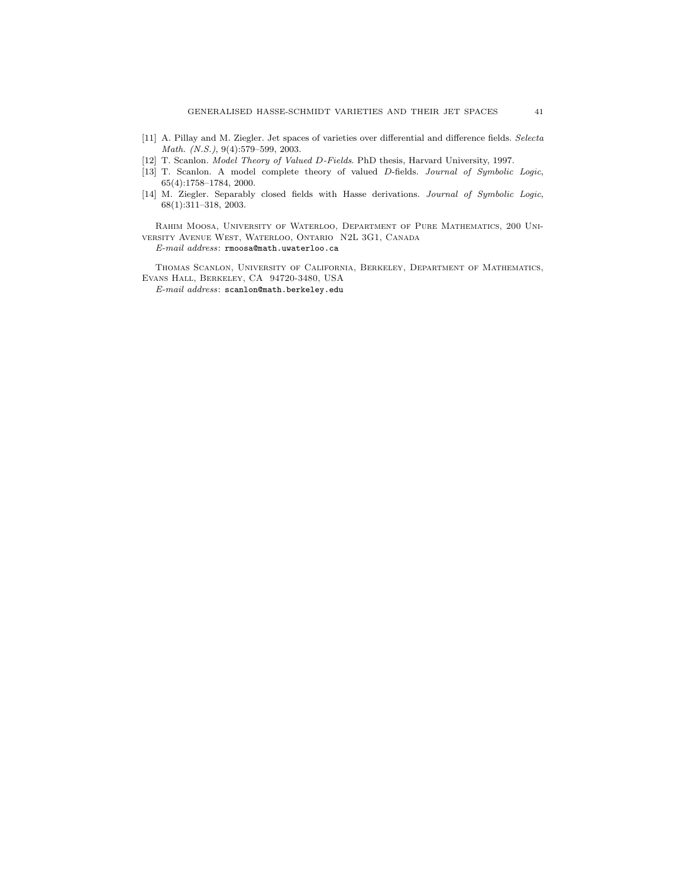[11] A. Pillay and M. Ziegler. Jet spaces of varieties over differential and difference fields. *Selecta Math. (N.S.)*, 9(4):579–599, 2003.

[12] T. Scanlon. *Model Theory of Valued D-Fields*. PhD thesis, Harvard University, 1997.

[13] T. Scanlon. A model complete theory of valued *D*-fields. *Journal of Symbolic Logic*, 65(4):1758–1784, 2000.

[14] M. Ziegler. Separably closed fields with Hasse derivations. *Journal of Symbolic Logic*, 68(1):311–318, 2003.

Rahim Moosa, University of Waterloo, Department of Pure Mathematics, 200 University Avenue West, Waterloo, Ontario N2L 3G1, Canada

*E-mail address*: `rmoosa@math.uwaterloo.ca`

Thomas Scanlon, University of California, Berkeley, Department of Mathematics, Evans Hall, Berkeley, CA 94720-3480, USA

*E-mail address*: `scanlon@math.berkeley.edu`